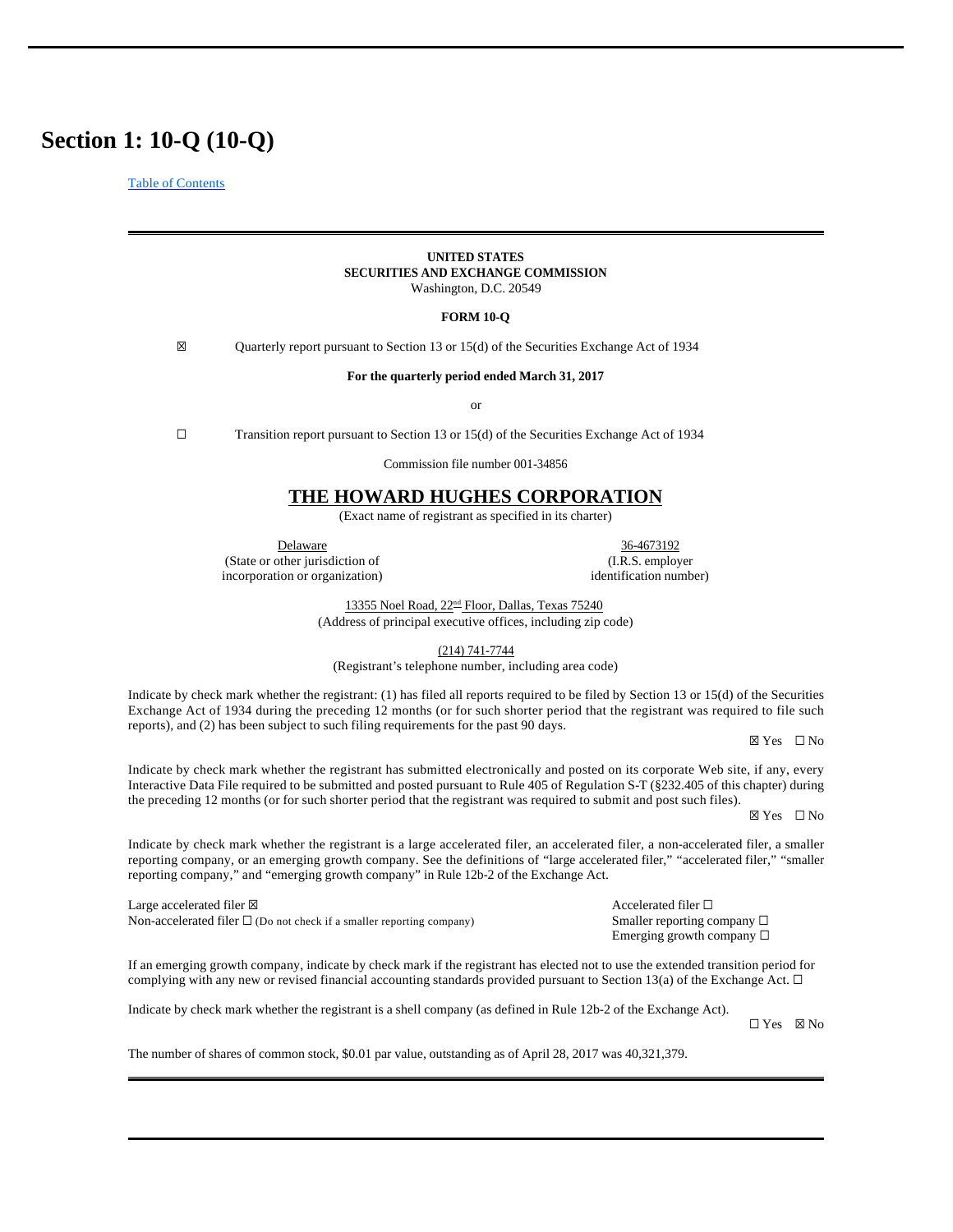# Section 1: 10-Q (10-Q)

Table of Contents

**UNITED STATES**
**SECURITIES AND EXCHANGE COMMISSION**
Washington, D.C. 20549

**FORM 10-Q**

☒ Quarterly report pursuant to Section 13 or 15(d) of the Securities Exchange Act of 1934

**For the quarterly period ended March 31, 2017**

or

☐ Transition report pursuant to Section 13 or 15(d) of the Securities Exchange Act of 1934

Commission file number 001-34856

## THE HOWARD HUGHES CORPORATION

(Exact name of registrant as specified in its charter)

| Delaware | 36-4673192 |
|---|---|
| (State or other jurisdiction of incorporation or organization) | (I.R.S. employer identification number) |

13355 Noel Road, 22nd Floor, Dallas, Texas 75240
(Address of principal executive offices, including zip code)

(214) 741-7744
(Registrant's telephone number, including area code)

Indicate by check mark whether the registrant: (1) has filed all reports required to be filed by Section 13 or 15(d) of the Securities Exchange Act of 1934 during the preceding 12 months (or for such shorter period that the registrant was required to file such reports), and (2) has been subject to such filing requirements for the past 90 days.

☒ Yes ☐ No

Indicate by check mark whether the registrant has submitted electronically and posted on its corporate Web site, if any, every Interactive Data File required to be submitted and posted pursuant to Rule 405 of Regulation S-T (§232.405 of this chapter) during the preceding 12 months (or for such shorter period that the registrant was required to submit and post such files).

☒ Yes ☐ No

Indicate by check mark whether the registrant is a large accelerated filer, an accelerated filer, a non-accelerated filer, a smaller reporting company, or an emerging growth company. See the definitions of "large accelerated filer," "accelerated filer," "smaller reporting company," and "emerging growth company" in Rule 12b-2 of the Exchange Act.

| | |
|---|---|
| Large accelerated filer ☒ | Accelerated filer ☐ |
| Non-accelerated filer ☐ (Do not check if a smaller reporting company) | Smaller reporting company ☐ |
| | Emerging growth company ☐ |

If an emerging growth company, indicate by check mark if the registrant has elected not to use the extended transition period for complying with any new or revised financial accounting standards provided pursuant to Section 13(a) of the Exchange Act. ☐

Indicate by check mark whether the registrant is a shell company (as defined in Rule 12b-2 of the Exchange Act).

☐ Yes ☒ No

The number of shares of common stock, $0.01 par value, outstanding as of April 28, 2017 was 40,321,379.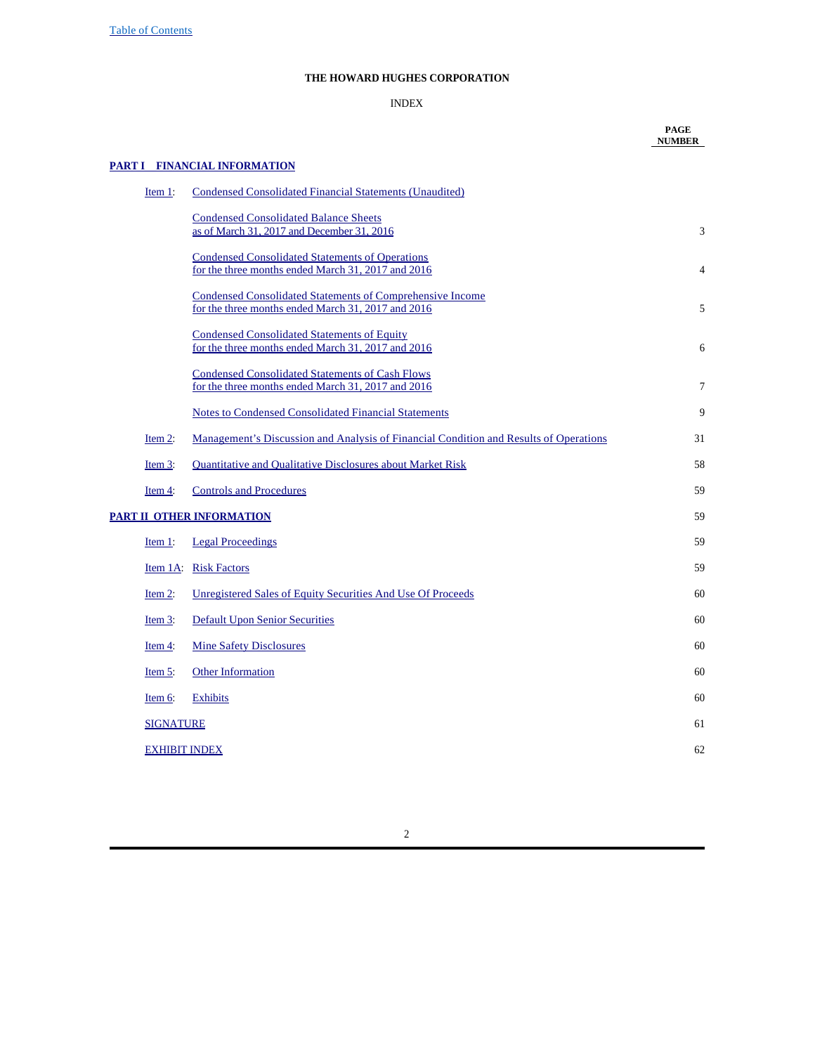Table of Contents

**THE HOWARD HUGHES CORPORATION**

INDEX

| | | PAGE NUMBER |
|---|---|---|
| **PART I FINANCIAL INFORMATION** | | |
| Item 1: | Condensed Consolidated Financial Statements (Unaudited) | |
| | Condensed Consolidated Balance Sheets as of March 31, 2017 and December 31, 2016 | 3 |
| | Condensed Consolidated Statements of Operations for the three months ended March 31, 2017 and 2016 | 4 |
| | Condensed Consolidated Statements of Comprehensive Income for the three months ended March 31, 2017 and 2016 | 5 |
| | Condensed Consolidated Statements of Equity for the three months ended March 31, 2017 and 2016 | 6 |
| | Condensed Consolidated Statements of Cash Flows for the three months ended March 31, 2017 and 2016 | 7 |
| | Notes to Condensed Consolidated Financial Statements | 9 |
| Item 2: | Management's Discussion and Analysis of Financial Condition and Results of Operations | 31 |
| Item 3: | Quantitative and Qualitative Disclosures about Market Risk | 58 |
| Item 4: | Controls and Procedures | 59 |
| **PART II OTHER INFORMATION** | | 59 |
| Item 1: | Legal Proceedings | 59 |
| Item 1A: | Risk Factors | 59 |
| Item 2: | Unregistered Sales of Equity Securities And Use Of Proceeds | 60 |
| Item 3: | Default Upon Senior Securities | 60 |
| Item 4: | Mine Safety Disclosures | 60 |
| Item 5: | Other Information | 60 |
| Item 6: | Exhibits | 60 |
| SIGNATURE | | 61 |
| EXHIBIT INDEX | | 62 |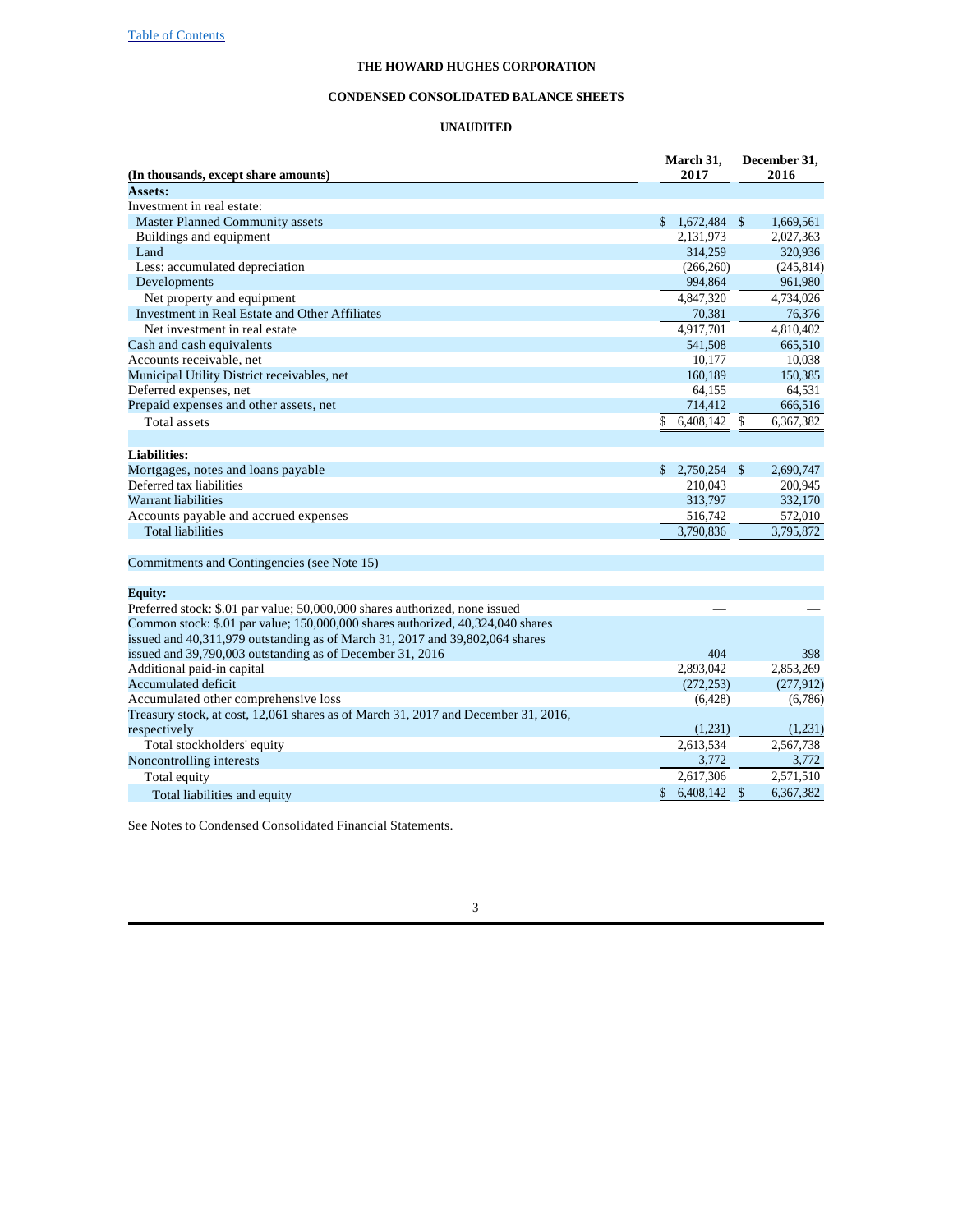Table of Contents

# THE HOWARD HUGHES CORPORATION

## CONDENSED CONSOLIDATED BALANCE SHEETS

### UNAUDITED

| (In thousands, except share amounts) | March 31, 2017 | December 31, 2016 |
|---|---|---|
| **Assets:** | | |
| Investment in real estate: | | |
| Master Planned Community assets | $ 1,672,484 | $ 1,669,561 |
| Buildings and equipment | 2,131,973 | 2,027,363 |
| Land | 314,259 | 320,936 |
| Less: accumulated depreciation | (266,260) | (245,814) |
| Developments | 994,864 | 961,980 |
| Net property and equipment | 4,847,320 | 4,734,026 |
| Investment in Real Estate and Other Affiliates | 70,381 | 76,376 |
| Net investment in real estate | 4,917,701 | 4,810,402 |
| Cash and cash equivalents | 541,508 | 665,510 |
| Accounts receivable, net | 10,177 | 10,038 |
| Municipal Utility District receivables, net | 160,189 | 150,385 |
| Deferred expenses, net | 64,155 | 64,531 |
| Prepaid expenses and other assets, net | 714,412 | 666,516 |
| Total assets | $ 6,408,142 | $ 6,367,382 |
| | | |
| **Liabilities:** | | |
| Mortgages, notes and loans payable | $ 2,750,254 | $ 2,690,747 |
| Deferred tax liabilities | 210,043 | 200,945 |
| Warrant liabilities | 313,797 | 332,170 |
| Accounts payable and accrued expenses | 516,742 | 572,010 |
| Total liabilities | 3,790,836 | 3,795,872 |
| | | |
| Commitments and Contingencies (see Note 15) | | |
| | | |
| **Equity:** | | |
| Preferred stock: $.01 par value; 50,000,000 shares authorized, none issued | — | — |
| Common stock: $.01 par value; 150,000,000 shares authorized, 40,324,040 shares issued and 40,311,979 outstanding as of March 31, 2017 and 39,802,064 shares issued and 39,790,003 outstanding as of December 31, 2016 | 404 | 398 |
| Additional paid-in capital | 2,893,042 | 2,853,269 |
| Accumulated deficit | (272,253) | (277,912) |
| Accumulated other comprehensive loss | (6,428) | (6,786) |
| Treasury stock, at cost, 12,061 shares as of March 31, 2017 and December 31, 2016, respectively | (1,231) | (1,231) |
| Total stockholders' equity | 2,613,534 | 2,567,738 |
| Noncontrolling interests | 3,772 | 3,772 |
| Total equity | 2,617,306 | 2,571,510 |
| Total liabilities and equity | $ 6,408,142 | $ 6,367,382 |

See Notes to Condensed Consolidated Financial Statements.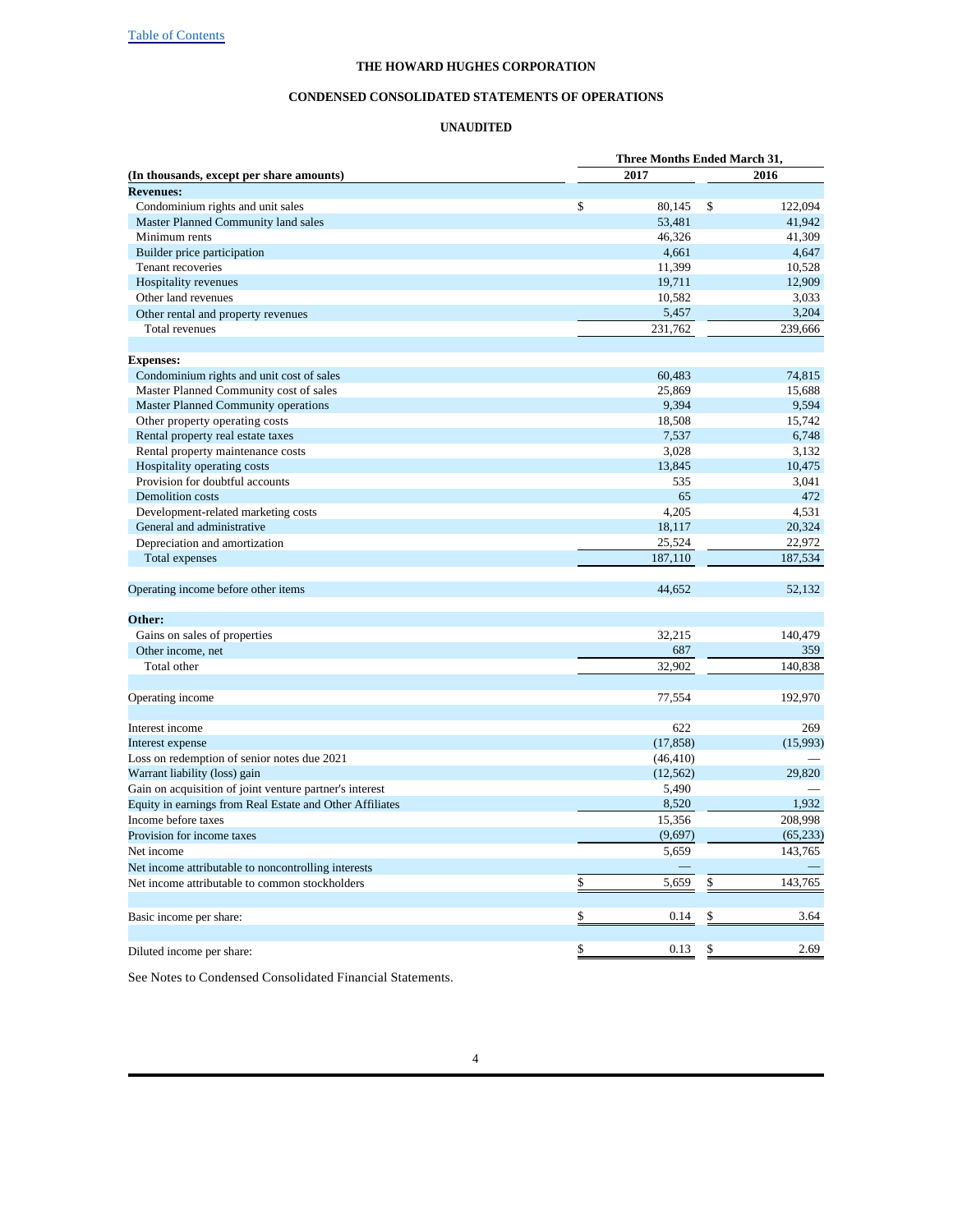[Table of Contents](#)

**THE HOWARD HUGHES CORPORATION**

**CONDENSED CONSOLIDATED STATEMENTS OF OPERATIONS**

**UNAUDITED**

| | Three Months Ended March 31, | |
|---|---|---|
| **(In thousands, except per share amounts)** | **2017** | **2016** |
| **Revenues:** | | |
| Condominium rights and unit sales | $ 80,145 | $ 122,094 |
| Master Planned Community land sales | 53,481 | 41,942 |
| Minimum rents | 46,326 | 41,309 |
| Builder price participation | 4,661 | 4,647 |
| Tenant recoveries | 11,399 | 10,528 |
| Hospitality revenues | 19,711 | 12,909 |
| Other land revenues | 10,582 | 3,033 |
| Other rental and property revenues | 5,457 | 3,204 |
| Total revenues | 231,762 | 239,666 |
| | | |
| **Expenses:** | | |
| Condominium rights and unit cost of sales | 60,483 | 74,815 |
| Master Planned Community cost of sales | 25,869 | 15,688 |
| Master Planned Community operations | 9,394 | 9,594 |
| Other property operating costs | 18,508 | 15,742 |
| Rental property real estate taxes | 7,537 | 6,748 |
| Rental property maintenance costs | 3,028 | 3,132 |
| Hospitality operating costs | 13,845 | 10,475 |
| Provision for doubtful accounts | 535 | 3,041 |
| Demolition costs | 65 | 472 |
| Development-related marketing costs | 4,205 | 4,531 |
| General and administrative | 18,117 | 20,324 |
| Depreciation and amortization | 25,524 | 22,972 |
| Total expenses | 187,110 | 187,534 |
| | | |
| Operating income before other items | 44,652 | 52,132 |
| | | |
| **Other:** | | |
| Gains on sales of properties | 32,215 | 140,479 |
| Other income, net | 687 | 359 |
| Total other | 32,902 | 140,838 |
| | | |
| Operating income | 77,554 | 192,970 |
| | | |
| Interest income | 622 | 269 |
| Interest expense | (17,858) | (15,993) |
| Loss on redemption of senior notes due 2021 | (46,410) | — |
| Warrant liability (loss) gain | (12,562) | 29,820 |
| Gain on acquisition of joint venture partner's interest | 5,490 | — |
| Equity in earnings from Real Estate and Other Affiliates | 8,520 | 1,932 |
| Income before taxes | 15,356 | 208,998 |
| Provision for income taxes | (9,697) | (65,233) |
| Net income | 5,659 | 143,765 |
| Net income attributable to noncontrolling interests | — | — |
| Net income attributable to common stockholders | $ 5,659 | $ 143,765 |
| | | |
| Basic income per share: | $ 0.14 | $ 3.64 |
| | | |
| Diluted income per share: | $ 0.13 | $ 2.69 |

See Notes to Condensed Consolidated Financial Statements.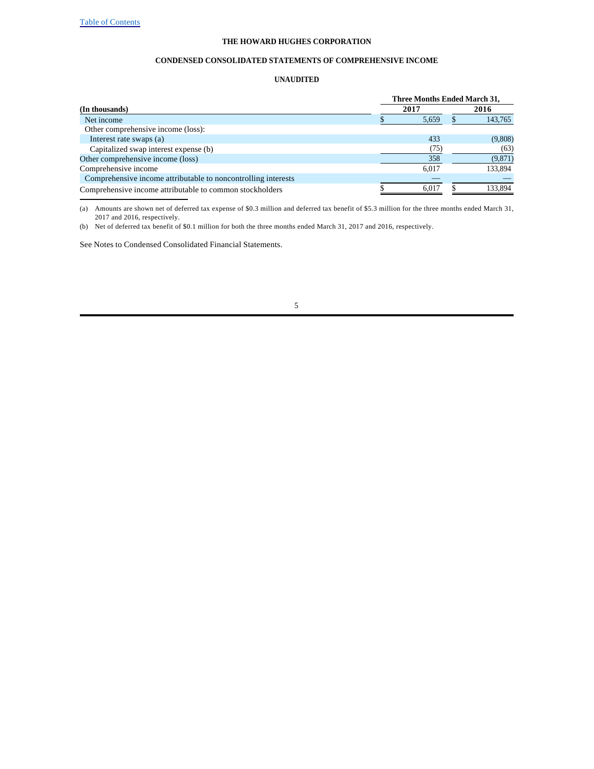Table of Contents

**THE HOWARD HUGHES CORPORATION**

**CONDENSED CONSOLIDATED STATEMENTS OF COMPREHENSIVE INCOME**

**UNAUDITED**

| (In thousands) | Three Months Ended March 31, 2017 | 2016 |
|---|---|---|
| Net income | $ 5,659 | $ 143,765 |
| Other comprehensive income (loss): | | |
| Interest rate swaps (a) | 433 | (9,808) |
| Capitalized swap interest expense (b) | (75) | (63) |
| Other comprehensive income (loss) | 358 | (9,871) |
| Comprehensive income | 6,017 | 133,894 |
| Comprehensive income attributable to noncontrolling interests | — | — |
| Comprehensive income attributable to common stockholders | $ 6,017 | $ 133,894 |

(a) Amounts are shown net of deferred tax expense of $0.3 million and deferred tax benefit of $5.3 million for the three months ended March 31, 2017 and 2016, respectively.

(b) Net of deferred tax benefit of $0.1 million for both the three months ended March 31, 2017 and 2016, respectively.

See Notes to Condensed Consolidated Financial Statements.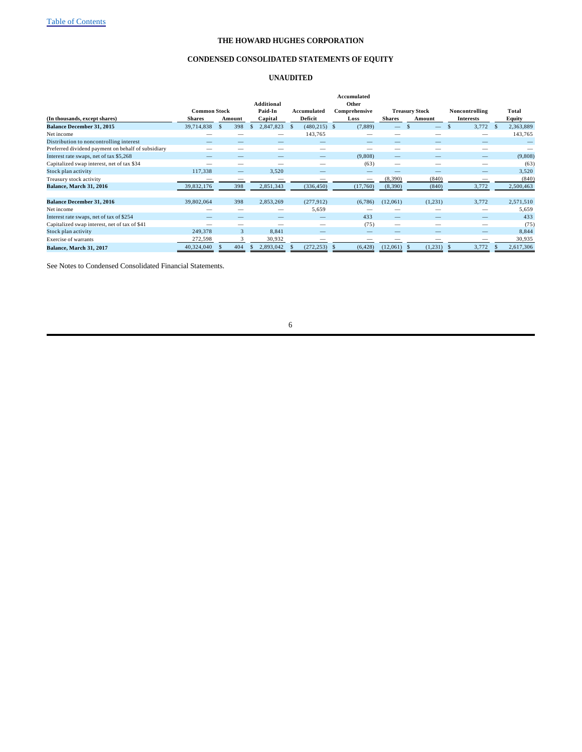THE HOWARD HUGHES CORPORATION

## CONDENSED CONSOLIDATED STATEMENTS OF EQUITY

### UNAUDITED

| (In thousands, except shares) | Common Stock Shares | Common Stock Amount | Additional Paid-In Capital | Accumulated Deficit | Accumulated Other Comprehensive Loss | Treasury Stock Shares | Treasury Stock Amount | Noncontrolling Interests | Total Equity |
|---|---|---|---|---|---|---|---|---|---|
| **Balance December 31, 2015** | 39,714,838 | $ 398 | $ 2,847,823 | $ (480,215) | $ (7,889) | — | $ — | $ 3,772 | $ 2,363,889 |
| Net income | — | — | — | 143,765 | — | — | — | — | 143,765 |
| Distribution to noncontrolling interest | — | — | — | — | — | — | — | — | — |
| Preferred dividend payment on behalf of subsidiary | — | — | — | — | — | — | — | — | — |
| Interest rate swaps, net of tax $5,268 | — | — | — | — | (9,808) | — | — | — | (9,808) |
| Capitalized swap interest, net of tax $34 | — | — | — | — | (63) | — | — | — | (63) |
| Stock plan activity | 117,338 | — | 3,520 | — | — | — | — | — | 3,520 |
| Treasury stock activity | — | — | — | — | — | (8,390) | (840) | — | (840) |
| **Balance, March 31, 2016** | 39,832,176 | 398 | 2,851,343 | (336,450) | (17,760) | (8,390) | (840) | 3,772 | 2,500,463 |
| | | | | | | | | | |
| **Balance December 31, 2016** | 39,802,064 | 398 | 2,853,269 | (277,912) | (6,786) | (12,061) | (1,231) | 3,772 | 2,571,510 |
| Net income | — | — | — | 5,659 | — | — | — | — | 5,659 |
| Interest rate swaps, net of tax of $254 | — | — | — | — | 433 | — | — | — | 433 |
| Capitalized swap interest, net of tax of $41 | — | — | — | — | (75) | — | — | — | (75) |
| Stock plan activity | 249,378 | 3 | 8,841 | — | — | — | — | — | 8,844 |
| Exercise of warrants | 272,598 | 3 | 30,932 | — | — | — | — | — | 30,935 |
| **Balance, March 31, 2017** | 40,324,040 | $ 404 | $ 2,893,042 | $ (272,253) | $ (6,428) | (12,061) | $ (1,231) | $ 3,772 | $ 2,617,306 |

See Notes to Condensed Consolidated Financial Statements.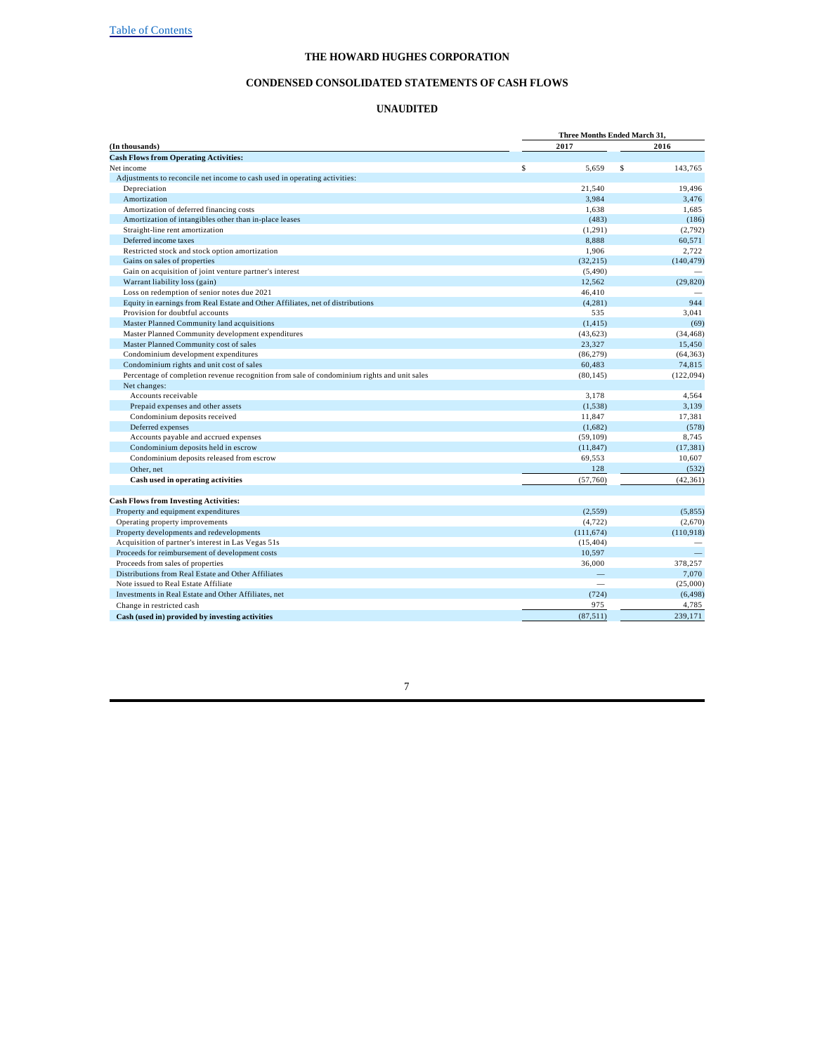# THE HOWARD HUGHES CORPORATION

## CONDENSED CONSOLIDATED STATEMENTS OF CASH FLOWS

### UNAUDITED

| (In thousands) | Three Months Ended March 31, 2017 | 2016 |
|---|---|---|
| **Cash Flows from Operating Activities:** | | |
| Net income | $ 5,659 | $ 143,765 |
| Adjustments to reconcile net income to cash used in operating activities: | | |
| Depreciation | 21,540 | 19,496 |
| Amortization | 3,984 | 3,476 |
| Amortization of deferred financing costs | 1,638 | 1,685 |
| Amortization of intangibles other than in-place leases | (483) | (186) |
| Straight-line rent amortization | (1,291) | (2,792) |
| Deferred income taxes | 8,888 | 60,571 |
| Restricted stock and stock option amortization | 1,906 | 2,722 |
| Gains on sales of properties | (32,215) | (140,479) |
| Gain on acquisition of joint venture partner's interest | (5,490) | — |
| Warrant liability loss (gain) | 12,562 | (29,820) |
| Loss on redemption of senior notes due 2021 | 46,410 | — |
| Equity in earnings from Real Estate and Other Affiliates, net of distributions | (4,281) | 944 |
| Provision for doubtful accounts | 535 | 3,041 |
| Master Planned Community land acquisitions | (1,415) | (69) |
| Master Planned Community development expenditures | (43,623) | (34,468) |
| Master Planned Community cost of sales | 23,327 | 15,450 |
| Condominium development expenditures | (86,279) | (64,363) |
| Condominium rights and unit cost of sales | 60,483 | 74,815 |
| Percentage of completion revenue recognition from sale of condominium rights and unit sales | (80,145) | (122,094) |
| Net changes: | | |
| Accounts receivable | 3,178 | 4,564 |
| Prepaid expenses and other assets | (1,538) | 3,139 |
| Condominium deposits received | 11,847 | 17,381 |
| Deferred expenses | (1,682) | (578) |
| Accounts payable and accrued expenses | (59,109) | 8,745 |
| Condominium deposits held in escrow | (11,847) | (17,381) |
| Condominium deposits released from escrow | 69,553 | 10,607 |
| Other, net | 128 | (532) |
| **Cash used in operating activities** | (57,760) | (42,361) |
| | | |
| **Cash Flows from Investing Activities:** | | |
| Property and equipment expenditures | (2,559) | (5,855) |
| Operating property improvements | (4,722) | (2,670) |
| Property developments and redevelopments | (111,674) | (110,918) |
| Acquisition of partner's interest in Las Vegas 51s | (15,404) | — |
| Proceeds for reimbursement of development costs | 10,597 | — |
| Proceeds from sales of properties | 36,000 | 378,257 |
| Distributions from Real Estate and Other Affiliates | — | 7,070 |
| Note issued to Real Estate Affiliate | — | (25,000) |
| Investments in Real Estate and Other Affiliates, net | (724) | (6,498) |
| Change in restricted cash | 975 | 4,785 |
| **Cash (used in) provided by investing activities** | (87,511) | 239,171 |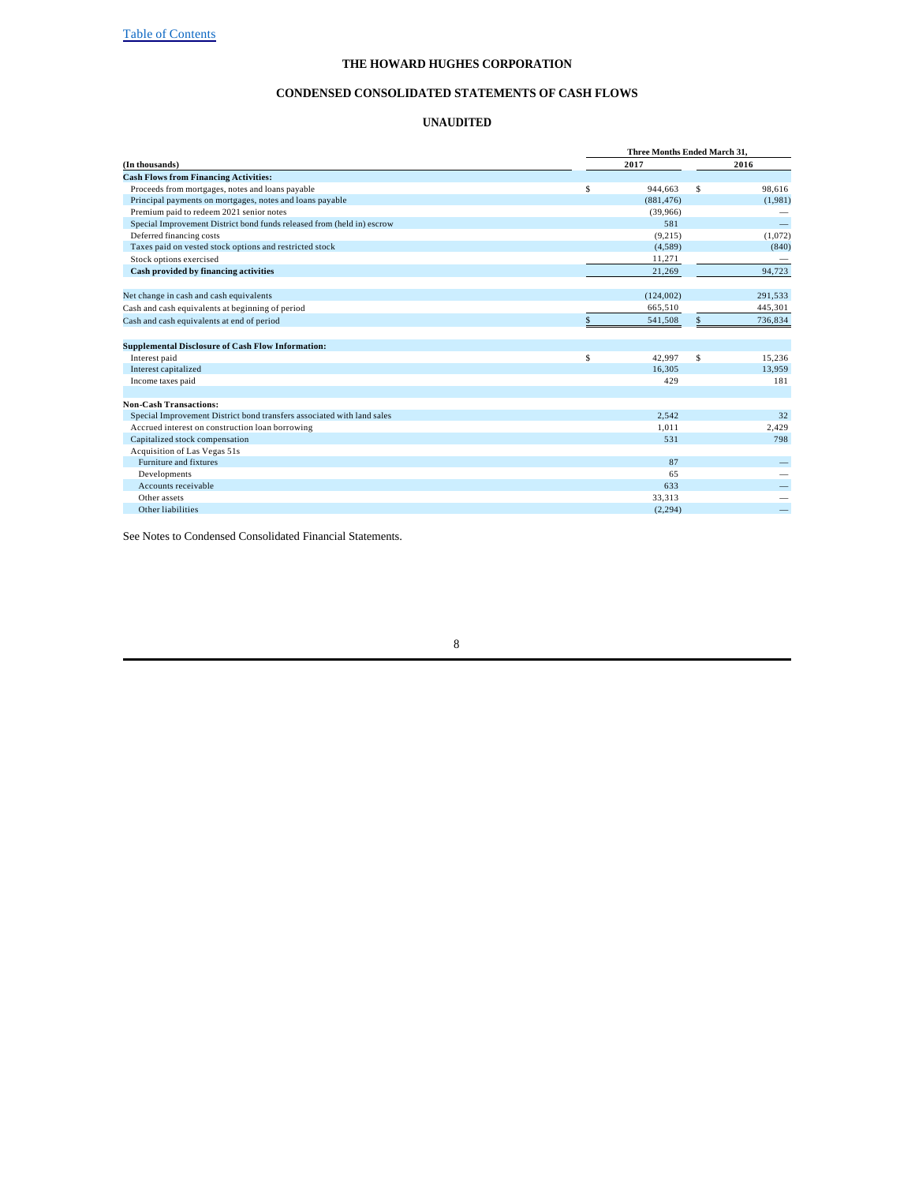# THE HOWARD HUGHES CORPORATION

## CONDENSED CONSOLIDATED STATEMENTS OF CASH FLOWS

### UNAUDITED

| (In thousands) | Three Months Ended March 31, 2017 | 2016 |
|---|---|---|
| **Cash Flows from Financing Activities:** | | |
| Proceeds from mortgages, notes and loans payable | $ 944,663 | $ 98,616 |
| Principal payments on mortgages, notes and loans payable | (881,476) | (1,981) |
| Premium paid to redeem 2021 senior notes | (39,966) | — |
| Special Improvement District bond funds released from (held in) escrow | 581 | — |
| Deferred financing costs | (9,215) | (1,072) |
| Taxes paid on vested stock options and restricted stock | (4,589) | (840) |
| Stock options exercised | 11,271 | — |
| **Cash provided by financing activities** | 21,269 | 94,723 |
| | | |
| Net change in cash and cash equivalents | (124,002) | 291,533 |
| Cash and cash equivalents at beginning of period | 665,510 | 445,301 |
| Cash and cash equivalents at end of period | $ 541,508 | $ 736,834 |
| | | |
| **Supplemental Disclosure of Cash Flow Information:** | | |
| Interest paid | $ 42,997 | $ 15,236 |
| Interest capitalized | 16,305 | 13,959 |
| Income taxes paid | 429 | 181 |
| | | |
| **Non-Cash Transactions:** | | |
| Special Improvement District bond transfers associated with land sales | 2,542 | 32 |
| Accrued interest on construction loan borrowing | 1,011 | 2,429 |
| Capitalized stock compensation | 531 | 798 |
| Acquisition of Las Vegas 51s | | |
| Furniture and fixtures | 87 | — |
| Developments | 65 | — |
| Accounts receivable | 633 | — |
| Other assets | 33,313 | — |
| Other liabilities | (2,294) | — |

See Notes to Condensed Consolidated Financial Statements.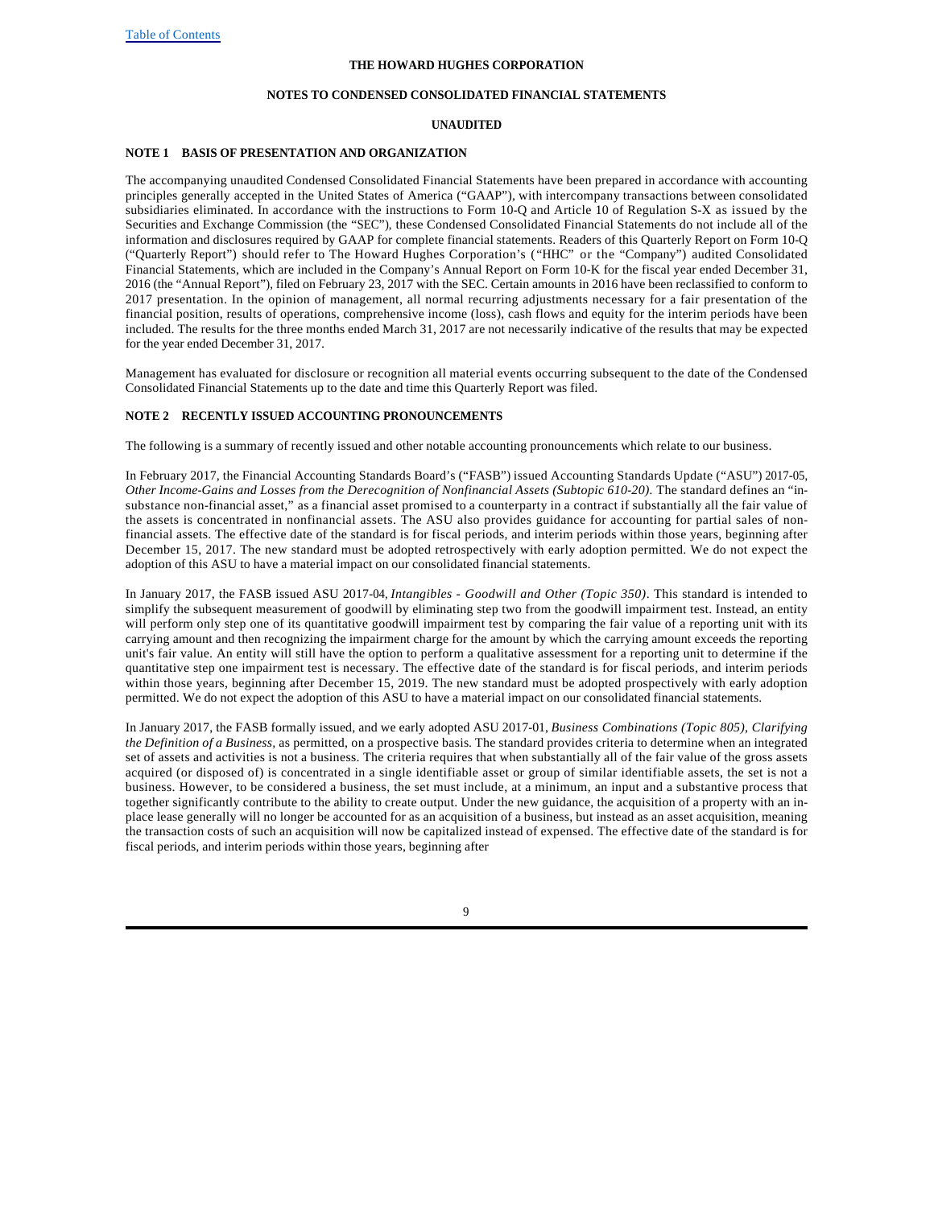**THE HOWARD HUGHES CORPORATION**

**NOTES TO CONDENSED CONSOLIDATED FINANCIAL STATEMENTS**

**UNAUDITED**

## NOTE 1 BASIS OF PRESENTATION AND ORGANIZATION

The accompanying unaudited Condensed Consolidated Financial Statements have been prepared in accordance with accounting principles generally accepted in the United States of America ("GAAP"), with intercompany transactions between consolidated subsidiaries eliminated. In accordance with the instructions to Form 10-Q and Article 10 of Regulation S-X as issued by the Securities and Exchange Commission (the "SEC"), these Condensed Consolidated Financial Statements do not include all of the information and disclosures required by GAAP for complete financial statements. Readers of this Quarterly Report on Form 10-Q ("Quarterly Report") should refer to The Howard Hughes Corporation's ("HHC" or the "Company") audited Consolidated Financial Statements, which are included in the Company's Annual Report on Form 10-K for the fiscal year ended December 31, 2016 (the "Annual Report"), filed on February 23, 2017 with the SEC. Certain amounts in 2016 have been reclassified to conform to 2017 presentation. In the opinion of management, all normal recurring adjustments necessary for a fair presentation of the financial position, results of operations, comprehensive income (loss), cash flows and equity for the interim periods have been included. The results for the three months ended March 31, 2017 are not necessarily indicative of the results that may be expected for the year ended December 31, 2017.

Management has evaluated for disclosure or recognition all material events occurring subsequent to the date of the Condensed Consolidated Financial Statements up to the date and time this Quarterly Report was filed.

## NOTE 2 RECENTLY ISSUED ACCOUNTING PRONOUNCEMENTS

The following is a summary of recently issued and other notable accounting pronouncements which relate to our business.

In February 2017, the Financial Accounting Standards Board's ("FASB") issued Accounting Standards Update ("ASU") 2017-05, *Other Income-Gains and Losses from the Derecognition of Nonfinancial Assets (Subtopic 610-20)*. The standard defines an "in-substance non-financial asset," as a financial asset promised to a counterparty in a contract if substantially all the fair value of the assets is concentrated in nonfinancial assets. The ASU also provides guidance for accounting for partial sales of non-financial assets. The effective date of the standard is for fiscal periods, and interim periods within those years, beginning after December 15, 2017. The new standard must be adopted retrospectively with early adoption permitted. We do not expect the adoption of this ASU to have a material impact on our consolidated financial statements.

In January 2017, the FASB issued ASU 2017-04, *Intangibles - Goodwill and Other (Topic 350)*. This standard is intended to simplify the subsequent measurement of goodwill by eliminating step two from the goodwill impairment test. Instead, an entity will perform only step one of its quantitative goodwill impairment test by comparing the fair value of a reporting unit with its carrying amount and then recognizing the impairment charge for the amount by which the carrying amount exceeds the reporting unit's fair value. An entity will still have the option to perform a qualitative assessment for a reporting unit to determine if the quantitative step one impairment test is necessary. The effective date of the standard is for fiscal periods, and interim periods within those years, beginning after December 15, 2019. The new standard must be adopted prospectively with early adoption permitted. We do not expect the adoption of this ASU to have a material impact on our consolidated financial statements.

In January 2017, the FASB formally issued, and we early adopted ASU 2017-01, *Business Combinations (Topic 805), Clarifying the Definition of a Business,* as permitted, on a prospective basis. The standard provides criteria to determine when an integrated set of assets and activities is not a business. The criteria requires that when substantially all of the fair value of the gross assets acquired (or disposed of) is concentrated in a single identifiable asset or group of similar identifiable assets, the set is not a business. However, to be considered a business, the set must include, at a minimum, an input and a substantive process that together significantly contribute to the ability to create output. Under the new guidance, the acquisition of a property with an in-place lease generally will no longer be accounted for as an acquisition of a business, but instead as an asset acquisition, meaning the transaction costs of such an acquisition will now be capitalized instead of expensed. The effective date of the standard is for fiscal periods, and interim periods within those years, beginning after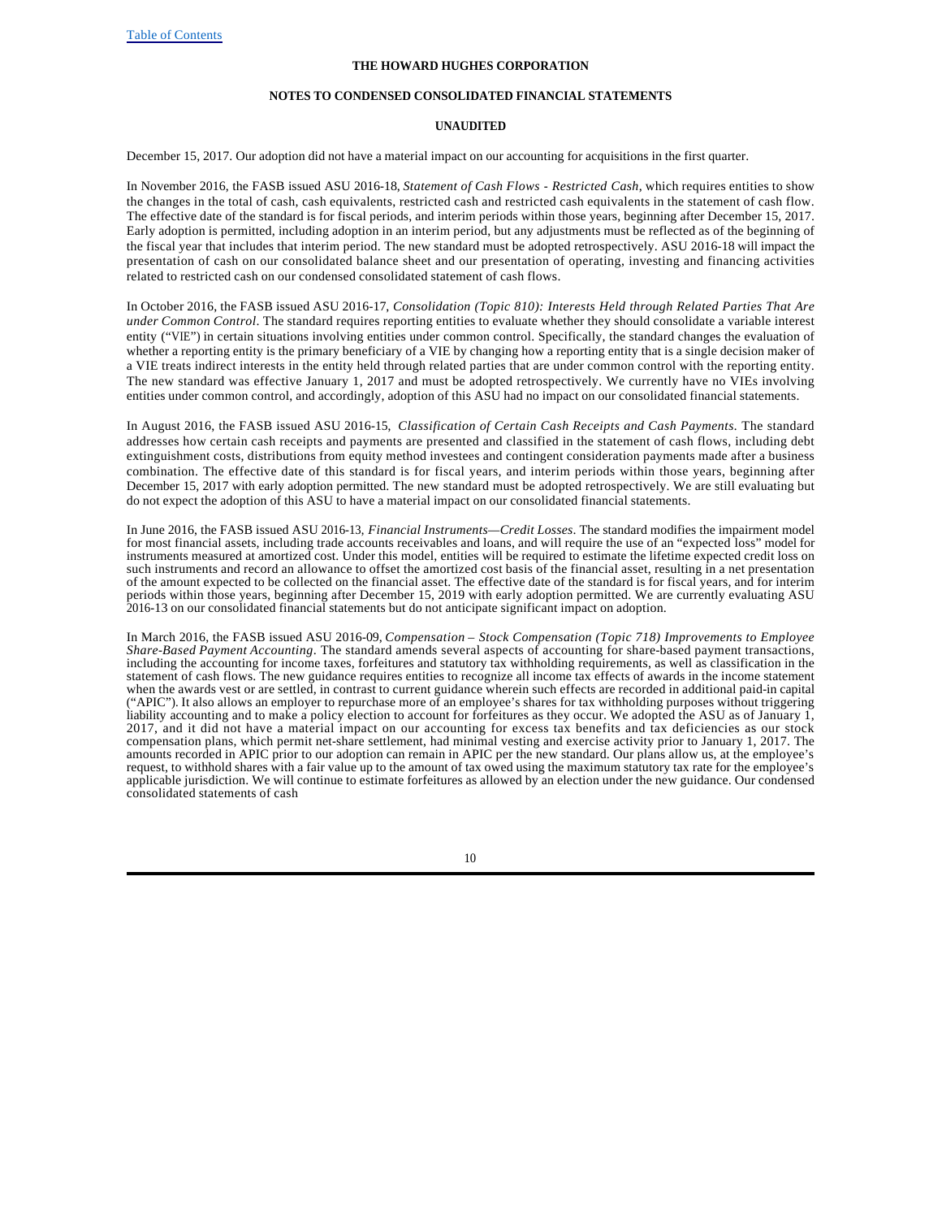December 15, 2017. Our adoption did not have a material impact on our accounting for acquisitions in the first quarter.

In November 2016, the FASB issued ASU 2016-18, *Statement of Cash Flows - Restricted Cash,* which requires entities to show the changes in the total of cash, cash equivalents, restricted cash and restricted cash equivalents in the statement of cash flow. The effective date of the standard is for fiscal periods, and interim periods within those years, beginning after December 15, 2017. Early adoption is permitted, including adoption in an interim period, but any adjustments must be reflected as of the beginning of the fiscal year that includes that interim period. The new standard must be adopted retrospectively. ASU 2016-18 will impact the presentation of cash on our consolidated balance sheet and our presentation of operating, investing and financing activities related to restricted cash on our condensed consolidated statement of cash flows.

In October 2016, the FASB issued ASU 2016-17, *Consolidation (Topic 810): Interests Held through Related Parties That Are under Common Control*. The standard requires reporting entities to evaluate whether they should consolidate a variable interest entity ("VIE") in certain situations involving entities under common control. Specifically, the standard changes the evaluation of whether a reporting entity is the primary beneficiary of a VIE by changing how a reporting entity that is a single decision maker of a VIE treats indirect interests in the entity held through related parties that are under common control with the reporting entity. The new standard was effective January 1, 2017 and must be adopted retrospectively. We currently have no VIEs involving entities under common control, and accordingly, adoption of this ASU had no impact on our consolidated financial statements.

In August 2016, the FASB issued ASU 2016-15, *Classification of Certain Cash Receipts and Cash Payments*. The standard addresses how certain cash receipts and payments are presented and classified in the statement of cash flows, including debt extinguishment costs, distributions from equity method investees and contingent consideration payments made after a business combination. The effective date of this standard is for fiscal years, and interim periods within those years, beginning after December 15, 2017 with early adoption permitted. The new standard must be adopted retrospectively. We are still evaluating but do not expect the adoption of this ASU to have a material impact on our consolidated financial statements.

In June 2016, the FASB issued ASU 2016-13, *Financial Instruments—Credit Losses*. The standard modifies the impairment model for most financial assets, including trade accounts receivables and loans, and will require the use of an "expected loss" model for instruments measured at amortized cost. Under this model, entities will be required to estimate the lifetime expected credit loss on such instruments and record an allowance to offset the amortized cost basis of the financial asset, resulting in a net presentation of the amount expected to be collected on the financial asset. The effective date of the standard is for fiscal years, and for interim periods within those years, beginning after December 15, 2019 with early adoption permitted. We are currently evaluating ASU 2016-13 on our consolidated financial statements but do not anticipate significant impact on adoption.

In March 2016, the FASB issued ASU 2016-09, *Compensation – Stock Compensation (Topic 718) Improvements to Employee Share-Based Payment Accounting*. The standard amends several aspects of accounting for share-based payment transactions, including the accounting for income taxes, forfeitures and statutory tax withholding requirements, as well as classification in the statement of cash flows. The new guidance requires entities to recognize all income tax effects of awards in the income statement when the awards vest or are settled, in contrast to current guidance wherein such effects are recorded in additional paid-in capital ("APIC"). It also allows an employer to repurchase more of an employee's shares for tax withholding purposes without triggering liability accounting and to make a policy election to account for forfeitures as they occur. We adopted the ASU as of January 1, 2017, and it did not have a material impact on our accounting for excess tax benefits and tax deficiencies as our stock compensation plans, which permit net-share settlement, had minimal vesting and exercise activity prior to January 1, 2017. The amounts recorded in APIC prior to our adoption can remain in APIC per the new standard. Our plans allow us, at the employee's request, to withhold shares with a fair value up to the amount of tax owed using the maximum statutory tax rate for the employee's applicable jurisdiction. We will continue to estimate forfeitures as allowed by an election under the new guidance. Our condensed consolidated statements of cash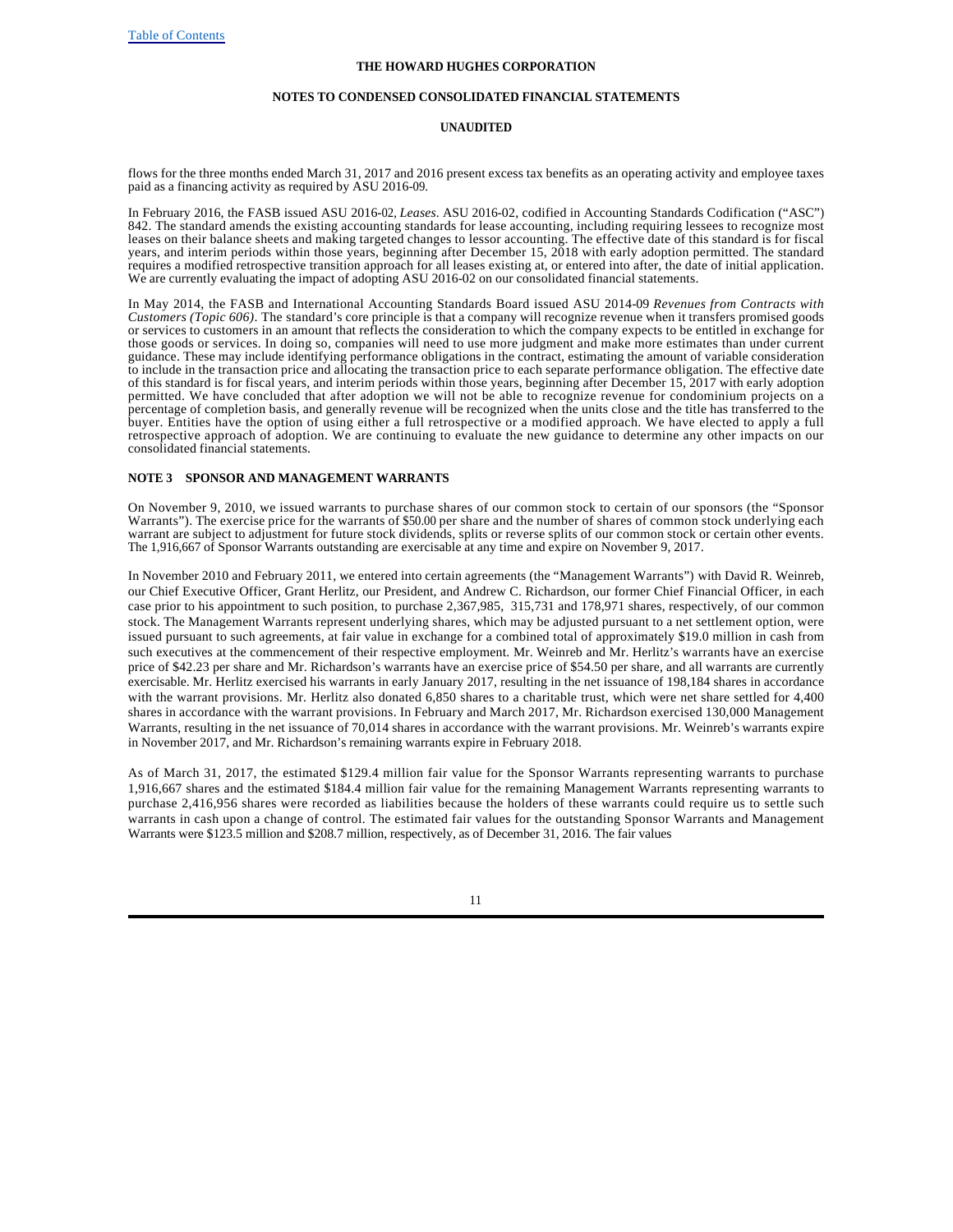flows for the three months ended March 31, 2017 and 2016 present excess tax benefits as an operating activity and employee taxes paid as a financing activity as required by ASU 2016-09.

In February 2016, the FASB issued ASU 2016-02, *Leases*. ASU 2016-02, codified in Accounting Standards Codification ("ASC") 842. The standard amends the existing accounting standards for lease accounting, including requiring lessees to recognize most leases on their balance sheets and making targeted changes to lessor accounting. The effective date of this standard is for fiscal years, and interim periods within those years, beginning after December 15, 2018 with early adoption permitted. The standard requires a modified retrospective transition approach for all leases existing at, or entered into after, the date of initial application. We are currently evaluating the impact of adopting ASU 2016-02 on our consolidated financial statements.

In May 2014, the FASB and International Accounting Standards Board issued ASU 2014-09 *Revenues from Contracts with Customers (Topic 606)*. The standard's core principle is that a company will recognize revenue when it transfers promised goods or services to customers in an amount that reflects the consideration to which the company expects to be entitled in exchange for those goods or services. In doing so, companies will need to use more judgment and make more estimates than under current guidance. These may include identifying performance obligations in the contract, estimating the amount of variable consideration to include in the transaction price and allocating the transaction price to each separate performance obligation. The effective date of this standard is for fiscal years, and interim periods within those years, beginning after December 15, 2017 with early adoption permitted. We have concluded that after adoption we will not be able to recognize revenue for condominium projects on a percentage of completion basis, and generally revenue will be recognized when the units close and the title has transferred to the buyer. Entities have the option of using either a full retrospective or a modified approach. We have elected to apply a full retrospective approach of adoption. We are continuing to evaluate the new guidance to determine any other impacts on our consolidated financial statements.

## NOTE 3 SPONSOR AND MANAGEMENT WARRANTS

On November 9, 2010, we issued warrants to purchase shares of our common stock to certain of our sponsors (the "Sponsor Warrants"). The exercise price for the warrants of $50.00 per share and the number of shares of common stock underlying each warrant are subject to adjustment for future stock dividends, splits or reverse splits of our common stock or certain other events. The 1,916,667 of Sponsor Warrants outstanding are exercisable at any time and expire on November 9, 2017.

In November 2010 and February 2011, we entered into certain agreements (the "Management Warrants") with David R. Weinreb, our Chief Executive Officer, Grant Herlitz, our President, and Andrew C. Richardson, our former Chief Financial Officer, in each case prior to his appointment to such position, to purchase 2,367,985, 315,731 and 178,971 shares, respectively, of our common stock. The Management Warrants represent underlying shares, which may be adjusted pursuant to a net settlement option, were issued pursuant to such agreements, at fair value in exchange for a combined total of approximately $19.0 million in cash from such executives at the commencement of their respective employment. Mr. Weinreb and Mr. Herlitz's warrants have an exercise price of $42.23 per share and Mr. Richardson's warrants have an exercise price of $54.50 per share, and all warrants are currently exercisable. Mr. Herlitz exercised his warrants in early January 2017, resulting in the net issuance of 198,184 shares in accordance with the warrant provisions. Mr. Herlitz also donated 6,850 shares to a charitable trust, which were net share settled for 4,400 shares in accordance with the warrant provisions. In February and March 2017, Mr. Richardson exercised 130,000 Management Warrants, resulting in the net issuance of 70,014 shares in accordance with the warrant provisions. Mr. Weinreb's warrants expire in November 2017, and Mr. Richardson's remaining warrants expire in February 2018.

As of March 31, 2017, the estimated $129.4 million fair value for the Sponsor Warrants representing warrants to purchase 1,916,667 shares and the estimated $184.4 million fair value for the remaining Management Warrants representing warrants to purchase 2,416,956 shares were recorded as liabilities because the holders of these warrants could require us to settle such warrants in cash upon a change of control. The estimated fair values for the outstanding Sponsor Warrants and Management Warrants were $123.5 million and $208.7 million, respectively, as of December 31, 2016. The fair values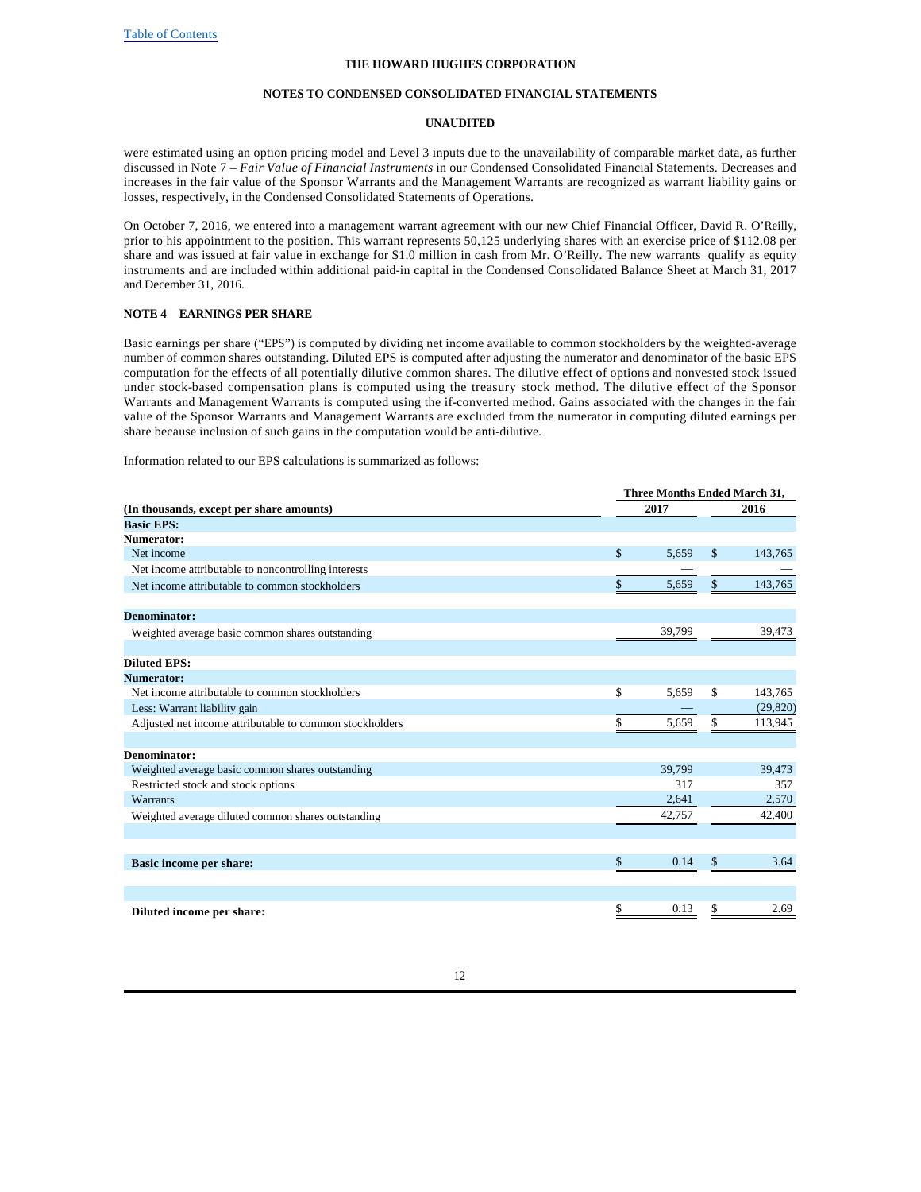were estimated using an option pricing model and Level 3 inputs due to the unavailability of comparable market data, as further discussed in Note 7 – *Fair Value of Financial Instruments* in our Condensed Consolidated Financial Statements. Decreases and increases in the fair value of the Sponsor Warrants and the Management Warrants are recognized as warrant liability gains or losses, respectively, in the Condensed Consolidated Statements of Operations.

On October 7, 2016, we entered into a management warrant agreement with our new Chief Financial Officer, David R. O'Reilly, prior to his appointment to the position. This warrant represents 50,125 underlying shares with an exercise price of $112.08 per share and was issued at fair value in exchange for $1.0 million in cash from Mr. O'Reilly. The new warrants qualify as equity instruments and are included within additional paid-in capital in the Condensed Consolidated Balance Sheet at March 31, 2017 and December 31, 2016.

## NOTE 4 EARNINGS PER SHARE

Basic earnings per share ("EPS") is computed by dividing net income available to common stockholders by the weighted-average number of common shares outstanding. Diluted EPS is computed after adjusting the numerator and denominator of the basic EPS computation for the effects of all potentially dilutive common shares. The dilutive effect of options and nonvested stock issued under stock-based compensation plans is computed using the treasury stock method. The dilutive effect of the Sponsor Warrants and Management Warrants is computed using the if-converted method. Gains associated with the changes in the fair value of the Sponsor Warrants and Management Warrants are excluded from the numerator in computing diluted earnings per share because inclusion of such gains in the computation would be anti-dilutive.

Information related to our EPS calculations is summarized as follows:

| (In thousands, except per share amounts) | Three Months Ended March 31, 2017 | Three Months Ended March 31, 2016 |
|---|---|---|
| **Basic EPS:** | | |
| **Numerator:** | | |
| Net income | $ 5,659 | $ 143,765 |
| Net income attributable to noncontrolling interests | — | — |
| Net income attributable to common stockholders | $ 5,659 | $ 143,765 |
| **Denominator:** | | |
| Weighted average basic common shares outstanding | 39,799 | 39,473 |
| **Diluted EPS:** | | |
| **Numerator:** | | |
| Net income attributable to common stockholders | $ 5,659 | $ 143,765 |
| Less: Warrant liability gain | — | (29,820) |
| Adjusted net income attributable to common stockholders | $ 5,659 | $ 113,945 |
| **Denominator:** | | |
| Weighted average basic common shares outstanding | 39,799 | 39,473 |
| Restricted stock and stock options | 317 | 357 |
| Warrants | 2,641 | 2,570 |
| Weighted average diluted common shares outstanding | 42,757 | 42,400 |
| **Basic income per share:** | $ 0.14 | $ 3.64 |
| **Diluted income per share:** | $ 0.13 | $ 2.69 |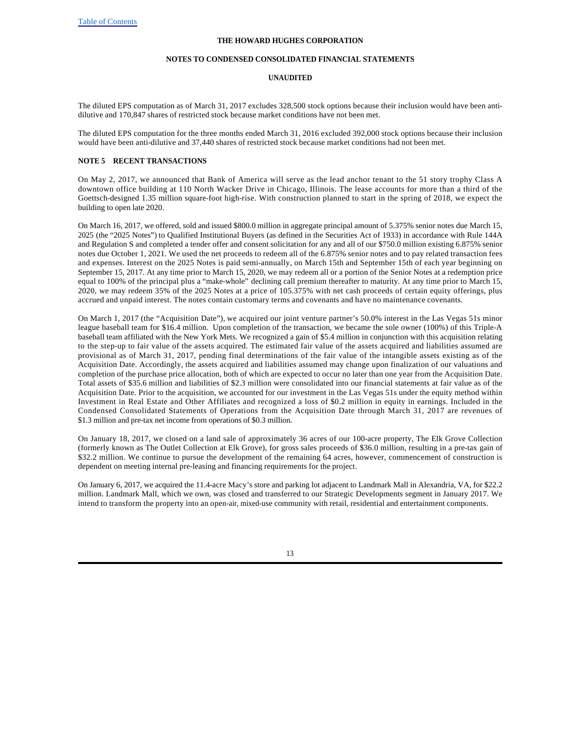The diluted EPS computation as of March 31, 2017 excludes 328,500 stock options because their inclusion would have been anti-dilutive and 170,847 shares of restricted stock because market conditions have not been met.

The diluted EPS computation for the three months ended March 31, 2016 excluded 392,000 stock options because their inclusion would have been anti-dilutive and 37,440 shares of restricted stock because market conditions had not been met.

## NOTE 5 RECENT TRANSACTIONS

On May 2, 2017, we announced that Bank of America will serve as the lead anchor tenant to the 51 story trophy Class A downtown office building at 110 North Wacker Drive in Chicago, Illinois. The lease accounts for more than a third of the Goettsch-designed 1.35 million square-foot high-rise. With construction planned to start in the spring of 2018, we expect the building to open late 2020.

On March 16, 2017, we offered, sold and issued $800.0 million in aggregate principal amount of 5.375% senior notes due March 15, 2025 (the "2025 Notes") to Qualified Institutional Buyers (as defined in the Securities Act of 1933) in accordance with Rule 144A and Regulation S and completed a tender offer and consent solicitation for any and all of our $750.0 million existing 6.875% senior notes due October 1, 2021. We used the net proceeds to redeem all of the 6.875% senior notes and to pay related transaction fees and expenses. Interest on the 2025 Notes is paid semi-annually, on March 15th and September 15th of each year beginning on September 15, 2017. At any time prior to March 15, 2020, we may redeem all or a portion of the Senior Notes at a redemption price equal to 100% of the principal plus a "make-whole" declining call premium thereafter to maturity. At any time prior to March 15, 2020, we may redeem 35% of the 2025 Notes at a price of 105.375% with net cash proceeds of certain equity offerings, plus accrued and unpaid interest. The notes contain customary terms and covenants and have no maintenance covenants.

On March 1, 2017 (the "Acquisition Date"), we acquired our joint venture partner's 50.0% interest in the Las Vegas 51s minor league baseball team for $16.4 million. Upon completion of the transaction, we became the sole owner (100%) of this Triple-A baseball team affiliated with the New York Mets. We recognized a gain of $5.4 million in conjunction with this acquisition relating to the step-up to fair value of the assets acquired. The estimated fair value of the assets acquired and liabilities assumed are provisional as of March 31, 2017, pending final determinations of the fair value of the intangible assets existing as of the Acquisition Date. Accordingly, the assets acquired and liabilities assumed may change upon finalization of our valuations and completion of the purchase price allocation, both of which are expected to occur no later than one year from the Acquisition Date. Total assets of $35.6 million and liabilities of $2.3 million were consolidated into our financial statements at fair value as of the Acquisition Date. Prior to the acquisition, we accounted for our investment in the Las Vegas 51s under the equity method within Investment in Real Estate and Other Affiliates and recognized a loss of $0.2 million in equity in earnings. Included in the Condensed Consolidated Statements of Operations from the Acquisition Date through March 31, 2017 are revenues of $1.3 million and pre-tax net income from operations of $0.3 million.

On January 18, 2017, we closed on a land sale of approximately 36 acres of our 100-acre property, The Elk Grove Collection (formerly known as The Outlet Collection at Elk Grove), for gross sales proceeds of $36.0 million, resulting in a pre-tax gain of $32.2 million. We continue to pursue the development of the remaining 64 acres, however, commencement of construction is dependent on meeting internal pre-leasing and financing requirements for the project.

On January 6, 2017, we acquired the 11.4-acre Macy's store and parking lot adjacent to Landmark Mall in Alexandria, VA, for $22.2 million. Landmark Mall, which we own, was closed and transferred to our Strategic Developments segment in January 2017. We intend to transform the property into an open-air, mixed-use community with retail, residential and entertainment components.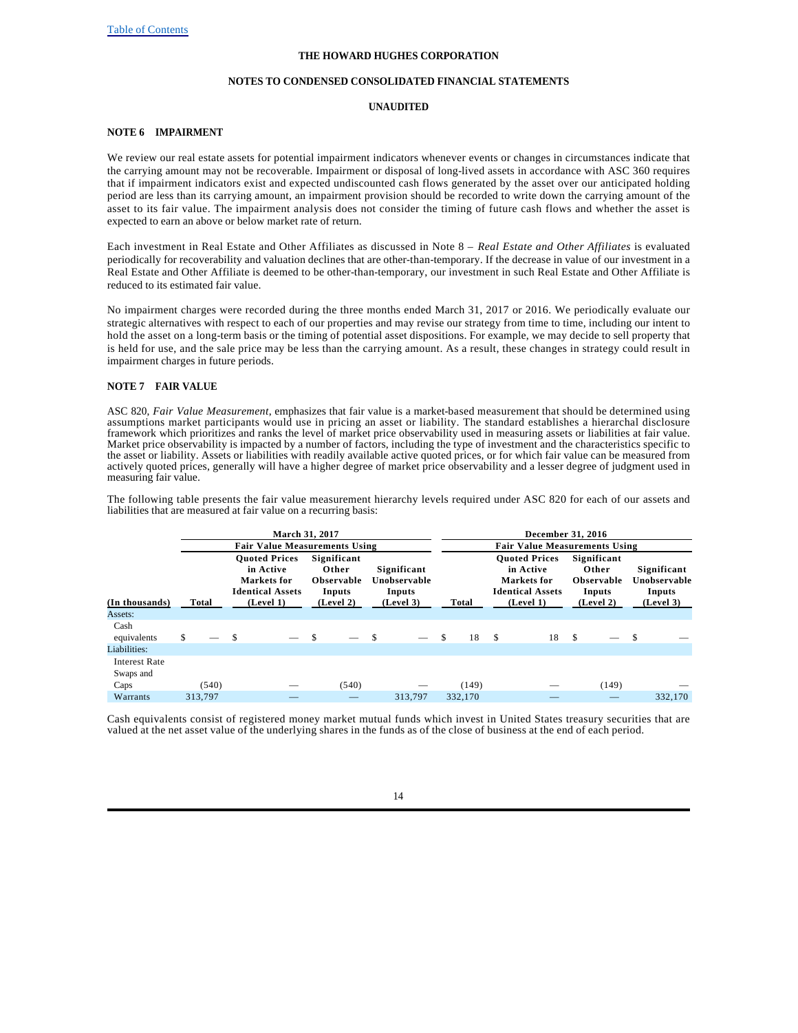THE HOWARD HUGHES CORPORATION

NOTES TO CONDENSED CONSOLIDATED FINANCIAL STATEMENTS

UNAUDITED

## NOTE 6 IMPAIRMENT

We review our real estate assets for potential impairment indicators whenever events or changes in circumstances indicate that the carrying amount may not be recoverable. Impairment or disposal of long-lived assets in accordance with ASC 360 requires that if impairment indicators exist and expected undiscounted cash flows generated by the asset over our anticipated holding period are less than its carrying amount, an impairment provision should be recorded to write down the carrying amount of the asset to its fair value. The impairment analysis does not consider the timing of future cash flows and whether the asset is expected to earn an above or below market rate of return.

Each investment in Real Estate and Other Affiliates as discussed in Note 8 – *Real Estate and Other Affiliates* is evaluated periodically for recoverability and valuation declines that are other-than-temporary. If the decrease in value of our investment in a Real Estate and Other Affiliate is deemed to be other-than-temporary, our investment in such Real Estate and Other Affiliate is reduced to its estimated fair value.

No impairment charges were recorded during the three months ended March 31, 2017 or 2016. We periodically evaluate our strategic alternatives with respect to each of our properties and may revise our strategy from time to time, including our intent to hold the asset on a long-term basis or the timing of potential asset dispositions. For example, we may decide to sell property that is held for use, and the sale price may be less than the carrying amount. As a result, these changes in strategy could result in impairment charges in future periods.

## NOTE 7 FAIR VALUE

ASC 820, *Fair Value Measurement*, emphasizes that fair value is a market-based measurement that should be determined using assumptions market participants would use in pricing an asset or liability. The standard establishes a hierarchal disclosure framework which prioritizes and ranks the level of market price observability used in measuring assets or liabilities at fair value. Market price observability is impacted by a number of factors, including the type of investment and the characteristics specific to the asset or liability. Assets or liabilities with readily available active quoted prices, or for which fair value can be measured from actively quoted prices, generally will have a higher degree of market price observability and a lesser degree of judgment used in measuring fair value.

The following table presents the fair value measurement hierarchy levels required under ASC 820 for each of our assets and liabilities that are measured at fair value on a recurring basis:

| | March 31, 2017 | | | | December 31, 2016 | | | |
|---|---|---|---|---|---|---|---|---|
| | | Fair Value Measurements Using | | | | Fair Value Measurements Using | | |
| (In thousands) | Total | Quoted Prices in Active Markets for Identical Assets (Level 1) | Significant Other Observable Inputs (Level 2) | Significant Unobservable Inputs (Level 3) | Total | Quoted Prices in Active Markets for Identical Assets (Level 1) | Significant Other Observable Inputs (Level 2) | Significant Unobservable Inputs (Level 3) |
| Assets: | | | | | | | | |
| Cash equivalents | $ — | $ — | $ — | $ — | $ 18 | $ 18 | $ — | $ — |
| Liabilities: | | | | | | | | |
| Interest Rate Swaps and Caps | (540) | — | (540) | — | (149) | — | (149) | — |
| Warrants | 313,797 | — | — | 313,797 | 332,170 | — | — | 332,170 |

Cash equivalents consist of registered money market mutual funds which invest in United States treasury securities that are valued at the net asset value of the underlying shares in the funds as of the close of business at the end of each period.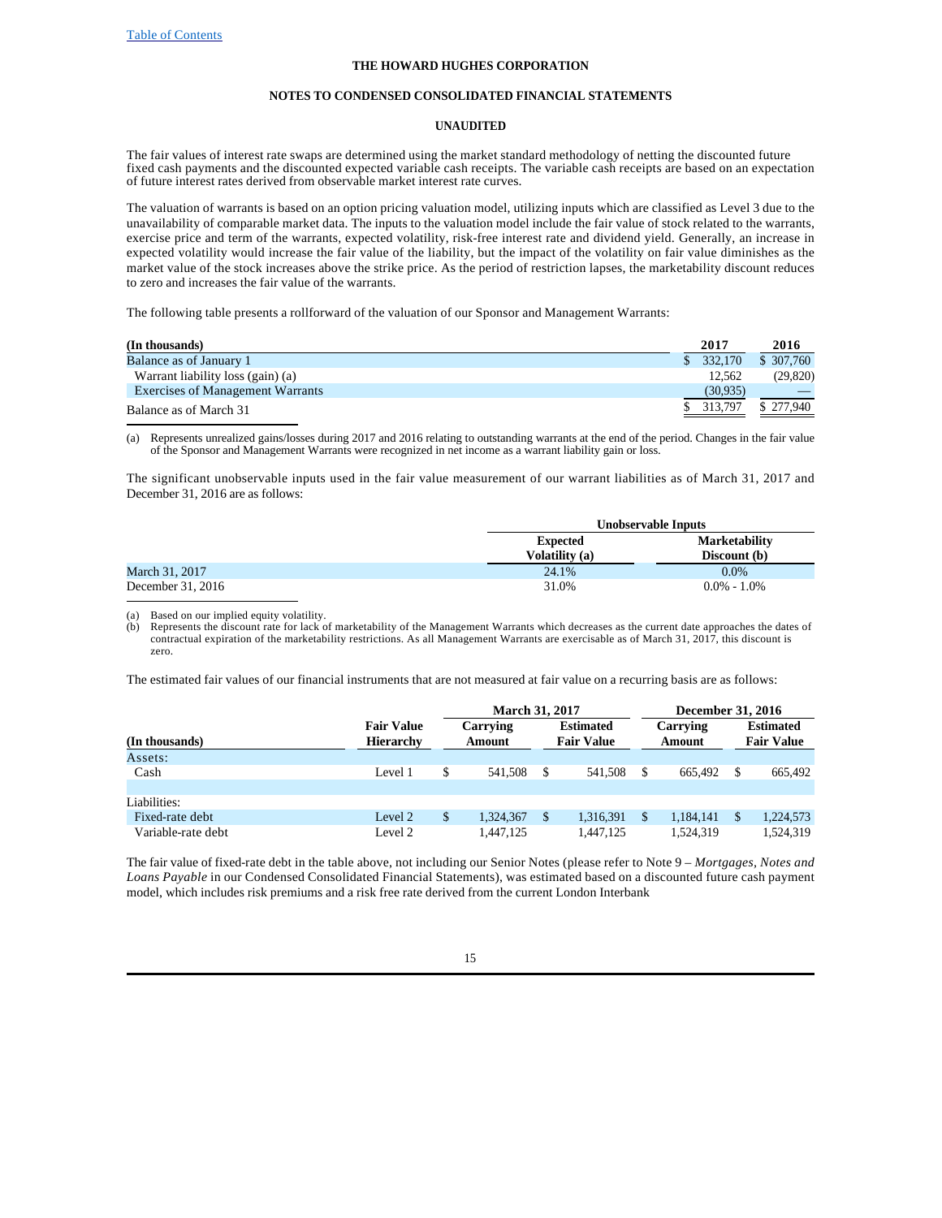The fair values of interest rate swaps are determined using the market standard methodology of netting the discounted future fixed cash payments and the discounted expected variable cash receipts. The variable cash receipts are based on an expectation of future interest rates derived from observable market interest rate curves.

The valuation of warrants is based on an option pricing valuation model, utilizing inputs which are classified as Level 3 due to the unavailability of comparable market data. The inputs to the valuation model include the fair value of stock related to the warrants, exercise price and term of the warrants, expected volatility, risk-free interest rate and dividend yield. Generally, an increase in expected volatility would increase the fair value of the liability, but the impact of the volatility on fair value diminishes as the market value of the stock increases above the strike price. As the period of restriction lapses, the marketability discount reduces to zero and increases the fair value of the warrants.

The following table presents a rollforward of the valuation of our Sponsor and Management Warrants:

| (In thousands) | 2017 | 2016 |
|---|---|---|
| Balance as of January 1 | $ 332,170 | $ 307,760 |
| Warrant liability loss (gain) (a) | 12,562 | (29,820) |
| Exercises of Management Warrants | (30,935) | — |
| Balance as of March 31 | $ 313,797 | $ 277,940 |

(a) Represents unrealized gains/losses during 2017 and 2016 relating to outstanding warrants at the end of the period. Changes in the fair value of the Sponsor and Management Warrants were recognized in net income as a warrant liability gain or loss.

The significant unobservable inputs used in the fair value measurement of our warrant liabilities as of March 31, 2017 and December 31, 2016 are as follows:

| | Unobservable Inputs | |
|---|---|---|
| | Expected Volatility (a) | Marketability Discount (b) |
| March 31, 2017 | 24.1% | 0.0% |
| December 31, 2016 | 31.0% | 0.0% - 1.0% |

(a) Based on our implied equity volatility.
(b) Represents the discount rate for lack of marketability of the Management Warrants which decreases as the current date approaches the dates of contractual expiration of the marketability restrictions. As all Management Warrants are exercisable as of March 31, 2017, this discount is zero.

The estimated fair values of our financial instruments that are not measured at fair value on a recurring basis are as follows:

| | | March 31, 2017 | | December 31, 2016 | |
|---|---|---|---|---|---|
| (In thousands) | Fair Value Hierarchy | Carrying Amount | Estimated Fair Value | Carrying Amount | Estimated Fair Value |
| Assets: | | | | | |
| Cash | Level 1 | $ 541,508 | $ 541,508 | $ 665,492 | $ 665,492 |
| | | | | | |
| Liabilities: | | | | | |
| Fixed-rate debt | Level 2 | $ 1,324,367 | $ 1,316,391 | $ 1,184,141 | $ 1,224,573 |
| Variable-rate debt | Level 2 | 1,447,125 | 1,447,125 | 1,524,319 | 1,524,319 |

The fair value of fixed-rate debt in the table above, not including our Senior Notes (please refer to Note 9 – *Mortgages, Notes and Loans Payable* in our Condensed Consolidated Financial Statements), was estimated based on a discounted future cash payment model, which includes risk premiums and a risk free rate derived from the current London Interbank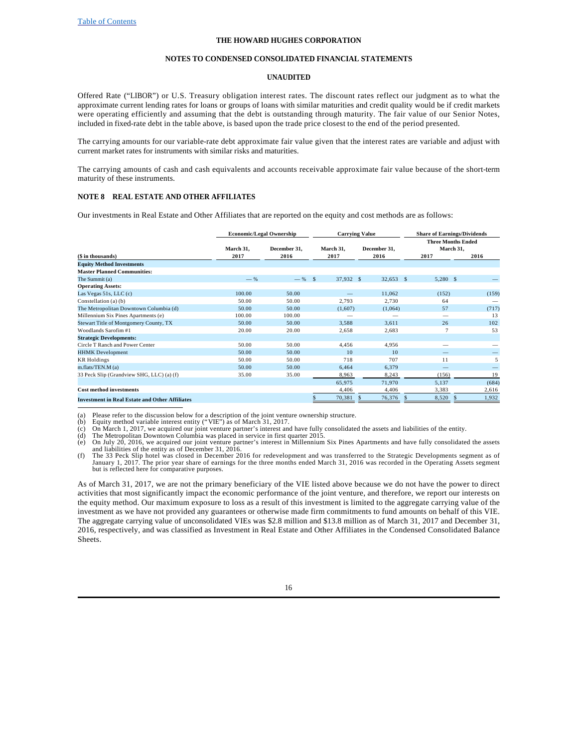Offered Rate ("LIBOR") or U.S. Treasury obligation interest rates. The discount rates reflect our judgment as to what the approximate current lending rates for loans or groups of loans with similar maturities and credit quality would be if credit markets were operating efficiently and assuming that the debt is outstanding through maturity. The fair value of our Senior Notes, included in fixed-rate debt in the table above, is based upon the trade price closest to the end of the period presented.

The carrying amounts for our variable-rate debt approximate fair value given that the interest rates are variable and adjust with current market rates for instruments with similar risks and maturities.

The carrying amounts of cash and cash equivalents and accounts receivable approximate fair value because of the short-term maturity of these instruments.

## NOTE 8 REAL ESTATE AND OTHER AFFILIATES

Our investments in Real Estate and Other Affiliates that are reported on the equity and cost methods are as follows:

| | Economic/Legal Ownership | | Carrying Value | | Share of Earnings/Dividends | |
|---|---|---|---|---|---|---|
| | | | | | Three Months Ended March 31, | |
| ($ in thousands) | March 31, 2017 | December 31, 2016 | March 31, 2017 | December 31, 2016 | 2017 | 2016 |
| **Equity Method Investments** | | | | | | |
| **Master Planned Communities:** | | | | | | |
| The Summit (a) | — % | — % | $ 37,932 | $ 32,653 | $ 5,280 | $ — |
| **Operating Assets:** | | | | | | |
| Las Vegas 51s, LLC (c) | 100.00 | 50.00 | — | 11,062 | (152) | (159) |
| Constellation (a) (b) | 50.00 | 50.00 | 2,793 | 2,730 | 64 | — |
| The Metropolitan Downtown Columbia (d) | 50.00 | 50.00 | (1,607) | (1,064) | 57 | (717) |
| Millennium Six Pines Apartments (e) | 100.00 | 100.00 | — | — | — | 13 |
| Stewart Title of Montgomery County, TX | 50.00 | 50.00 | 3,588 | 3,611 | 26 | 102 |
| Woodlands Sarofim #1 | 20.00 | 20.00 | 2,658 | 2,683 | 7 | 53 |
| **Strategic Developments:** | | | | | | |
| Circle T Ranch and Power Center | 50.00 | 50.00 | 4,456 | 4,956 | — | — |
| HHMK Development | 50.00 | 50.00 | 10 | 10 | — | — |
| KR Holdings | 50.00 | 50.00 | 718 | 707 | 11 | 5 |
| m.flats/TEN.M (a) | 50.00 | 50.00 | 6,464 | 6,379 | — | — |
| 33 Peck Slip (Grandview SHG, LLC) (a) (f) | 35.00 | 35.00 | 8,963 | 8,243 | (156) | 19 |
| | | | 65,975 | 71,970 | 5,137 | (684) |
| **Cost method investments** | | | 4,406 | 4,406 | 3,383 | 2,616 |
| **Investment in Real Estate and Other Affiliates** | | | $ 70,381 | $ 76,376 | $ 8,520 | $ 1,932 |

(a) Please refer to the discussion below for a description of the joint venture ownership structure.
(b) Equity method variable interest entity ("VIE") as of March 31, 2017.
(c) On March 1, 2017, we acquired our joint venture partner's interest and have fully consolidated the assets and liabilities of the entity.
(d) The Metropolitan Downtown Columbia was placed in service in first quarter 2015.
(e) On July 20, 2016, we acquired our joint venture partner's interest in Millennium Six Pines Apartments and have fully consolidated the assets and liabilities of the entity as of December 31, 2016.
(f) The 33 Peck Slip hotel was closed in December 2016 for redevelopment and was transferred to the Strategic Developments segment as of January 1, 2017. The prior year share of earnings for the three months ended March 31, 2016 was recorded in the Operating Assets segment but is reflected here for comparative purposes.

As of March 31, 2017, we are not the primary beneficiary of the VIE listed above because we do not have the power to direct activities that most significantly impact the economic performance of the joint venture, and therefore, we report our interests on the equity method. Our maximum exposure to loss as a result of this investment is limited to the aggregate carrying value of the investment as we have not provided any guarantees or otherwise made firm commitments to fund amounts on behalf of this VIE. The aggregate carrying value of unconsolidated VIEs was $2.8 million and $13.8 million as of March 31, 2017 and December 31, 2016, respectively, and was classified as Investment in Real Estate and Other Affiliates in the Condensed Consolidated Balance Sheets.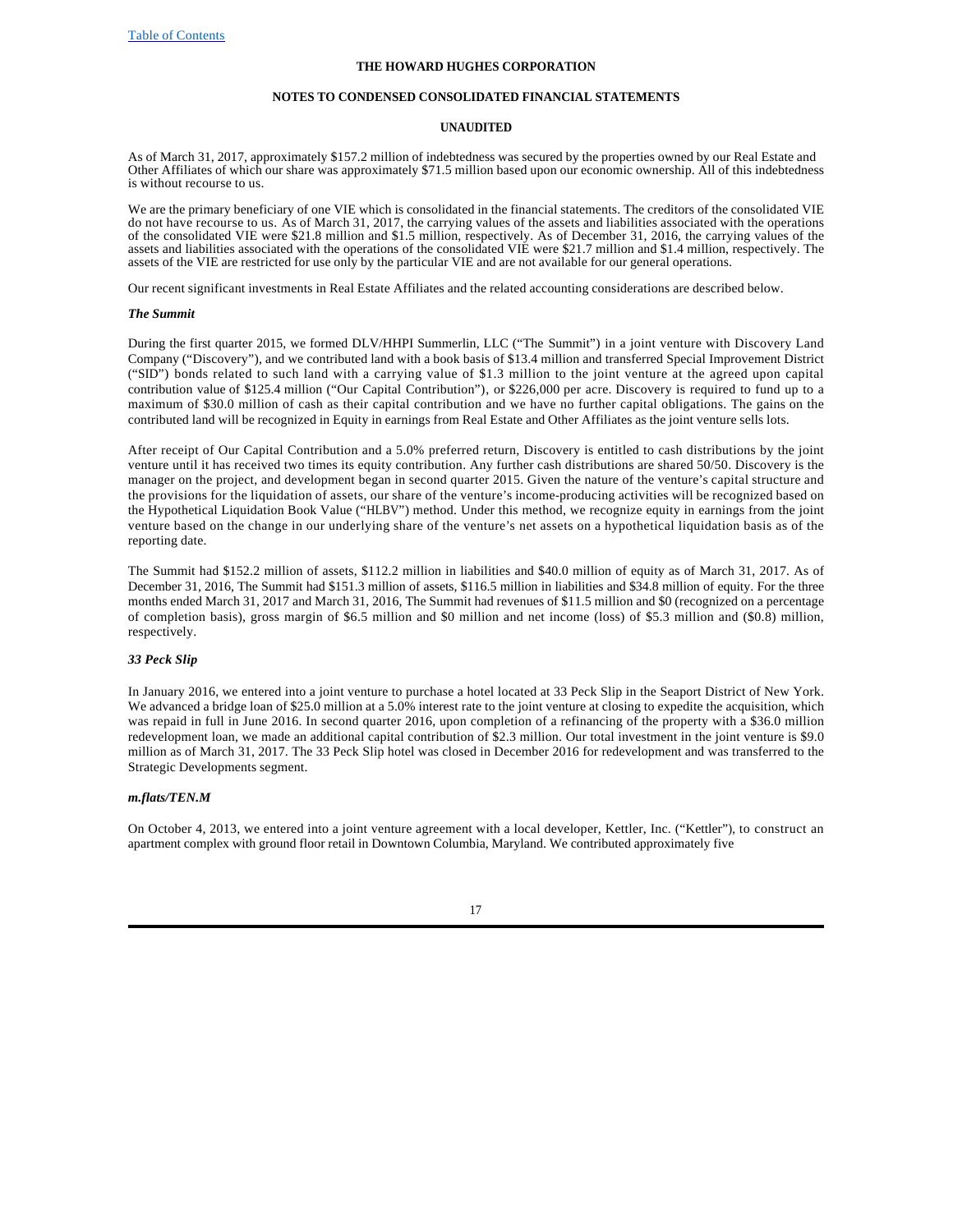As of March 31, 2017, approximately $157.2 million of indebtedness was secured by the properties owned by our Real Estate and Other Affiliates of which our share was approximately $71.5 million based upon our economic ownership. All of this indebtedness is without recourse to us.

We are the primary beneficiary of one VIE which is consolidated in the financial statements. The creditors of the consolidated VIE do not have recourse to us. As of March 31, 2017, the carrying values of the assets and liabilities associated with the operations of the consolidated VIE were $21.8 million and $1.5 million, respectively. As of December 31, 2016, the carrying values of the assets and liabilities associated with the operations of the consolidated VIE were $21.7 million and $1.4 million, respectively. The assets of the VIE are restricted for use only by the particular VIE and are not available for our general operations.

Our recent significant investments in Real Estate Affiliates and the related accounting considerations are described below.

***The Summit***

During the first quarter 2015, we formed DLV/HHPI Summerlin, LLC ("The Summit") in a joint venture with Discovery Land Company ("Discovery"), and we contributed land with a book basis of $13.4 million and transferred Special Improvement District ("SID") bonds related to such land with a carrying value of $1.3 million to the joint venture at the agreed upon capital contribution value of $125.4 million ("Our Capital Contribution"), or $226,000 per acre. Discovery is required to fund up to a maximum of $30.0 million of cash as their capital contribution and we have no further capital obligations. The gains on the contributed land will be recognized in Equity in earnings from Real Estate and Other Affiliates as the joint venture sells lots.

After receipt of Our Capital Contribution and a 5.0% preferred return, Discovery is entitled to cash distributions by the joint venture until it has received two times its equity contribution. Any further cash distributions are shared 50/50. Discovery is the manager on the project, and development began in second quarter 2015. Given the nature of the venture's capital structure and the provisions for the liquidation of assets, our share of the venture's income-producing activities will be recognized based on the Hypothetical Liquidation Book Value ("HLBV") method. Under this method, we recognize equity in earnings from the joint venture based on the change in our underlying share of the venture's net assets on a hypothetical liquidation basis as of the reporting date.

The Summit had $152.2 million of assets, $112.2 million in liabilities and $40.0 million of equity as of March 31, 2017. As of December 31, 2016, The Summit had $151.3 million of assets, $116.5 million in liabilities and $34.8 million of equity. For the three months ended March 31, 2017 and March 31, 2016, The Summit had revenues of $11.5 million and $0 (recognized on a percentage of completion basis), gross margin of $6.5 million and $0 million and net income (loss) of $5.3 million and ($0.8) million, respectively.

***33 Peck Slip***

In January 2016, we entered into a joint venture to purchase a hotel located at 33 Peck Slip in the Seaport District of New York. We advanced a bridge loan of $25.0 million at a 5.0% interest rate to the joint venture at closing to expedite the acquisition, which was repaid in full in June 2016. In second quarter 2016, upon completion of a refinancing of the property with a $36.0 million redevelopment loan, we made an additional capital contribution of $2.3 million. Our total investment in the joint venture is $9.0 million as of March 31, 2017. The 33 Peck Slip hotel was closed in December 2016 for redevelopment and was transferred to the Strategic Developments segment.

***m.flats/TEN.M***

On October 4, 2013, we entered into a joint venture agreement with a local developer, Kettler, Inc. ("Kettler"), to construct an apartment complex with ground floor retail in Downtown Columbia, Maryland. We contributed approximately five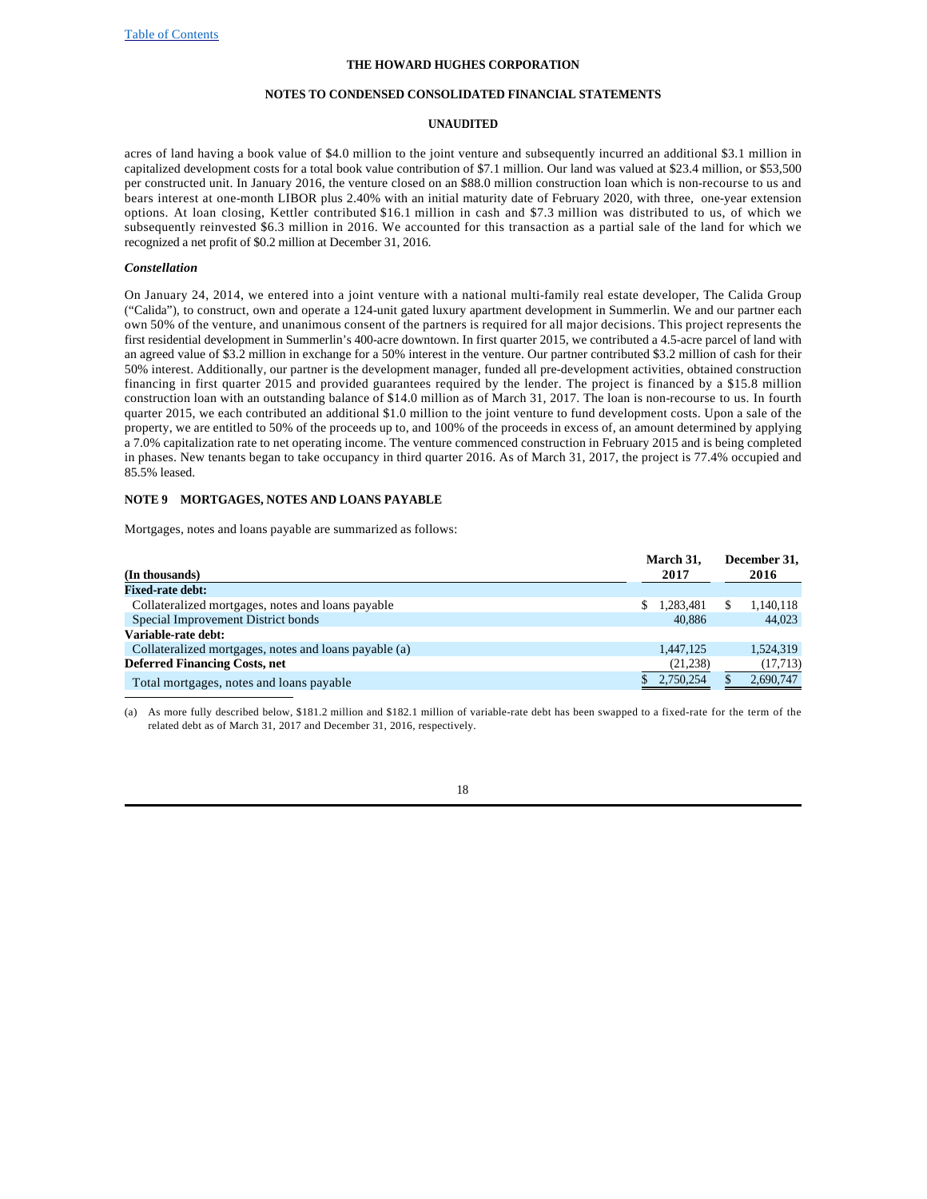acres of land having a book value of $4.0 million to the joint venture and subsequently incurred an additional $3.1 million in capitalized development costs for a total book value contribution of $7.1 million. Our land was valued at $23.4 million, or $53,500 per constructed unit. In January 2016, the venture closed on an $88.0 million construction loan which is non-recourse to us and bears interest at one-month LIBOR plus 2.40% with an initial maturity date of February 2020, with three, one-year extension options. At loan closing, Kettler contributed $16.1 million in cash and $7.3 million was distributed to us, of which we subsequently reinvested $6.3 million in 2016. We accounted for this transaction as a partial sale of the land for which we recognized a net profit of $0.2 million at December 31, 2016.

***Constellation***

On January 24, 2014, we entered into a joint venture with a national multi-family real estate developer, The Calida Group ("Calida"), to construct, own and operate a 124-unit gated luxury apartment development in Summerlin. We and our partner each own 50% of the venture, and unanimous consent of the partners is required for all major decisions. This project represents the first residential development in Summerlin's 400-acre downtown. In first quarter 2015, we contributed a 4.5-acre parcel of land with an agreed value of $3.2 million in exchange for a 50% interest in the venture. Our partner contributed $3.2 million of cash for their 50% interest. Additionally, our partner is the development manager, funded all pre-development activities, obtained construction financing in first quarter 2015 and provided guarantees required by the lender. The project is financed by a $15.8 million construction loan with an outstanding balance of $14.0 million as of March 31, 2017. The loan is non-recourse to us. In fourth quarter 2015, we each contributed an additional $1.0 million to the joint venture to fund development costs. Upon a sale of the property, we are entitled to 50% of the proceeds up to, and 100% of the proceeds in excess of, an amount determined by applying a 7.0% capitalization rate to net operating income. The venture commenced construction in February 2015 and is being completed in phases. New tenants began to take occupancy in third quarter 2016. As of March 31, 2017, the project is 77.4% occupied and 85.5% leased.

## NOTE 9 MORTGAGES, NOTES AND LOANS PAYABLE

Mortgages, notes and loans payable are summarized as follows:

| (In thousands) | March 31, 2017 | December 31, 2016 |
|---|---|---|
| **Fixed-rate debt:** | | |
| Collateralized mortgages, notes and loans payable | $ 1,283,481 | $ 1,140,118 |
| Special Improvement District bonds | 40,886 | 44,023 |
| **Variable-rate debt:** | | |
| Collateralized mortgages, notes and loans payable (a) | 1,447,125 | 1,524,319 |
| **Deferred Financing Costs, net** | (21,238) | (17,713) |
| Total mortgages, notes and loans payable | $ 2,750,254 | $ 2,690,747 |

(a) As more fully described below, $181.2 million and $182.1 million of variable-rate debt has been swapped to a fixed-rate for the term of the related debt as of March 31, 2017 and December 31, 2016, respectively.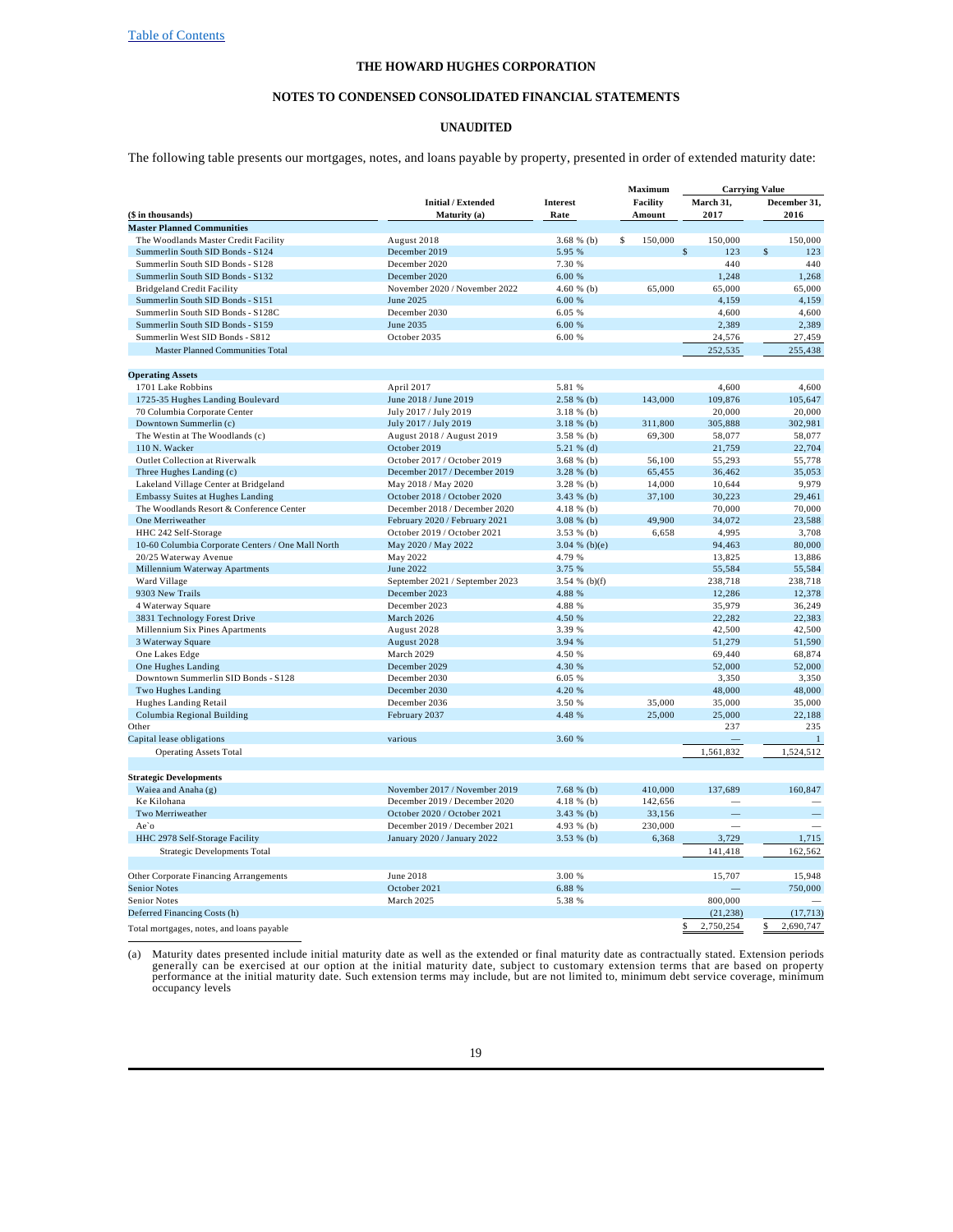[Table of Contents](#)

**THE HOWARD HUGHES CORPORATION**

**NOTES TO CONDENSED CONSOLIDATED FINANCIAL STATEMENTS**

**UNAUDITED**

The following table presents our mortgages, notes, and loans payable by property, presented in order of extended maturity date:

| ($ in thousands) | Initial / Extended Maturity (a) | Interest Rate | Maximum Facility Amount | Carrying Value March 31, 2017 | Carrying Value December 31, 2016 |
|---|---|---|---|---|---|
| **Master Planned Communities** | | | | | |
| The Woodlands Master Credit Facility | August 2018 | 3.68 % (b) | $ 150,000 | 150,000 | 150,000 |
| Summerlin South SID Bonds - S124 | December 2019 | 5.95 % | | $ 123 | $ 123 |
| Summerlin South SID Bonds - S128 | December 2020 | 7.30 % | | 440 | 440 |
| Summerlin South SID Bonds - S132 | December 2020 | 6.00 % | | 1,248 | 1,268 |
| Bridgeland Credit Facility | November 2020 / November 2022 | 4.60 % (b) | 65,000 | 65,000 | 65,000 |
| Summerlin South SID Bonds - S151 | June 2025 | 6.00 % | | 4,159 | 4,159 |
| Summerlin South SID Bonds - S128C | December 2030 | 6.05 % | | 4,600 | 4,600 |
| Summerlin South SID Bonds - S159 | June 2035 | 6.00 % | | 2,389 | 2,389 |
| Summerlin West SID Bonds - S812 | October 2035 | 6.00 % | | 24,576 | 27,459 |
| Master Planned Communities Total | | | | 252,535 | 255,438 |
| **Operating Assets** | | | | | |
| 1701 Lake Robbins | April 2017 | 5.81 % | | 4,600 | 4,600 |
| 1725-35 Hughes Landing Boulevard | June 2018 / June 2019 | 2.58 % (b) | 143,000 | 109,876 | 105,647 |
| 70 Columbia Corporate Center | July 2017 / July 2019 | 3.18 % (b) | | 20,000 | 20,000 |
| Downtown Summerlin (c) | July 2017 / July 2019 | 3.18 % (b) | 311,800 | 305,888 | 302,981 |
| The Westin at The Woodlands (c) | August 2018 / August 2019 | 3.58 % (b) | 69,300 | 58,077 | 58,077 |
| 110 N. Wacker | October 2019 | 5.21 % (d) | | 21,759 | 22,704 |
| Outlet Collection at Riverwalk | October 2017 / October 2019 | 3.68 % (b) | 56,100 | 55,293 | 55,778 |
| Three Hughes Landing (c) | December 2017 / December 2019 | 3.28 % (b) | 65,455 | 36,462 | 35,053 |
| Lakeland Village Center at Bridgeland | May 2018 / May 2020 | 3.28 % (b) | 14,000 | 10,644 | 9,979 |
| Embassy Suites at Hughes Landing | October 2018 / October 2020 | 3.43 % (b) | 37,100 | 30,223 | 29,461 |
| The Woodlands Resort & Conference Center | December 2018 / December 2020 | 4.18 % (b) | | 70,000 | 70,000 |
| One Merriweather | February 2020 / February 2021 | 3.08 % (b) | 49,900 | 34,072 | 23,588 |
| HHC 242 Self-Storage | October 2019 / October 2021 | 3.53 % (b) | 6,658 | 4,995 | 3,708 |
| 10-60 Columbia Corporate Centers / One Mall North | May 2020 / May 2022 | 3.04 % (b)(e) | | 94,463 | 80,000 |
| 20/25 Waterway Avenue | May 2022 | 4.79 % | | 13,825 | 13,886 |
| Millennium Waterway Apartments | June 2022 | 3.75 % | | 55,584 | 55,584 |
| Ward Village | September 2021 / September 2023 | 3.54 % (b)(f) | | 238,718 | 238,718 |
| 9303 New Trails | December 2023 | 4.88 % | | 12,286 | 12,378 |
| 4 Waterway Square | December 2023 | 4.88 % | | 35,979 | 36,249 |
| 3831 Technology Forest Drive | March 2026 | 4.50 % | | 22,282 | 22,383 |
| Millennium Six Pines Apartments | August 2028 | 3.39 % | | 42,500 | 42,500 |
| 3 Waterway Square | August 2028 | 3.94 % | | 51,279 | 51,590 |
| One Lakes Edge | March 2029 | 4.50 % | | 69,440 | 68,874 |
| One Hughes Landing | December 2029 | 4.30 % | | 52,000 | 52,000 |
| Downtown Summerlin SID Bonds - S128 | December 2030 | 6.05 % | | 3,350 | 3,350 |
| Two Hughes Landing | December 2030 | 4.20 % | | 48,000 | 48,000 |
| Hughes Landing Retail | December 2036 | 3.50 % | 35,000 | 35,000 | 35,000 |
| Columbia Regional Building | February 2037 | 4.48 % | 25,000 | 25,000 | 22,188 |
| Other | | | | 237 | 235 |
| Capital lease obligations | various | 3.60 % | | — | 1 |
| Operating Assets Total | | | | 1,561,832 | 1,524,512 |
| **Strategic Developments** | | | | | |
| Waiea and Anaha (g) | November 2017 / November 2019 | 7.68 % (b) | 410,000 | 137,689 | 160,847 |
| Ke Kilohana | December 2019 / December 2020 | 4.18 % (b) | 142,656 | — | — |
| Two Merriweather | October 2020 / October 2021 | 3.43 % (b) | 33,156 | — | — |
| Ae`o | December 2019 / December 2021 | 4.93 % (b) | 230,000 | — | — |
| HHC 2978 Self-Storage Facility | January 2020 / January 2022 | 3.53 % (b) | 6,368 | 3,729 | 1,715 |
| Strategic Developments Total | | | | 141,418 | 162,562 |
| Other Corporate Financing Arrangements | June 2018 | 3.00 % | | 15,707 | 15,948 |
| Senior Notes | October 2021 | 6.88 % | | — | 750,000 |
| Senior Notes | March 2025 | 5.38 % | | 800,000 | — |
| Deferred Financing Costs (h) | | | | (21,238) | (17,713) |
| Total mortgages, notes, and loans payable | | | | $ 2,750,254 | $ 2,690,747 |

(a) Maturity dates presented include initial maturity date as well as the extended or final maturity date as contractually stated. Extension periods generally can be exercised at our option at the initial maturity date, subject to customary extension terms that are based on property performance at the initial maturity date. Such extension terms may include, but are not limited to, minimum debt service coverage, minimum occupancy levels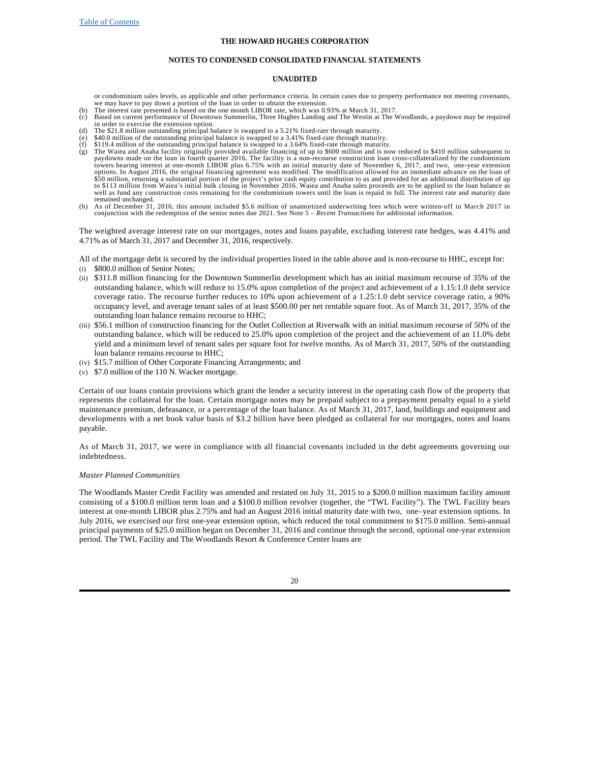**THE HOWARD HUGHES CORPORATION**

**NOTES TO CONDENSED CONSOLIDATED FINANCIAL STATEMENTS**

**UNAUDITED**

or condominium sales levels, as applicable and other performance criteria. In certain cases due to property performance not meeting covenants, we may have to pay down a portion of the loan in order to obtain the extension.

(b) The interest rate presented is based on the one month LIBOR rate, which was 0.93% at March 31, 2017.

(c) Based on current performance of Downtown Summerlin, Three Hughes Landing and The Westin at The Woodlands, a paydown may be required in order to exercise the extension option.

(d) The $21.8 million outstanding principal balance is swapped to a 5.21% fixed-rate through maturity.

(e) $40.0 million of the outstanding principal balance is swapped to a 3.41% fixed-rate through maturity.

(f) $119.4 million of the outstanding principal balance is swapped to a 3.64% fixed-rate through maturity.

(g) The Waiea and Anaha facility originally provided available financing of up to $600 million and is now reduced to $410 million subsequent to paydowns made on the loan in fourth quarter 2016. The facility is a non-recourse construction loan cross-collateralized by the condominium towers bearing interest at one-month LIBOR plus 6.75% with an initial maturity date of November 6, 2017, and two, one-year extension options. In August 2016, the original financing agreement was modified. The modification allowed for an immediate advance on the loan of $50 million, returning a substantial portion of the project's prior cash equity contribution to us and provided for an additional distribution of up to $113 million from Waiea's initial bulk closing in November 2016. Waiea and Anaha sales proceeds are to be applied to the loan balance as well as fund any construction costs remaining for the condominium towers until the loan is repaid in full. The interest rate and maturity date remained unchanged.

(h) As of December 31, 2016, this amount included $5.6 million of unamortized underwriting fees which were written-off in March 2017 in conjunction with the redemption of the senior notes due 2021. See Note 5 – *Recent Transactions* for additional information.

The weighted average interest rate on our mortgages, notes and loans payable, excluding interest rate hedges, was 4.41% and 4.71% as of March 31, 2017 and December 31, 2016, respectively.

All of the mortgage debt is secured by the individual properties listed in the table above and is non-recourse to HHC, except for:

(i) $800.0 million of Senior Notes;

(ii) $311.8 million financing for the Downtown Summerlin development which has an initial maximum recourse of 35% of the outstanding balance, which will reduce to 15.0% upon completion of the project and achievement of a 1.15:1.0 debt service coverage ratio. The recourse further reduces to 10% upon achievement of a 1.25:1.0 debt service coverage ratio, a 90% occupancy level, and average tenant sales of at least $500.00 per net rentable square foot. As of March 31, 2017, 35% of the outstanding loan balance remains recourse to HHC;

(iii) $56.1 million of construction financing for the Outlet Collection at Riverwalk with an initial maximum recourse of 50% of the outstanding balance, which will be reduced to 25.0% upon completion of the project and the achievement of an 11.0% debt yield and a minimum level of tenant sales per square foot for twelve months. As of March 31, 2017, 50% of the outstanding loan balance remains recourse to HHC;

(iv) $15.7 million of Other Corporate Financing Arrangements; and

(v) $7.0 million of the 110 N. Wacker mortgage.

Certain of our loans contain provisions which grant the lender a security interest in the operating cash flow of the property that represents the collateral for the loan. Certain mortgage notes may be prepaid subject to a prepayment penalty equal to a yield maintenance premium, defeasance, or a percentage of the loan balance. As of March 31, 2017, land, buildings and equipment and developments with a net book value basis of $3.2 billion have been pledged as collateral for our mortgages, notes and loans payable.

As of March 31, 2017, we were in compliance with all financial covenants included in the debt agreements governing our indebtedness.

*Master Planned Communities*

The Woodlands Master Credit Facility was amended and restated on July 31, 2015 to a $200.0 million maximum facility amount consisting of a $100.0 million term loan and a $100.0 million revolver (together, the "TWL Facility"). The TWL Facility bears interest at one-month LIBOR plus 2.75% and had an August 2016 initial maturity date with two, one–year extension options. In July 2016, we exercised our first one-year extension option, which reduced the total commitment to $175.0 million. Semi-annual principal payments of $25.0 million began on December 31, 2016 and continue through the second, optional one-year extension period. The TWL Facility and The Woodlands Resort & Conference Center loans are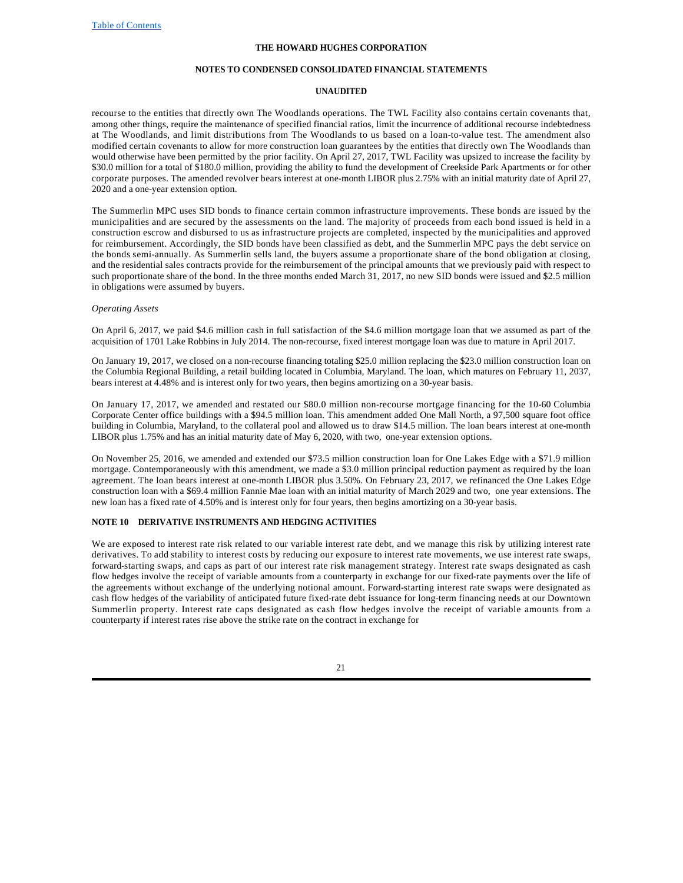recourse to the entities that directly own The Woodlands operations. The TWL Facility also contains certain covenants that, among other things, require the maintenance of specified financial ratios, limit the incurrence of additional recourse indebtedness at The Woodlands, and limit distributions from The Woodlands to us based on a loan-to-value test. The amendment also modified certain covenants to allow for more construction loan guarantees by the entities that directly own The Woodlands than would otherwise have been permitted by the prior facility. On April 27, 2017, TWL Facility was upsized to increase the facility by $30.0 million for a total of $180.0 million, providing the ability to fund the development of Creekside Park Apartments or for other corporate purposes. The amended revolver bears interest at one-month LIBOR plus 2.75% with an initial maturity date of April 27, 2020 and a one-year extension option.

The Summerlin MPC uses SID bonds to finance certain common infrastructure improvements. These bonds are issued by the municipalities and are secured by the assessments on the land. The majority of proceeds from each bond issued is held in a construction escrow and disbursed to us as infrastructure projects are completed, inspected by the municipalities and approved for reimbursement. Accordingly, the SID bonds have been classified as debt, and the Summerlin MPC pays the debt service on the bonds semi-annually. As Summerlin sells land, the buyers assume a proportionate share of the bond obligation at closing, and the residential sales contracts provide for the reimbursement of the principal amounts that we previously paid with respect to such proportionate share of the bond. In the three months ended March 31, 2017, no new SID bonds were issued and $2.5 million in obligations were assumed by buyers.

*Operating Assets*

On April 6, 2017, we paid $4.6 million cash in full satisfaction of the $4.6 million mortgage loan that we assumed as part of the acquisition of 1701 Lake Robbins in July 2014. The non-recourse, fixed interest mortgage loan was due to mature in April 2017.

On January 19, 2017, we closed on a non-recourse financing totaling $25.0 million replacing the $23.0 million construction loan on the Columbia Regional Building, a retail building located in Columbia, Maryland. The loan, which matures on February 11, 2037, bears interest at 4.48% and is interest only for two years, then begins amortizing on a 30-year basis.

On January 17, 2017, we amended and restated our $80.0 million non-recourse mortgage financing for the 10-60 Columbia Corporate Center office buildings with a $94.5 million loan. This amendment added One Mall North, a 97,500 square foot office building in Columbia, Maryland, to the collateral pool and allowed us to draw $14.5 million. The loan bears interest at one-month LIBOR plus 1.75% and has an initial maturity date of May 6, 2020, with two, one-year extension options.

On November 25, 2016, we amended and extended our $73.5 million construction loan for One Lakes Edge with a $71.9 million mortgage. Contemporaneously with this amendment, we made a $3.0 million principal reduction payment as required by the loan agreement. The loan bears interest at one-month LIBOR plus 3.50%. On February 23, 2017, we refinanced the One Lakes Edge construction loan with a $69.4 million Fannie Mae loan with an initial maturity of March 2029 and two, one year extensions. The new loan has a fixed rate of 4.50% and is interest only for four years, then begins amortizing on a 30-year basis.

## NOTE 10 DERIVATIVE INSTRUMENTS AND HEDGING ACTIVITIES

We are exposed to interest rate risk related to our variable interest rate debt, and we manage this risk by utilizing interest rate derivatives. To add stability to interest costs by reducing our exposure to interest rate movements, we use interest rate swaps, forward-starting swaps, and caps as part of our interest rate risk management strategy. Interest rate swaps designated as cash flow hedges involve the receipt of variable amounts from a counterparty in exchange for our fixed-rate payments over the life of the agreements without exchange of the underlying notional amount. Forward-starting interest rate swaps were designated as cash flow hedges of the variability of anticipated future fixed-rate debt issuance for long-term financing needs at our Downtown Summerlin property. Interest rate caps designated as cash flow hedges involve the receipt of variable amounts from a counterparty if interest rates rise above the strike rate on the contract in exchange for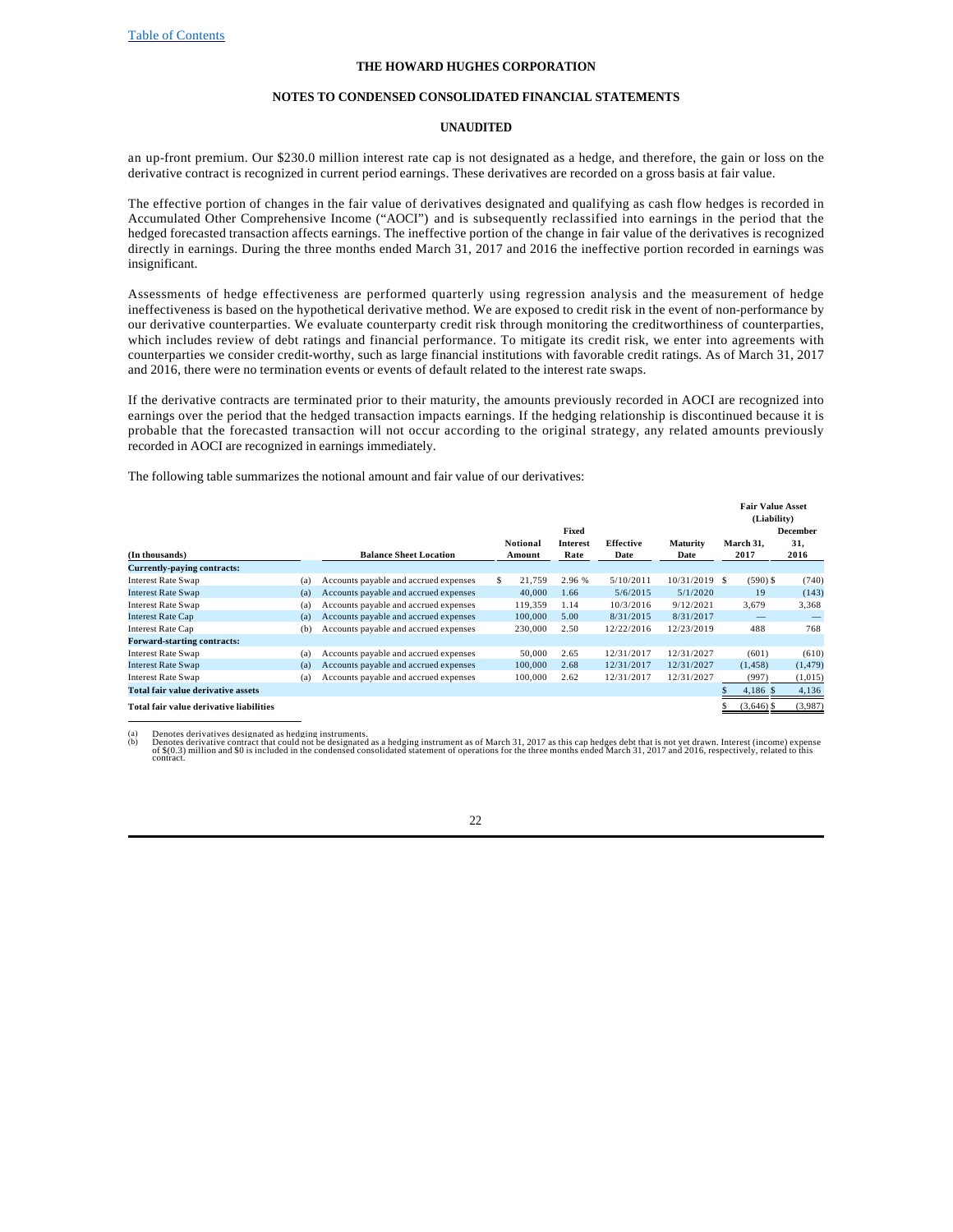THE HOWARD HUGHES CORPORATION

NOTES TO CONDENSED CONSOLIDATED FINANCIAL STATEMENTS

UNAUDITED

an up-front premium. Our $230.0 million interest rate cap is not designated as a hedge, and therefore, the gain or loss on the derivative contract is recognized in current period earnings. These derivatives are recorded on a gross basis at fair value.

The effective portion of changes in the fair value of derivatives designated and qualifying as cash flow hedges is recorded in Accumulated Other Comprehensive Income ("AOCI") and is subsequently reclassified into earnings in the period that the hedged forecasted transaction affects earnings. The ineffective portion of the change in fair value of the derivatives is recognized directly in earnings. During the three months ended March 31, 2017 and 2016 the ineffective portion recorded in earnings was insignificant.

Assessments of hedge effectiveness are performed quarterly using regression analysis and the measurement of hedge ineffectiveness is based on the hypothetical derivative method. We are exposed to credit risk in the event of non-performance by our derivative counterparties. We evaluate counterparty credit risk through monitoring the creditworthiness of counterparties, which includes review of debt ratings and financial performance. To mitigate its credit risk, we enter into agreements with counterparties we consider credit-worthy, such as large financial institutions with favorable credit ratings. As of March 31, 2017 and 2016, there were no termination events or events of default related to the interest rate swaps.

If the derivative contracts are terminated prior to their maturity, the amounts previously recorded in AOCI are recognized into earnings over the period that the hedged transaction impacts earnings. If the hedging relationship is discontinued because it is probable that the forecasted transaction will not occur according to the original strategy, any related amounts previously recorded in AOCI are recognized in earnings immediately.

The following table summarizes the notional amount and fair value of our derivatives:

| (In thousands) | | Balance Sheet Location | Notional Amount | Fixed Interest Rate | Effective Date | Maturity Date | Fair Value Asset (Liability) March 31, 2017 | Fair Value Asset (Liability) December 31, 2016 |
|---|---|---|---|---|---|---|---|---|
| **Currently-paying contracts:** | | | | | | | | |
| Interest Rate Swap | (a) | Accounts payable and accrued expenses | $ 21,759 | 2.96 % | 5/10/2011 | 10/31/2019 | $ (590) | $ (740) |
| Interest Rate Swap | (a) | Accounts payable and accrued expenses | 40,000 | 1.66 | 5/6/2015 | 5/1/2020 | 19 | (143) |
| Interest Rate Swap | (a) | Accounts payable and accrued expenses | 119,359 | 1.14 | 10/3/2016 | 9/12/2021 | 3,679 | 3,368 |
| Interest Rate Cap | (a) | Accounts payable and accrued expenses | 100,000 | 5.00 | 8/31/2015 | 8/31/2017 | — | — |
| Interest Rate Cap | (b) | Accounts payable and accrued expenses | 230,000 | 2.50 | 12/22/2016 | 12/23/2019 | 488 | 768 |
| **Forward-starting contracts:** | | | | | | | | |
| Interest Rate Swap | (a) | Accounts payable and accrued expenses | 50,000 | 2.65 | 12/31/2017 | 12/31/2027 | (601) | (610) |
| Interest Rate Swap | (a) | Accounts payable and accrued expenses | 100,000 | 2.68 | 12/31/2017 | 12/31/2027 | (1,458) | (1,479) |
| Interest Rate Swap | (a) | Accounts payable and accrued expenses | 100,000 | 2.62 | 12/31/2017 | 12/31/2027 | (997) | (1,015) |
| **Total fair value derivative assets** | | | | | | | $ 4,186 | $ 4,136 |
| **Total fair value derivative liabilities** | | | | | | | $ (3,646) | $ (3,987) |

(a) Denotes derivatives designated as hedging instruments.
(b) Denotes derivative contract that could not be designated as a hedging instrument as of March 31, 2017 as this cap hedges debt that is not yet drawn. Interest (income) expense of $(0.3) million and $0 is included in the condensed consolidated statement of operations for the three months ended March 31, 2017 and 2016, respectively, related to this contract.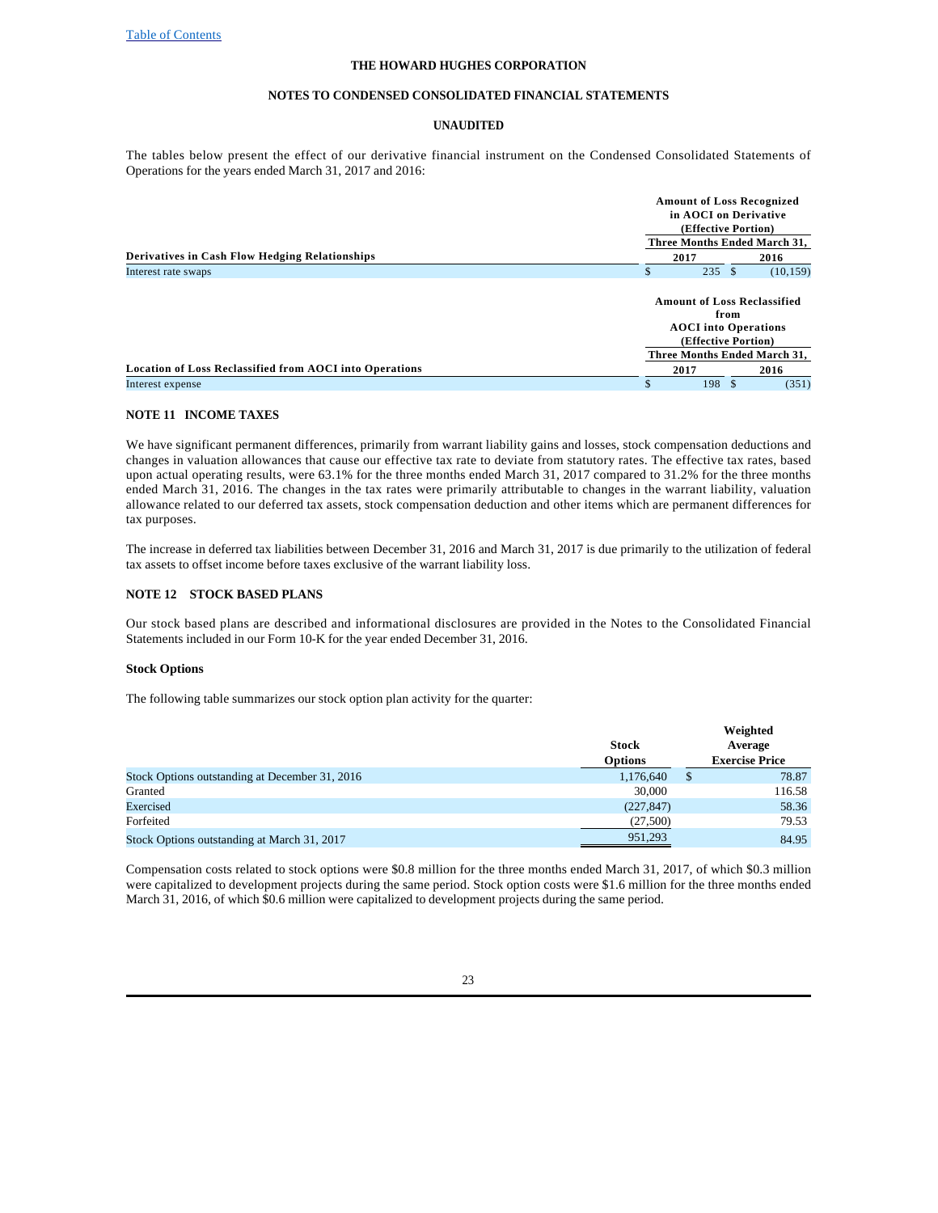THE HOWARD HUGHES CORPORATION

NOTES TO CONDENSED CONSOLIDATED FINANCIAL STATEMENTS

UNAUDITED

The tables below present the effect of our derivative financial instrument on the Condensed Consolidated Statements of Operations for the years ended March 31, 2017 and 2016:

| Derivatives in Cash Flow Hedging Relationships | Amount of Loss Recognized in AOCI on Derivative (Effective Portion) | |
|---|---|---|
| | Three Months Ended March 31, | |
| | 2017 | 2016 |
| Interest rate swaps | $ 235 | $ (10,159) |

| Location of Loss Reclassified from AOCI into Operations | Amount of Loss Reclassified from AOCI into Operations (Effective Portion) | |
|---|---|---|
| | Three Months Ended March 31, | |
| | 2017 | 2016 |
| Interest expense | $ 198 | $ (351) |

## NOTE 11 INCOME TAXES

We have significant permanent differences, primarily from warrant liability gains and losses, stock compensation deductions and changes in valuation allowances that cause our effective tax rate to deviate from statutory rates. The effective tax rates, based upon actual operating results, were 63.1% for the three months ended March 31, 2017 compared to 31.2% for the three months ended March 31, 2016. The changes in the tax rates were primarily attributable to changes in the warrant liability, valuation allowance related to our deferred tax assets, stock compensation deduction and other items which are permanent differences for tax purposes.

The increase in deferred tax liabilities between December 31, 2016 and March 31, 2017 is due primarily to the utilization of federal tax assets to offset income before taxes exclusive of the warrant liability loss.

## NOTE 12 STOCK BASED PLANS

Our stock based plans are described and informational disclosures are provided in the Notes to the Consolidated Financial Statements included in our Form 10-K for the year ended December 31, 2016.

### Stock Options

The following table summarizes our stock option plan activity for the quarter:

| | Stock Options | Weighted Average Exercise Price |
|---|---|---|
| Stock Options outstanding at December 31, 2016 | 1,176,640 | $ 78.87 |
| Granted | 30,000 | 116.58 |
| Exercised | (227,847) | 58.36 |
| Forfeited | (27,500) | 79.53 |
| Stock Options outstanding at March 31, 2017 | 951,293 | 84.95 |

Compensation costs related to stock options were $0.8 million for the three months ended March 31, 2017, of which $0.3 million were capitalized to development projects during the same period. Stock option costs were $1.6 million for the three months ended March 31, 2016, of which $0.6 million were capitalized to development projects during the same period.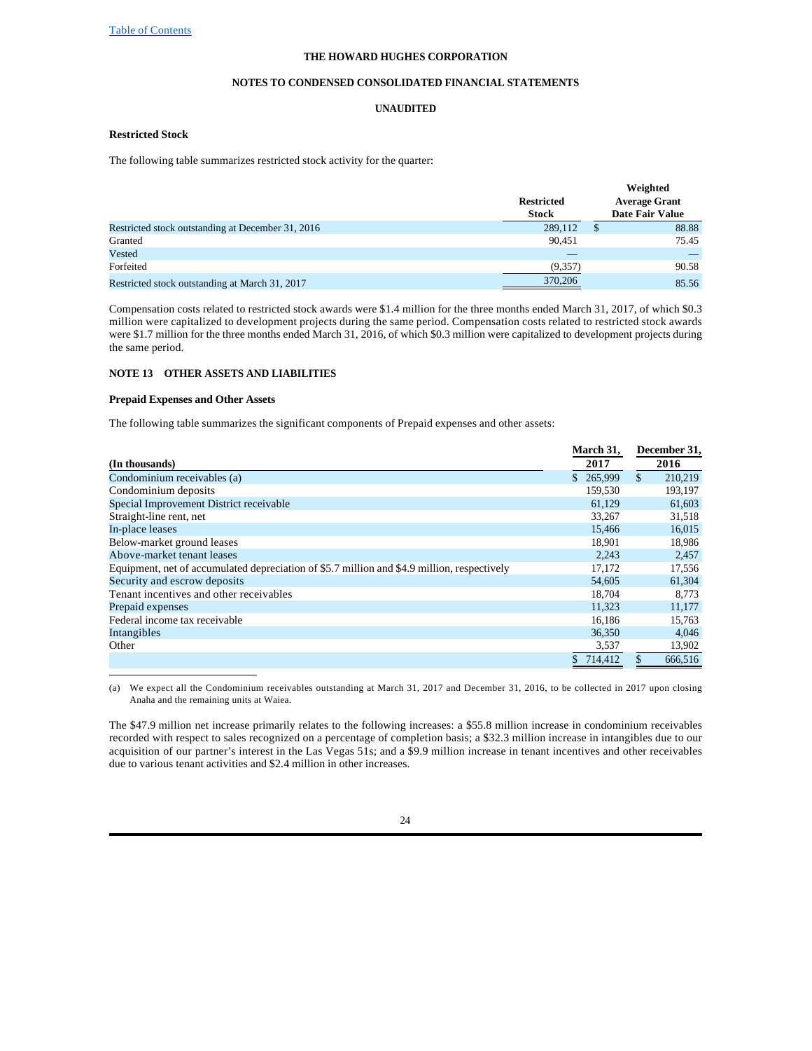### Restricted Stock

The following table summarizes restricted stock activity for the quarter:

| | Restricted Stock | Weighted Average Grant Date Fair Value |
|---|---|---|
| Restricted stock outstanding at December 31, 2016 | 289,112 | $ 88.88 |
| Granted | 90,451 | 75.45 |
| Vested | — | — |
| Forfeited | (9,357) | 90.58 |
| Restricted stock outstanding at March 31, 2017 | 370,206 | 85.56 |

Compensation costs related to restricted stock awards were $1.4 million for the three months ended March 31, 2017, of which $0.3 million were capitalized to development projects during the same period. Compensation costs related to restricted stock awards were $1.7 million for the three months ended March 31, 2016, of which $0.3 million were capitalized to development projects during the same period.

## NOTE 13 OTHER ASSETS AND LIABILITIES

### Prepaid Expenses and Other Assets

The following table summarizes the significant components of Prepaid expenses and other assets:

| (In thousands) | March 31, 2017 | December 31, 2016 |
|---|---|---|
| Condominium receivables (a) | $ 265,999 | $ 210,219 |
| Condominium deposits | 159,530 | 193,197 |
| Special Improvement District receivable | 61,129 | 61,603 |
| Straight-line rent, net | 33,267 | 31,518 |
| In-place leases | 15,466 | 16,015 |
| Below-market ground leases | 18,901 | 18,986 |
| Above-market tenant leases | 2,243 | 2,457 |
| Equipment, net of accumulated depreciation of $5.7 million and $4.9 million, respectively | 17,172 | 17,556 |
| Security and escrow deposits | 54,605 | 61,304 |
| Tenant incentives and other receivables | 18,704 | 8,773 |
| Prepaid expenses | 11,323 | 11,177 |
| Federal income tax receivable | 16,186 | 15,763 |
| Intangibles | 36,350 | 4,046 |
| Other | 3,537 | 13,902 |
| | $ 714,412 | $ 666,516 |

(a) We expect all the Condominium receivables outstanding at March 31, 2017 and December 31, 2016, to be collected in 2017 upon closing Anaha and the remaining units at Waiea.

The $47.9 million net increase primarily relates to the following increases: a $55.8 million increase in condominium receivables recorded with respect to sales recognized on a percentage of completion basis; a $32.3 million increase in intangibles due to our acquisition of our partner's interest in the Las Vegas 51s; and a $9.9 million increase in tenant incentives and other receivables due to various tenant activities and $2.4 million in other increases.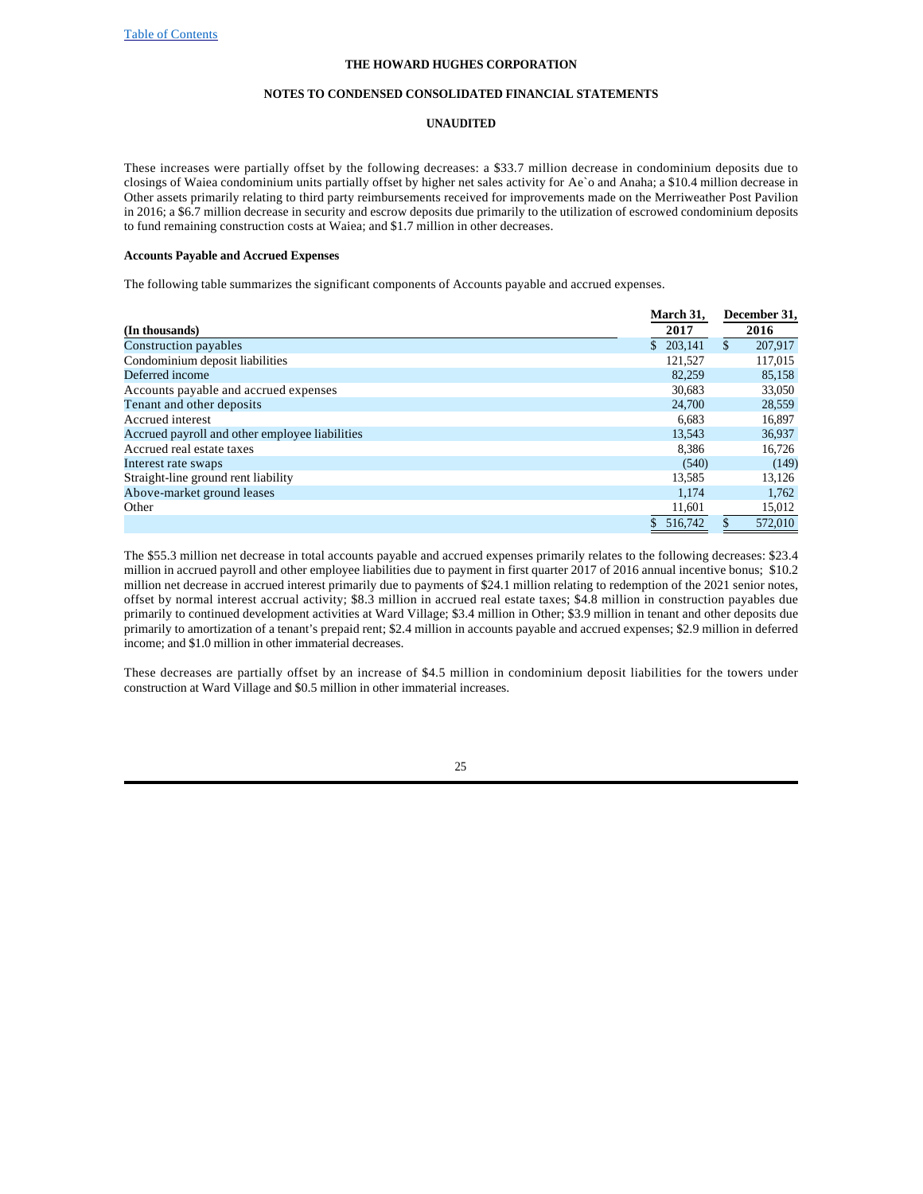These increases were partially offset by the following decreases: a $33.7 million decrease in condominium deposits due to closings of Waiea condominium units partially offset by higher net sales activity for Ae`o and Anaha; a $10.4 million decrease in Other assets primarily relating to third party reimbursements received for improvements made on the Merriweather Post Pavilion in 2016; a $6.7 million decrease in security and escrow deposits due primarily to the utilization of escrowed condominium deposits to fund remaining construction costs at Waiea; and $1.7 million in other decreases.

**Accounts Payable and Accrued Expenses**

The following table summarizes the significant components of Accounts payable and accrued expenses.

| (In thousands) | March 31, 2017 | December 31, 2016 |
|---|---|---|
| Construction payables | $ 203,141 | $ 207,917 |
| Condominium deposit liabilities | 121,527 | 117,015 |
| Deferred income | 82,259 | 85,158 |
| Accounts payable and accrued expenses | 30,683 | 33,050 |
| Tenant and other deposits | 24,700 | 28,559 |
| Accrued interest | 6,683 | 16,897 |
| Accrued payroll and other employee liabilities | 13,543 | 36,937 |
| Accrued real estate taxes | 8,386 | 16,726 |
| Interest rate swaps | (540) | (149) |
| Straight-line ground rent liability | 13,585 | 13,126 |
| Above-market ground leases | 1,174 | 1,762 |
| Other | 11,601 | 15,012 |
| | $ 516,742 | $ 572,010 |

The $55.3 million net decrease in total accounts payable and accrued expenses primarily relates to the following decreases: $23.4 million in accrued payroll and other employee liabilities due to payment in first quarter 2017 of 2016 annual incentive bonus; $10.2 million net decrease in accrued interest primarily due to payments of $24.1 million relating to redemption of the 2021 senior notes, offset by normal interest accrual activity; $8.3 million in accrued real estate taxes; $4.8 million in construction payables due primarily to continued development activities at Ward Village; $3.4 million in Other; $3.9 million in tenant and other deposits due primarily to amortization of a tenant's prepaid rent; $2.4 million in accounts payable and accrued expenses; $2.9 million in deferred income; and $1.0 million in other immaterial decreases.

These decreases are partially offset by an increase of $4.5 million in condominium deposit liabilities for the towers under construction at Ward Village and $0.5 million in other immaterial increases.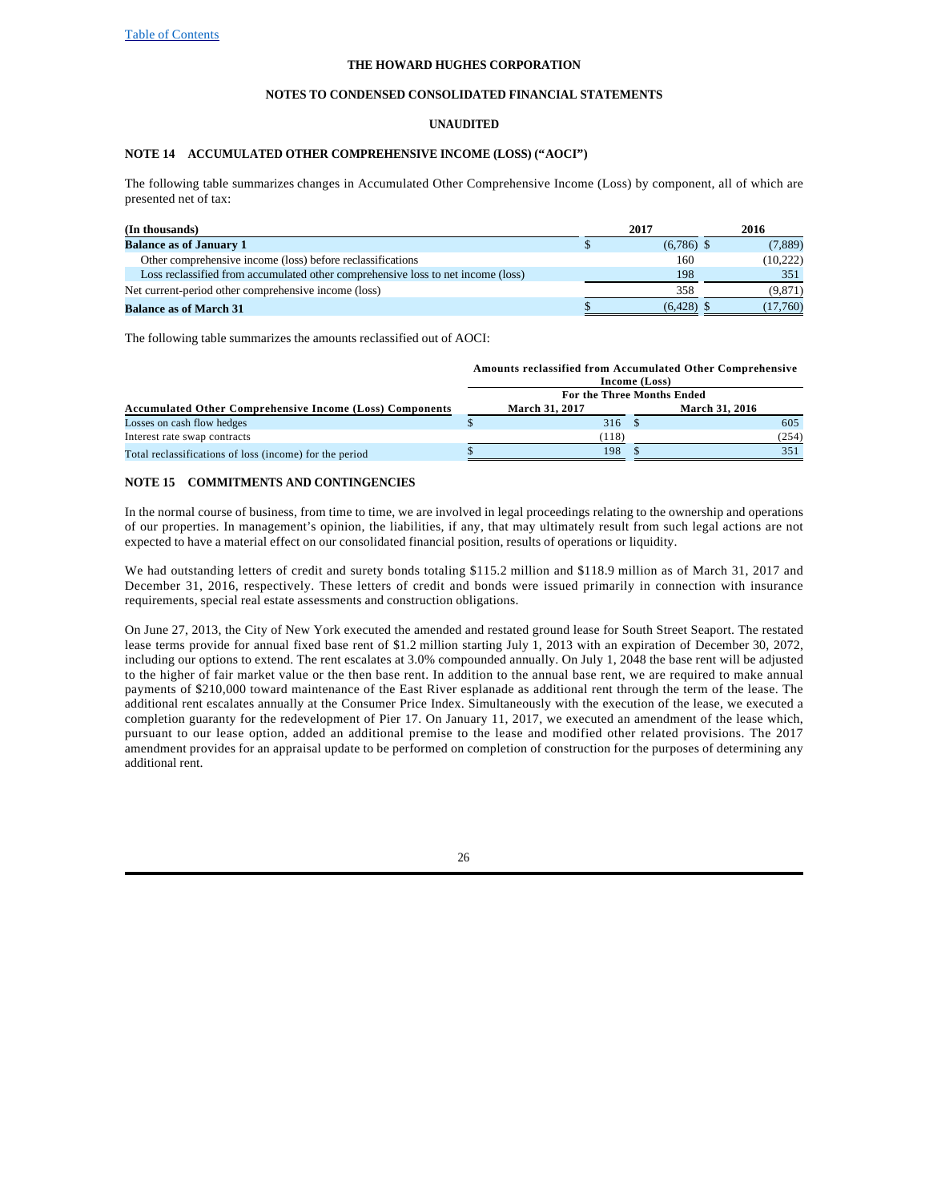THE HOWARD HUGHES CORPORATION

NOTES TO CONDENSED CONSOLIDATED FINANCIAL STATEMENTS

UNAUDITED

## NOTE 14 ACCUMULATED OTHER COMPREHENSIVE INCOME (LOSS) ("AOCI")

The following table summarizes changes in Accumulated Other Comprehensive Income (Loss) by component, all of which are presented net of tax:

| (In thousands) | 2017 | 2016 |
|---|---|---|
| **Balance as of January 1** | $ (6,786) | $ (7,889) |
| Other comprehensive income (loss) before reclassifications | 160 | (10,222) |
| Loss reclassified from accumulated other comprehensive loss to net income (loss) | 198 | 351 |
| Net current-period other comprehensive income (loss) | 358 | (9,871) |
| **Balance as of March 31** | $ (6,428) | $ (17,760) |

The following table summarizes the amounts reclassified out of AOCI:

| | Amounts reclassified from Accumulated Other Comprehensive Income (Loss) | |
|---|---|---|
| | For the Three Months Ended | |
| Accumulated Other Comprehensive Income (Loss) Components | March 31, 2017 | March 31, 2016 |
| Losses on cash flow hedges | $ 316 | $ 605 |
| Interest rate swap contracts | (118) | (254) |
| Total reclassifications of loss (income) for the period | $ 198 | $ 351 |

## NOTE 15 COMMITMENTS AND CONTINGENCIES

In the normal course of business, from time to time, we are involved in legal proceedings relating to the ownership and operations of our properties. In management's opinion, the liabilities, if any, that may ultimately result from such legal actions are not expected to have a material effect on our consolidated financial position, results of operations or liquidity.

We had outstanding letters of credit and surety bonds totaling $115.2 million and $118.9 million as of March 31, 2017 and December 31, 2016, respectively. These letters of credit and bonds were issued primarily in connection with insurance requirements, special real estate assessments and construction obligations.

On June 27, 2013, the City of New York executed the amended and restated ground lease for South Street Seaport. The restated lease terms provide for annual fixed base rent of $1.2 million starting July 1, 2013 with an expiration of December 30, 2072, including our options to extend. The rent escalates at 3.0% compounded annually. On July 1, 2048 the base rent will be adjusted to the higher of fair market value or the then base rent. In addition to the annual base rent, we are required to make annual payments of $210,000 toward maintenance of the East River esplanade as additional rent through the term of the lease. The additional rent escalates annually at the Consumer Price Index. Simultaneously with the execution of the lease, we executed a completion guaranty for the redevelopment of Pier 17. On January 11, 2017, we executed an amendment of the lease which, pursuant to our lease option, added an additional premise to the lease and modified other related provisions. The 2017 amendment provides for an appraisal update to be performed on completion of construction for the purposes of determining any additional rent.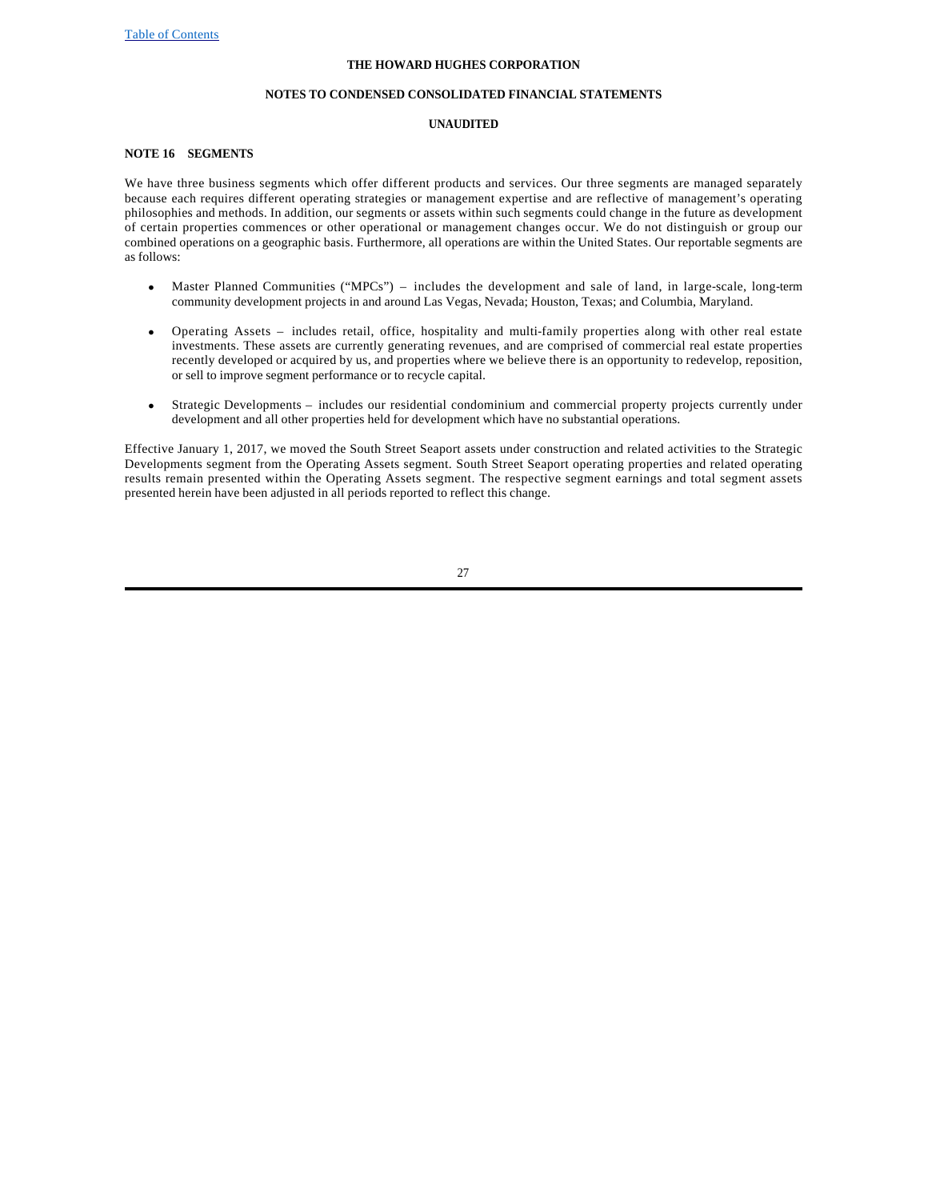**THE HOWARD HUGHES CORPORATION**

**NOTES TO CONDENSED CONSOLIDATED FINANCIAL STATEMENTS**

**UNAUDITED**

## NOTE 16 SEGMENTS

We have three business segments which offer different products and services. Our three segments are managed separately because each requires different operating strategies or management expertise and are reflective of management's operating philosophies and methods. In addition, our segments or assets within such segments could change in the future as development of certain properties commences or other operational or management changes occur. We do not distinguish or group our combined operations on a geographic basis. Furthermore, all operations are within the United States. Our reportable segments are as follows:

- Master Planned Communities ("MPCs") – includes the development and sale of land, in large-scale, long-term community development projects in and around Las Vegas, Nevada; Houston, Texas; and Columbia, Maryland.

- Operating Assets – includes retail, office, hospitality and multi-family properties along with other real estate investments. These assets are currently generating revenues, and are comprised of commercial real estate properties recently developed or acquired by us, and properties where we believe there is an opportunity to redevelop, reposition, or sell to improve segment performance or to recycle capital.

- Strategic Developments – includes our residential condominium and commercial property projects currently under development and all other properties held for development which have no substantial operations.

Effective January 1, 2017, we moved the South Street Seaport assets under construction and related activities to the Strategic Developments segment from the Operating Assets segment. South Street Seaport operating properties and related operating results remain presented within the Operating Assets segment. The respective segment earnings and total segment assets presented herein have been adjusted in all periods reported to reflect this change.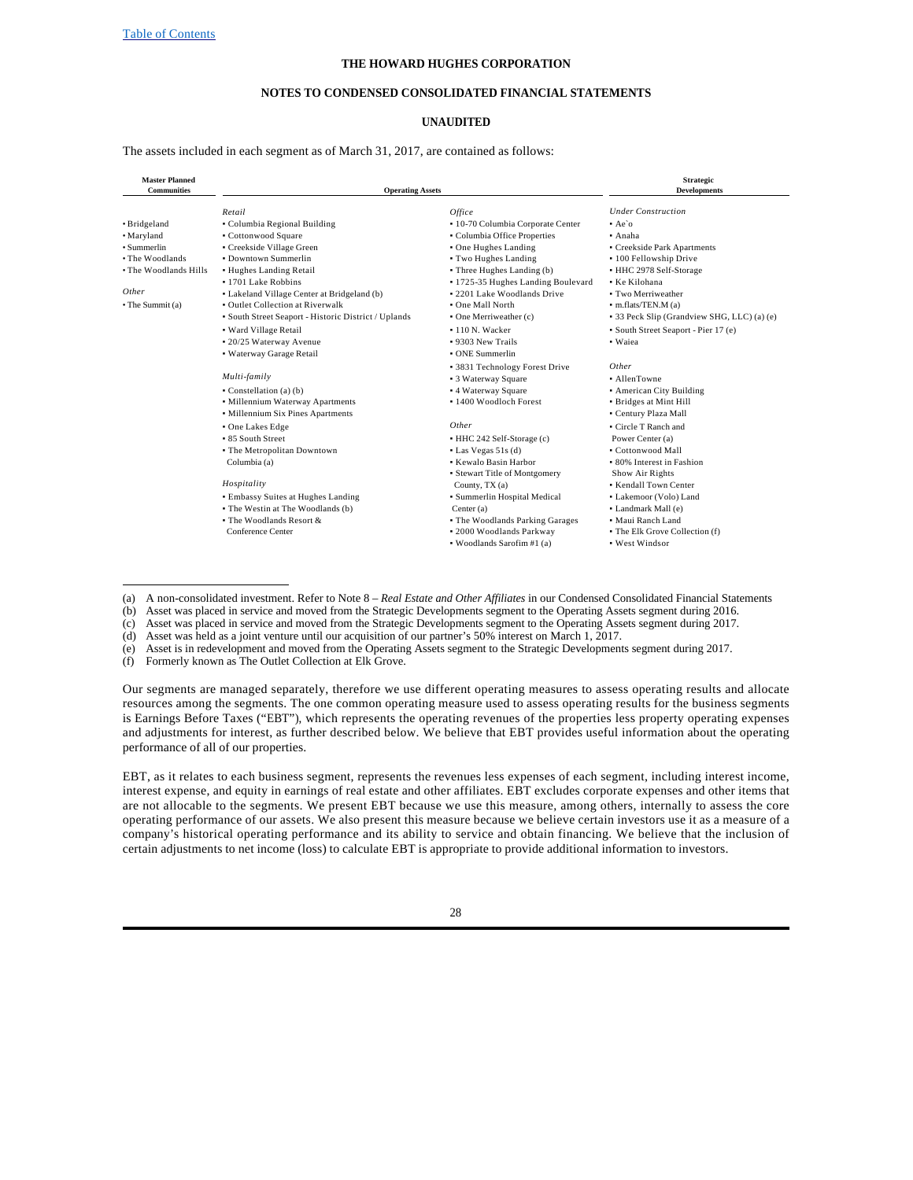THE HOWARD HUGHES CORPORATION

NOTES TO CONDENSED CONSOLIDATED FINANCIAL STATEMENTS

UNAUDITED

The assets included in each segment as of March 31, 2017, are contained as follows:

| Master Planned Communities | Operating Assets | | Strategic Developments |
|---|---|---|---|
| | *Retail* | *Office* | *Under Construction* |
| ▪ Bridgeland | ▪ Columbia Regional Building | ▪ 10-70 Columbia Corporate Center | ▪ Ae`o |
| ▪ Maryland | ▪ Cottonwood Square | ▪ Columbia Office Properties | ▪ Anaha |
| ▪ Summerlin | ▪ Creekside Village Green | ▪ One Hughes Landing | ▪ Creekside Park Apartments |
| ▪ The Woodlands | ▪ Downtown Summerlin | ▪ Two Hughes Landing | ▪ 100 Fellowship Drive |
| ▪ The Woodlands Hills | ▪ Hughes Landing Retail | ▪ Three Hughes Landing (b) | ▪ HHC 2978 Self-Storage |
| | ▪ 1701 Lake Robbins | ▪ 1725-35 Hughes Landing Boulevard | ▪ Ke Kilohana |
| *Other* | ▪ Lakeland Village Center at Bridgeland (b) | ▪ 2201 Lake Woodlands Drive | ▪ Two Merriweather |
| ▪ The Summit (a) | ▪ Outlet Collection at Riverwalk | ▪ One Mall North | ▪ m.flats/TEN.M (a) |
| | ▪ South Street Seaport - Historic District / Uplands | ▪ One Merriweather (c) | ▪ 33 Peck Slip (Grandview SHG, LLC) (a) (e) |
| | ▪ Ward Village Retail | ▪ 110 N. Wacker | ▪ South Street Seaport - Pier 17 (e) |
| | ▪ 20/25 Waterway Avenue | ▪ 9303 New Trails | ▪ Waiea |
| | ▪ Waterway Garage Retail | ▪ ONE Summerlin | |
| | | ▪ 3831 Technology Forest Drive | *Other* |
| | *Multi-family* | ▪ 3 Waterway Square | ▪ AllenTowne |
| | ▪ Constellation (a) (b) | ▪ 4 Waterway Square | ▪ American City Building |
| | ▪ Millennium Waterway Apartments | ▪ 1400 Woodloch Forest | ▪ Bridges at Mint Hill |
| | ▪ Millennium Six Pines Apartments | | ▪ Century Plaza Mall |
| | ▪ One Lakes Edge | *Other* | ▪ Circle T Ranch and Power Center (a) |
| | ▪ 85 South Street | ▪ HHC 242 Self-Storage (c) | ▪ Cottonwood Mall |
| | ▪ The Metropolitan Downtown Columbia (a) | ▪ Las Vegas 51s (d) | ▪ 80% Interest in Fashion Show Air Rights |
| | | ▪ Kewalo Basin Harbor | ▪ Kendall Town Center |
| | *Hospitality* | ▪ Stewart Title of Montgomery County, TX (a) | ▪ Lakemoor (Volo) Land |
| | ▪ Embassy Suites at Hughes Landing | ▪ Summerlin Hospital Medical Center (a) | ▪ Landmark Mall (e) |
| | ▪ The Westin at The Woodlands (b) | ▪ The Woodlands Parking Garages | ▪ Maui Ranch Land |
| | ▪ The Woodlands Resort & Conference Center | ▪ 2000 Woodlands Parkway | ▪ The Elk Grove Collection (f) |
| | | ▪ Woodlands Sarofim #1 (a) | ▪ West Windsor |

(a) A non-consolidated investment. Refer to Note 8 – *Real Estate and Other Affiliates* in our Condensed Consolidated Financial Statements
(b) Asset was placed in service and moved from the Strategic Developments segment to the Operating Assets segment during 2016.
(c) Asset was placed in service and moved from the Strategic Developments segment to the Operating Assets segment during 2017.
(d) Asset was held as a joint venture until our acquisition of our partner's 50% interest on March 1, 2017.
(e) Asset is in redevelopment and moved from the Operating Assets segment to the Strategic Developments segment during 2017.
(f) Formerly known as The Outlet Collection at Elk Grove.

Our segments are managed separately, therefore we use different operating measures to assess operating results and allocate resources among the segments. The one common operating measure used to assess operating results for the business segments is Earnings Before Taxes ("EBT"), which represents the operating revenues of the properties less property operating expenses and adjustments for interest, as further described below. We believe that EBT provides useful information about the operating performance of all of our properties.

EBT, as it relates to each business segment, represents the revenues less expenses of each segment, including interest income, interest expense, and equity in earnings of real estate and other affiliates. EBT excludes corporate expenses and other items that are not allocable to the segments. We present EBT because we use this measure, among others, internally to assess the core operating performance of our assets. We also present this measure because we believe certain investors use it as a measure of a company's historical operating performance and its ability to service and obtain financing. We believe that the inclusion of certain adjustments to net income (loss) to calculate EBT is appropriate to provide additional information to investors.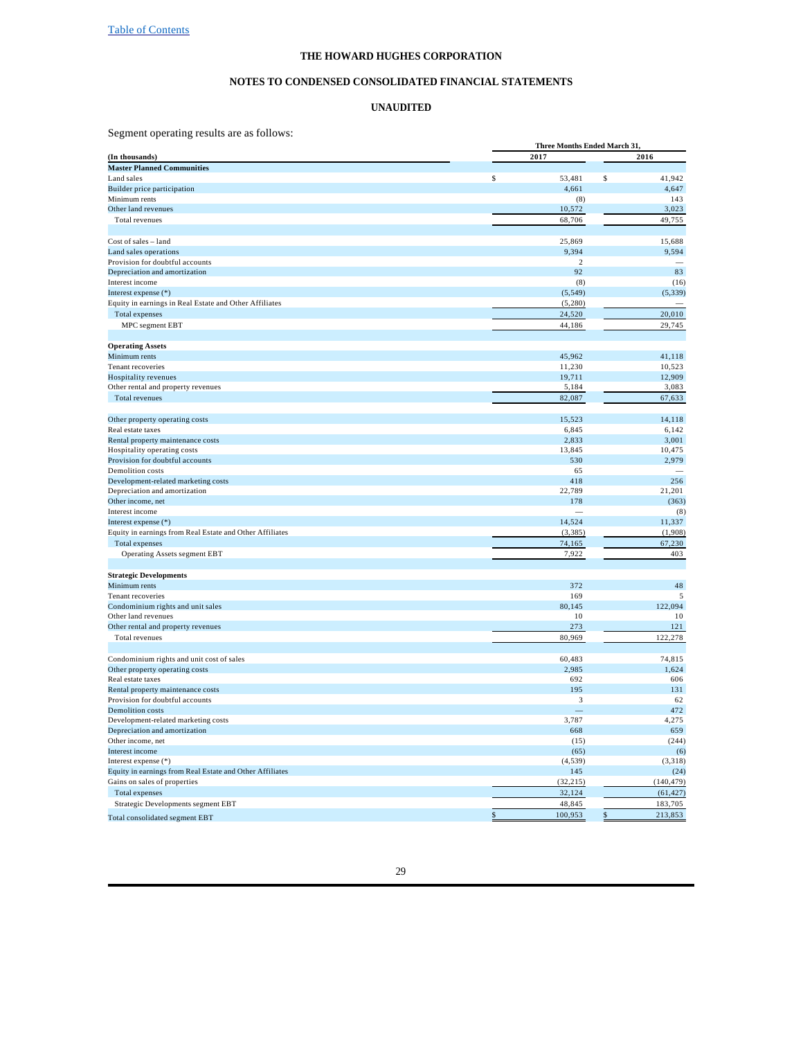THE HOWARD HUGHES CORPORATION

NOTES TO CONDENSED CONSOLIDATED FINANCIAL STATEMENTS

UNAUDITED

Segment operating results are as follows:

| | Three Months Ended March 31, | |
|---|---|---|
| (In thousands) | 2017 | 2016 |
| **Master Planned Communities** | | |
| Land sales | $ 53,481 | $ 41,942 |
| Builder price participation | 4,661 | 4,647 |
| Minimum rents | (8) | 143 |
| Other land revenues | 10,572 | 3,023 |
| Total revenues | 68,706 | 49,755 |
| | | |
| Cost of sales – land | 25,869 | 15,688 |
| Land sales operations | 9,394 | 9,594 |
| Provision for doubtful accounts | 2 | — |
| Depreciation and amortization | 92 | 83 |
| Interest income | (8) | (16) |
| Interest expense (*) | (5,549) | (5,339) |
| Equity in earnings in Real Estate and Other Affiliates | (5,280) | — |
| Total expenses | 24,520 | 20,010 |
| MPC segment EBT | 44,186 | 29,745 |
| | | |
| **Operating Assets** | | |
| Minimum rents | 45,962 | 41,118 |
| Tenant recoveries | 11,230 | 10,523 |
| Hospitality revenues | 19,711 | 12,909 |
| Other rental and property revenues | 5,184 | 3,083 |
| Total revenues | 82,087 | 67,633 |
| | | |
| Other property operating costs | 15,523 | 14,118 |
| Real estate taxes | 6,845 | 6,142 |
| Rental property maintenance costs | 2,833 | 3,001 |
| Hospitality operating costs | 13,845 | 10,475 |
| Provision for doubtful accounts | 530 | 2,979 |
| Demolition costs | 65 | — |
| Development-related marketing costs | 418 | 256 |
| Depreciation and amortization | 22,789 | 21,201 |
| Other income, net | 178 | (363) |
| Interest income | — | (8) |
| Interest expense (*) | 14,524 | 11,337 |
| Equity in earnings from Real Estate and Other Affiliates | (3,385) | (1,908) |
| Total expenses | 74,165 | 67,230 |
| Operating Assets segment EBT | 7,922 | 403 |
| | | |
| **Strategic Developments** | | |
| Minimum rents | 372 | 48 |
| Tenant recoveries | 169 | 5 |
| Condominium rights and unit sales | 80,145 | 122,094 |
| Other land revenues | 10 | 10 |
| Other rental and property revenues | 273 | 121 |
| Total revenues | 80,969 | 122,278 |
| | | |
| Condominium rights and unit cost of sales | 60,483 | 74,815 |
| Other property operating costs | 2,985 | 1,624 |
| Real estate taxes | 692 | 606 |
| Rental property maintenance costs | 195 | 131 |
| Provision for doubtful accounts | 3 | 62 |
| Demolition costs | — | 472 |
| Development-related marketing costs | 3,787 | 4,275 |
| Depreciation and amortization | 668 | 659 |
| Other income, net | (15) | (244) |
| Interest income | (65) | (6) |
| Interest expense (*) | (4,539) | (3,318) |
| Equity in earnings from Real Estate and Other Affiliates | 145 | (24) |
| Gains on sales of properties | (32,215) | (140,479) |
| Total expenses | 32,124 | (61,427) |
| Strategic Developments segment EBT | 48,845 | 183,705 |
| Total consolidated segment EBT | $ 100,953 | $ 213,853 |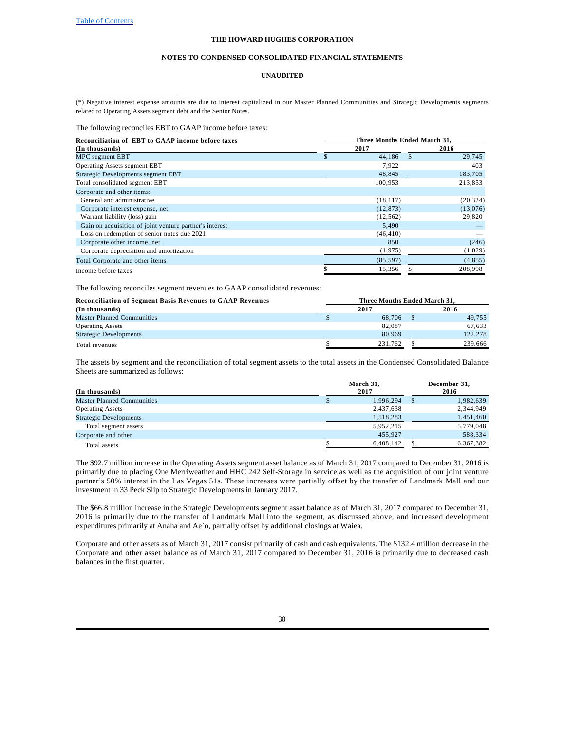(*) Negative interest expense amounts are due to interest capitalized in our Master Planned Communities and Strategic Developments segments related to Operating Assets segment debt and the Senior Notes.

The following reconciles EBT to GAAP income before taxes:

| Reconciliation of EBT to GAAP income before taxes | Three Months Ended March 31, | |
|---|---|---|
| (In thousands) | 2017 | 2016 |
| MPC segment EBT | $ 44,186 | $ 29,745 |
| Operating Assets segment EBT | 7,922 | 403 |
| Strategic Developments segment EBT | 48,845 | 183,705 |
| Total consolidated segment EBT | 100,953 | 213,853 |
| Corporate and other items: | | |
| General and administrative | (18,117) | (20,324) |
| Corporate interest expense, net | (12,873) | (13,076) |
| Warrant liability (loss) gain | (12,562) | 29,820 |
| Gain on acquisition of joint venture partner's interest | 5,490 | — |
| Loss on redemption of senior notes due 2021 | (46,410) | — |
| Corporate other income, net | 850 | (246) |
| Corporate depreciation and amortization | (1,975) | (1,029) |
| Total Corporate and other items | (85,597) | (4,855) |
| Income before taxes | $ 15,356 | $ 208,998 |

The following reconciles segment revenues to GAAP consolidated revenues:

| Reconciliation of Segment Basis Revenues to GAAP Revenues | Three Months Ended March 31, | |
|---|---|---|
| (In thousands) | 2017 | 2016 |
| Master Planned Communities | $ 68,706 | $ 49,755 |
| Operating Assets | 82,087 | 67,633 |
| Strategic Developments | 80,969 | 122,278 |
| Total revenues | $ 231,762 | $ 239,666 |

The assets by segment and the reconciliation of total segment assets to the total assets in the Condensed Consolidated Balance Sheets are summarized as follows:

| (In thousands) | March 31, 2017 | December 31, 2016 |
|---|---|---|
| Master Planned Communities | $ 1,996,294 | $ 1,982,639 |
| Operating Assets | 2,437,638 | 2,344,949 |
| Strategic Developments | 1,518,283 | 1,451,460 |
| Total segment assets | 5,952,215 | 5,779,048 |
| Corporate and other | 455,927 | 588,334 |
| Total assets | $ 6,408,142 | $ 6,367,382 |

The $92.7 million increase in the Operating Assets segment asset balance as of March 31, 2017 compared to December 31, 2016 is primarily due to placing One Merriweather and HHC 242 Self-Storage in service as well as the acquisition of our joint venture partner's 50% interest in the Las Vegas 51s. These increases were partially offset by the transfer of Landmark Mall and our investment in 33 Peck Slip to Strategic Developments in January 2017.

The $66.8 million increase in the Strategic Developments segment asset balance as of March 31, 2017 compared to December 31, 2016 is primarily due to the transfer of Landmark Mall into the segment, as discussed above, and increased development expenditures primarily at Anaha and Ae`o, partially offset by additional closings at Waiea.

Corporate and other assets as of March 31, 2017 consist primarily of cash and cash equivalents. The $132.4 million decrease in the Corporate and other asset balance as of March 31, 2017 compared to December 31, 2016 is primarily due to decreased cash balances in the first quarter.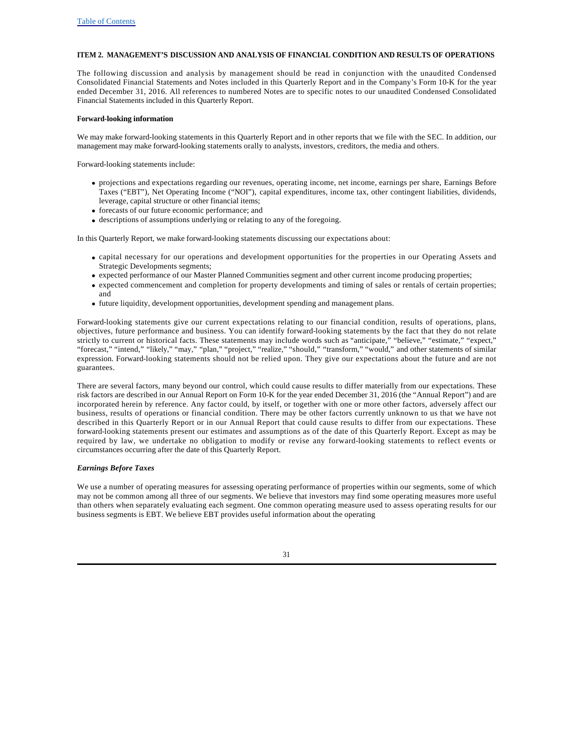## ITEM 2. MANAGEMENT'S DISCUSSION AND ANALYSIS OF FINANCIAL CONDITION AND RESULTS OF OPERATIONS

The following discussion and analysis by management should be read in conjunction with the unaudited Condensed Consolidated Financial Statements and Notes included in this Quarterly Report and in the Company's Form 10-K for the year ended December 31, 2016. All references to numbered Notes are to specific notes to our unaudited Condensed Consolidated Financial Statements included in this Quarterly Report.

**Forward-looking information**

We may make forward-looking statements in this Quarterly Report and in other reports that we file with the SEC. In addition, our management may make forward-looking statements orally to analysts, investors, creditors, the media and others.

Forward-looking statements include:

- projections and expectations regarding our revenues, operating income, net income, earnings per share, Earnings Before Taxes ("EBT"), Net Operating Income ("NOI"), capital expenditures, income tax, other contingent liabilities, dividends, leverage, capital structure or other financial items;
- forecasts of our future economic performance; and
- descriptions of assumptions underlying or relating to any of the foregoing.

In this Quarterly Report, we make forward-looking statements discussing our expectations about:

- capital necessary for our operations and development opportunities for the properties in our Operating Assets and Strategic Developments segments;
- expected performance of our Master Planned Communities segment and other current income producing properties;
- expected commencement and completion for property developments and timing of sales or rentals of certain properties; and
- future liquidity, development opportunities, development spending and management plans.

Forward-looking statements give our current expectations relating to our financial condition, results of operations, plans, objectives, future performance and business. You can identify forward-looking statements by the fact that they do not relate strictly to current or historical facts. These statements may include words such as "anticipate," "believe," "estimate," "expect," "forecast," "intend," "likely," "may," "plan," "project," "realize," "should," "transform," "would," and other statements of similar expression. Forward-looking statements should not be relied upon. They give our expectations about the future and are not guarantees.

There are several factors, many beyond our control, which could cause results to differ materially from our expectations. These risk factors are described in our Annual Report on Form 10-K for the year ended December 31, 2016 (the "Annual Report") and are incorporated herein by reference. Any factor could, by itself, or together with one or more other factors, adversely affect our business, results of operations or financial condition. There may be other factors currently unknown to us that we have not described in this Quarterly Report or in our Annual Report that could cause results to differ from our expectations. These forward-looking statements present our estimates and assumptions as of the date of this Quarterly Report. Except as may be required by law, we undertake no obligation to modify or revise any forward-looking statements to reflect events or circumstances occurring after the date of this Quarterly Report.

***Earnings Before Taxes***

We use a number of operating measures for assessing operating performance of properties within our segments, some of which may not be common among all three of our segments. We believe that investors may find some operating measures more useful than others when separately evaluating each segment. One common operating measure used to assess operating results for our business segments is EBT. We believe EBT provides useful information about the operating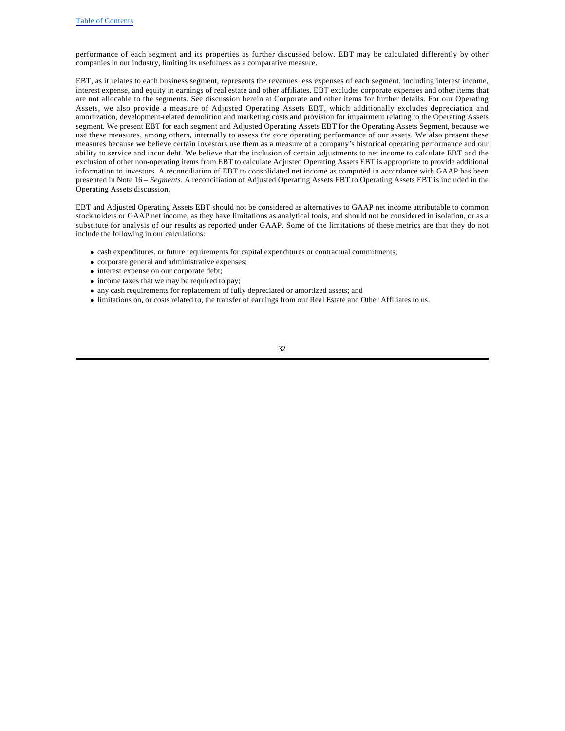performance of each segment and its properties as further discussed below. EBT may be calculated differently by other companies in our industry, limiting its usefulness as a comparative measure.

EBT, as it relates to each business segment, represents the revenues less expenses of each segment, including interest income, interest expense, and equity in earnings of real estate and other affiliates. EBT excludes corporate expenses and other items that are not allocable to the segments. See discussion herein at Corporate and other items for further details. For our Operating Assets, we also provide a measure of Adjusted Operating Assets EBT, which additionally excludes depreciation and amortization, development-related demolition and marketing costs and provision for impairment relating to the Operating Assets segment. We present EBT for each segment and Adjusted Operating Assets EBT for the Operating Assets Segment, because we use these measures, among others, internally to assess the core operating performance of our assets. We also present these measures because we believe certain investors use them as a measure of a company's historical operating performance and our ability to service and incur debt. We believe that the inclusion of certain adjustments to net income to calculate EBT and the exclusion of other non-operating items from EBT to calculate Adjusted Operating Assets EBT is appropriate to provide additional information to investors. A reconciliation of EBT to consolidated net income as computed in accordance with GAAP has been presented in Note 16 – *Segments*. A reconciliation of Adjusted Operating Assets EBT to Operating Assets EBT is included in the Operating Assets discussion.

EBT and Adjusted Operating Assets EBT should not be considered as alternatives to GAAP net income attributable to common stockholders or GAAP net income, as they have limitations as analytical tools, and should not be considered in isolation, or as a substitute for analysis of our results as reported under GAAP. Some of the limitations of these metrics are that they do not include the following in our calculations:

- cash expenditures, or future requirements for capital expenditures or contractual commitments;
- corporate general and administrative expenses;
- interest expense on our corporate debt;
- income taxes that we may be required to pay;
- any cash requirements for replacement of fully depreciated or amortized assets; and
- limitations on, or costs related to, the transfer of earnings from our Real Estate and Other Affiliates to us.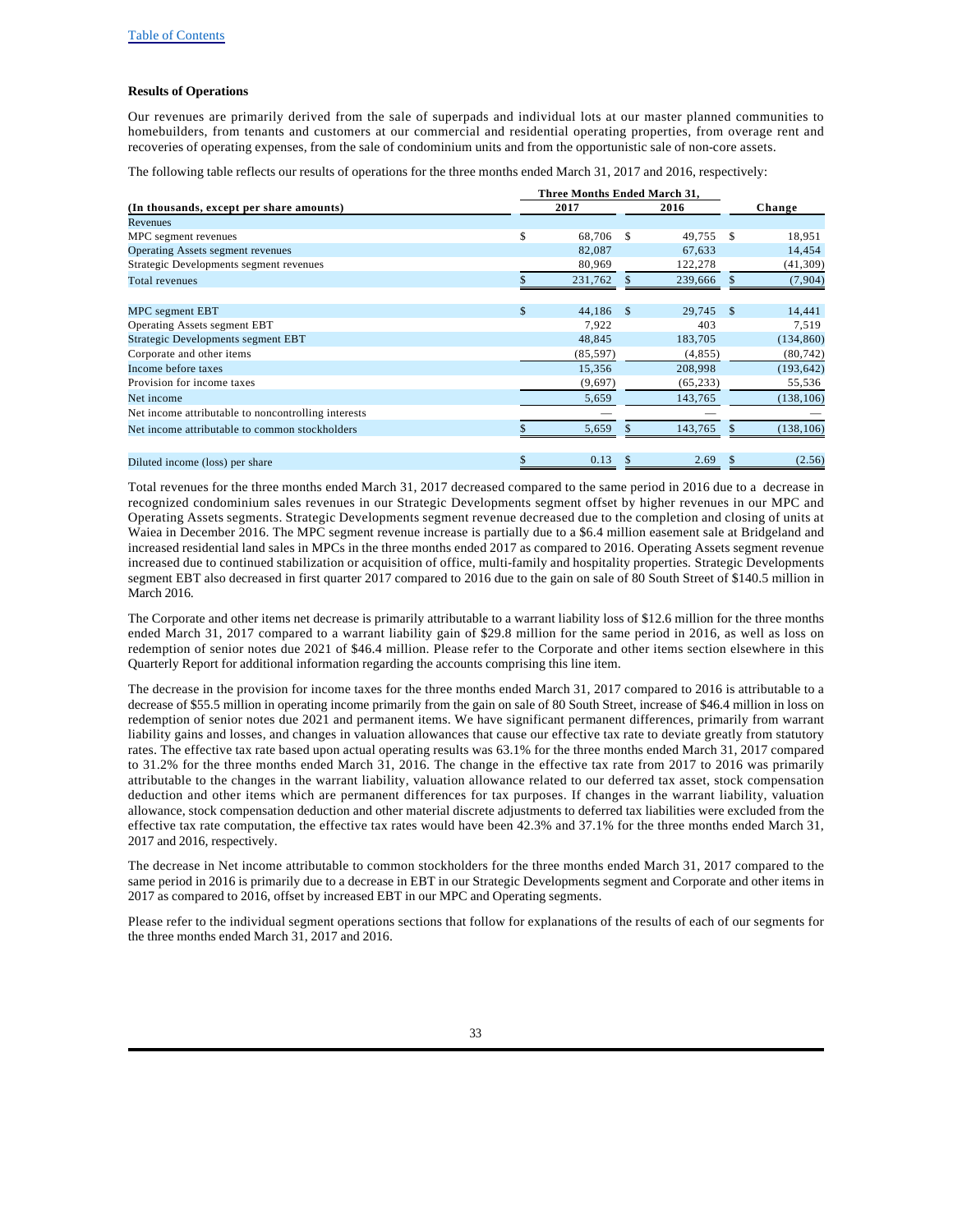**Results of Operations**

Our revenues are primarily derived from the sale of superpads and individual lots at our master planned communities to homebuilders, from tenants and customers at our commercial and residential operating properties, from overage rent and recoveries of operating expenses, from the sale of condominium units and from the opportunistic sale of non-core assets.

The following table reflects our results of operations for the three months ended March 31, 2017 and 2016, respectively:

| (In thousands, except per share amounts) | Three Months Ended March 31, 2017 | 2016 | Change |
|---|---|---|---|
| Revenues | | | |
| MPC segment revenues | $ 68,706 | $ 49,755 | $ 18,951 |
| Operating Assets segment revenues | 82,087 | 67,633 | 14,454 |
| Strategic Developments segment revenues | 80,969 | 122,278 | (41,309) |
| Total revenues | $ 231,762 | $ 239,666 | $ (7,904) |
| | | | |
| MPC segment EBT | $ 44,186 | $ 29,745 | $ 14,441 |
| Operating Assets segment EBT | 7,922 | 403 | 7,519 |
| Strategic Developments segment EBT | 48,845 | 183,705 | (134,860) |
| Corporate and other items | (85,597) | (4,855) | (80,742) |
| Income before taxes | 15,356 | 208,998 | (193,642) |
| Provision for income taxes | (9,697) | (65,233) | 55,536 |
| Net income | 5,659 | 143,765 | (138,106) |
| Net income attributable to noncontrolling interests | — | — | — |
| Net income attributable to common stockholders | $ 5,659 | $ 143,765 | $ (138,106) |
| | | | |
| Diluted income (loss) per share | $ 0.13 | $ 2.69 | $ (2.56) |

Total revenues for the three months ended March 31, 2017 decreased compared to the same period in 2016 due to a decrease in recognized condominium sales revenues in our Strategic Developments segment offset by higher revenues in our MPC and Operating Assets segments. Strategic Developments segment revenue decreased due to the completion and closing of units at Waiea in December 2016. The MPC segment revenue increase is partially due to a $6.4 million easement sale at Bridgeland and increased residential land sales in MPCs in the three months ended 2017 as compared to 2016. Operating Assets segment revenue increased due to continued stabilization or acquisition of office, multi-family and hospitality properties. Strategic Developments segment EBT also decreased in first quarter 2017 compared to 2016 due to the gain on sale of 80 South Street of $140.5 million in March 2016.

The Corporate and other items net decrease is primarily attributable to a warrant liability loss of $12.6 million for the three months ended March 31, 2017 compared to a warrant liability gain of $29.8 million for the same period in 2016, as well as loss on redemption of senior notes due 2021 of $46.4 million. Please refer to the Corporate and other items section elsewhere in this Quarterly Report for additional information regarding the accounts comprising this line item.

The decrease in the provision for income taxes for the three months ended March 31, 2017 compared to 2016 is attributable to a decrease of $55.5 million in operating income primarily from the gain on sale of 80 South Street, increase of $46.4 million in loss on redemption of senior notes due 2021 and permanent items. We have significant permanent differences, primarily from warrant liability gains and losses, and changes in valuation allowances that cause our effective tax rate to deviate greatly from statutory rates. The effective tax rate based upon actual operating results was 63.1% for the three months ended March 31, 2017 compared to 31.2% for the three months ended March 31, 2016. The change in the effective tax rate from 2017 to 2016 was primarily attributable to the changes in the warrant liability, valuation allowance related to our deferred tax asset, stock compensation deduction and other items which are permanent differences for tax purposes. If changes in the warrant liability, valuation allowance, stock compensation deduction and other material discrete adjustments to deferred tax liabilities were excluded from the effective tax rate computation, the effective tax rates would have been 42.3% and 37.1% for the three months ended March 31, 2017 and 2016, respectively.

The decrease in Net income attributable to common stockholders for the three months ended March 31, 2017 compared to the same period in 2016 is primarily due to a decrease in EBT in our Strategic Developments segment and Corporate and other items in 2017 as compared to 2016, offset by increased EBT in our MPC and Operating segments.

Please refer to the individual segment operations sections that follow for explanations of the results of each of our segments for the three months ended March 31, 2017 and 2016.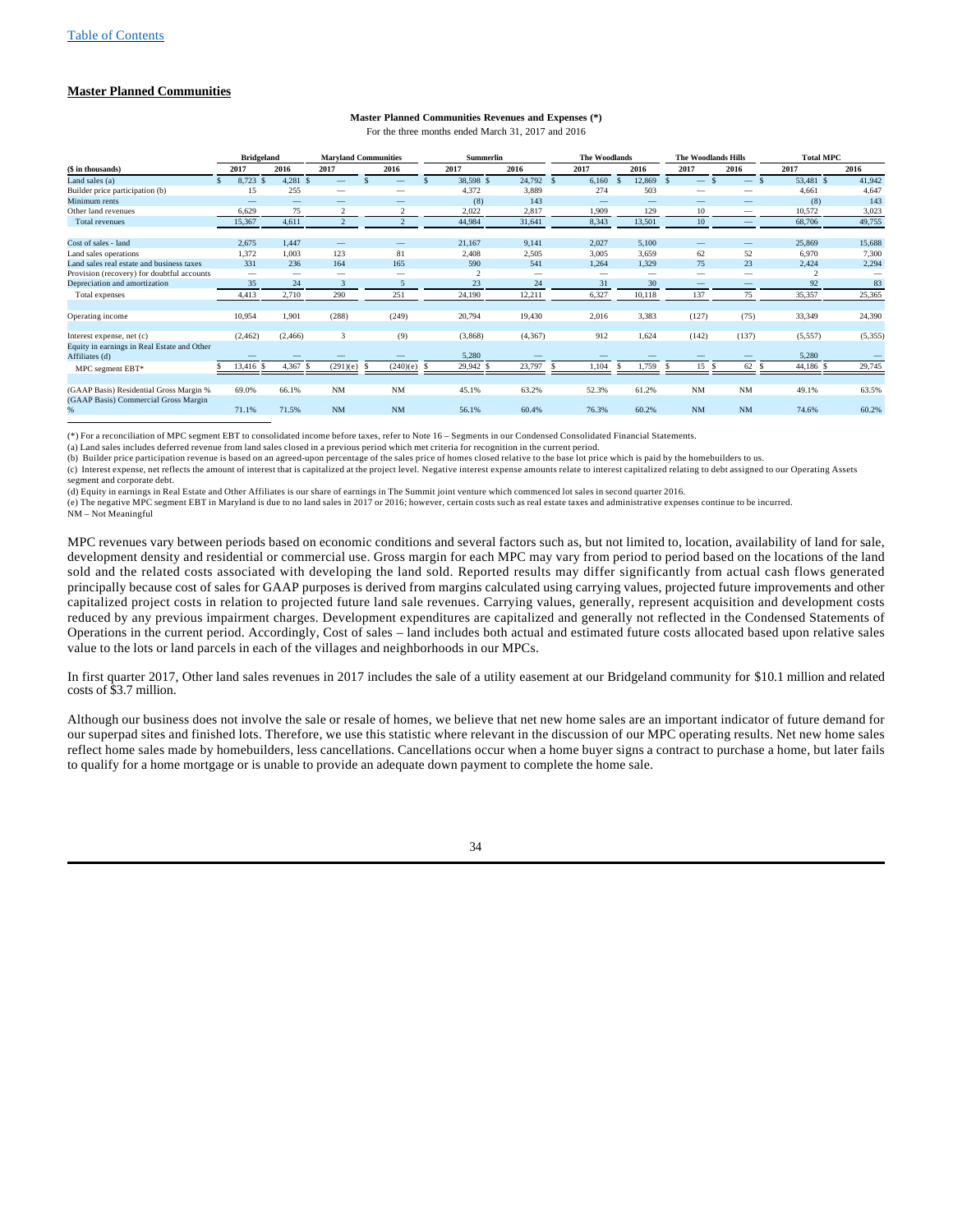[Table of Contents](#)

**Master Planned Communities**

**Master Planned Communities Revenues and Expenses (*)**

For the three months ended March 31, 2017 and 2016

| ($ in thousands) | Bridgeland 2017 | Bridgeland 2016 | Maryland Communities 2017 | Maryland Communities 2016 | Summerlin 2017 | Summerlin 2016 | The Woodlands 2017 | The Woodlands 2016 | The Woodlands Hills 2017 | The Woodlands Hills 2016 | Total MPC 2017 | Total MPC 2016 |
|---|---|---|---|---|---|---|---|---|---|---|---|---|
| Land sales (a) | $ 8,723 | $ 4,281 | $ — | $ — | $ 38,598 | $ 24,792 | $ 6,160 | $ 12,869 | $ — | $ — | $ 53,481 | $ 41,942 |
| Builder price participation (b) | 15 | 255 | — | — | 4,372 | 3,889 | 274 | 503 | — | — | 4,661 | 4,647 |
| Minimum rents | — | — | — | — | (8) | 143 | — | — | — | — | (8) | 143 |
| Other land revenues | 6,629 | 75 | 2 | 2 | 2,022 | 2,817 | 1,909 | 129 | 10 | — | 10,572 | 3,023 |
| Total revenues | 15,367 | 4,611 | 2 | 2 | 44,984 | 31,641 | 8,343 | 13,501 | 10 | — | 68,706 | 49,755 |
| | | | | | | | | | | | | |
| Cost of sales - land | 2,675 | 1,447 | — | — | 21,167 | 9,141 | 2,027 | 5,100 | — | — | 25,869 | 15,688 |
| Land sales operations | 1,372 | 1,003 | 123 | 81 | 2,408 | 2,505 | 3,005 | 3,659 | 62 | 52 | 6,970 | 7,300 |
| Land sales real estate and business taxes | 331 | 236 | 164 | 165 | 590 | 541 | 1,264 | 1,329 | 75 | 23 | 2,424 | 2,294 |
| Provision (recovery) for doubtful accounts | — | — | — | — | 2 | — | — | — | — | — | 2 | — |
| Depreciation and amortization | 35 | 24 | 3 | 5 | 23 | 24 | 31 | 30 | — | — | 92 | 83 |
| Total expenses | 4,413 | 2,710 | 290 | 251 | 24,190 | 12,211 | 6,327 | 10,118 | 137 | 75 | 35,357 | 25,365 |
| | | | | | | | | | | | | |
| Operating income | 10,954 | 1,901 | (288) | (249) | 20,794 | 19,430 | 2,016 | 3,383 | (127) | (75) | 33,349 | 24,390 |
| | | | | | | | | | | | | |
| Interest expense, net (c) | (2,462) | (2,466) | 3 | (9) | (3,868) | (4,367) | 912 | 1,624 | (142) | (137) | (5,557) | (5,355) |
| Equity in earnings in Real Estate and Other Affiliates (d) | — | — | — | — | 5,280 | — | — | — | — | — | 5,280 | — |
| MPC segment EBT* | $ 13,416 | $ 4,367 | $ (291)(e) | $ (240)(e) | $ 29,942 | $ 23,797 | $ 1,104 | $ 1,759 | $ 15 | $ 62 | $ 44,186 | $ 29,745 |
| | | | | | | | | | | | | |
| (GAAP Basis) Residential Gross Margin % | 69.0% | 66.1% | NM | NM | 45.1% | 63.2% | 52.3% | 61.2% | NM | NM | 49.1% | 63.5% |
| (GAAP Basis) Commercial Gross Margin % | 71.1% | 71.5% | NM | NM | 56.1% | 60.4% | 76.3% | 60.2% | NM | NM | 74.6% | 60.2% |

(*) For a reconciliation of MPC segment EBT to consolidated income before taxes, refer to Note 16 – Segments in our Condensed Consolidated Financial Statements.

(a) Land sales includes deferred revenue from land sales closed in a previous period which met criteria for recognition in the current period.

(b) Builder price participation revenue is based on an agreed-upon percentage of the sales price of homes closed relative to the base lot price which is paid by the homebuilders to us.

(c) Interest expense, net reflects the amount of interest that is capitalized at the project level. Negative interest expense amounts relate to interest capitalized relating to debt assigned to our Operating Assets segment and corporate debt.

(d) Equity in earnings in Real Estate and Other Affiliates is our share of earnings in The Summit joint venture which commenced lot sales in second quarter 2016.

(e) The negative MPC segment EBT in Maryland is due to no land sales in 2017 or 2016; however, certain costs such as real estate taxes and administrative expenses continue to be incurred.

NM – Not Meaningful

MPC revenues vary between periods based on economic conditions and several factors such as, but not limited to, location, availability of land for sale, development density and residential or commercial use. Gross margin for each MPC may vary from period to period based on the locations of the land sold and the related costs associated with developing the land sold. Reported results may differ significantly from actual cash flows generated principally because cost of sales for GAAP purposes is derived from margins calculated using carrying values, projected future improvements and other capitalized project costs in relation to projected future land sale revenues. Carrying values, generally, represent acquisition and development costs reduced by any previous impairment charges. Development expenditures are capitalized and generally not reflected in the Condensed Statements of Operations in the current period. Accordingly, Cost of sales – land includes both actual and estimated future costs allocated based upon relative sales value to the lots or land parcels in each of the villages and neighborhoods in our MPCs.

In first quarter 2017, Other land sales revenues in 2017 includes the sale of a utility easement at our Bridgeland community for $10.1 million and related costs of $3.7 million.

Although our business does not involve the sale or resale of homes, we believe that net new home sales are an important indicator of future demand for our superpad sites and finished lots. Therefore, we use this statistic where relevant in the discussion of our MPC operating results. Net new home sales reflect home sales made by homebuilders, less cancellations. Cancellations occur when a home buyer signs a contract to purchase a home, but later fails to qualify for a home mortgage or is unable to provide an adequate down payment to complete the home sale.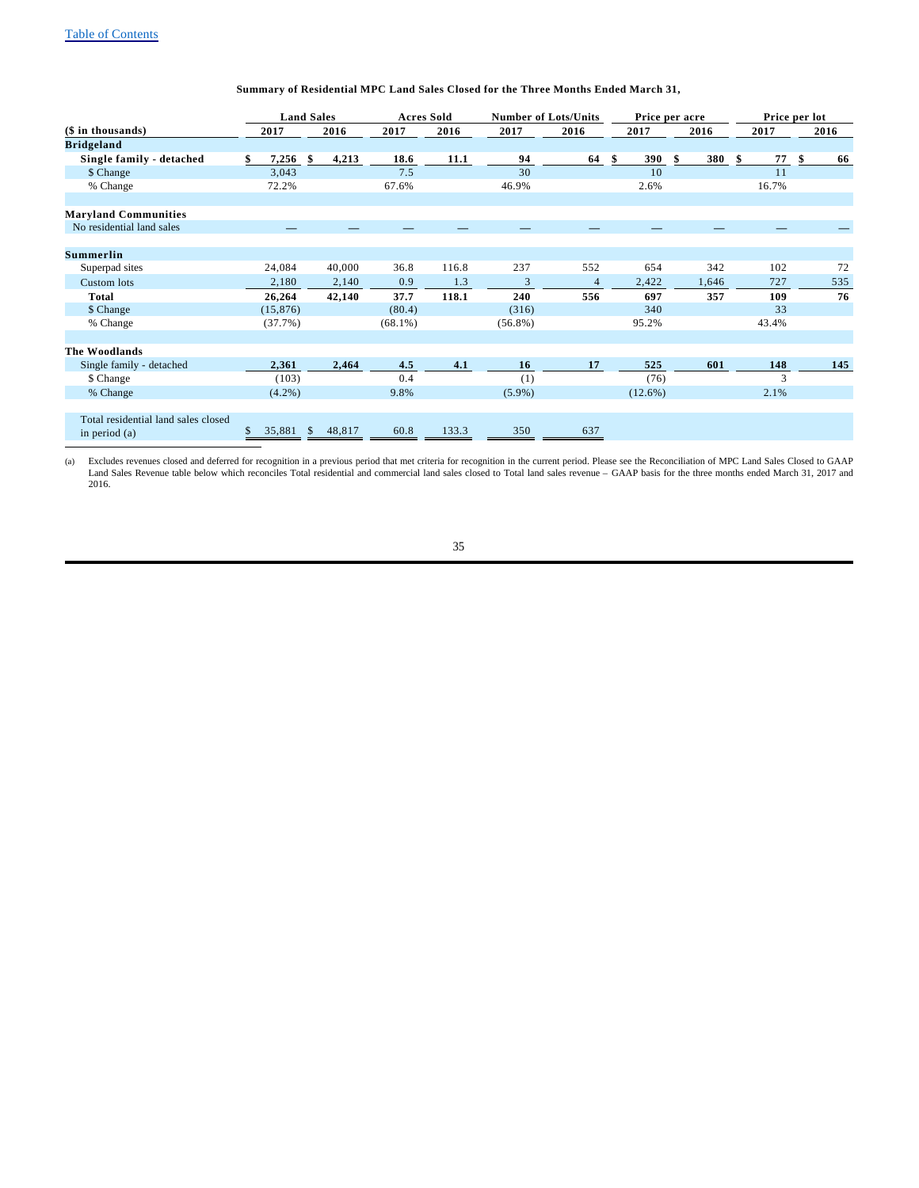Table of Contents

**Summary of Residential MPC Land Sales Closed for the Three Months Ended March 31,**

| | Land Sales | | Acres Sold | | Number of Lots/Units | | Price per acre | | Price per lot | |
|---|---|---|---|---|---|---|---|---|---|---|
| **($ in thousands)** | **2017** | **2016** | **2017** | **2016** | **2017** | **2016** | **2017** | **2016** | **2017** | **2016** |
| **Bridgeland** | | | | | | | | | | |
| **Single family - detached** | **$ 7,256** | **$ 4,213** | **18.6** | **11.1** | **94** | **64** | **$ 390** | **$ 380** | **$ 77** | **$ 66** |
| $ Change | 3,043 | | 7.5 | | 30 | | 10 | | 11 | |
| % Change | 72.2% | | 67.6% | | 46.9% | | 2.6% | | 16.7% | |
| | | | | | | | | | | |
| **Maryland Communities** | | | | | | | | | | |
| No residential land sales | — | — | — | — | — | — | — | — | — | — |
| | | | | | | | | | | |
| **Summerlin** | | | | | | | | | | |
| Superpad sites | 24,084 | 40,000 | 36.8 | 116.8 | 237 | 552 | 654 | 342 | 102 | 72 |
| Custom lots | 2,180 | 2,140 | 0.9 | 1.3 | 3 | 4 | 2,422 | 1,646 | 727 | 535 |
| **Total** | **26,264** | **42,140** | **37.7** | **118.1** | **240** | **556** | **697** | **357** | **109** | **76** |
| $ Change | (15,876) | | (80.4) | | (316) | | 340 | | 33 | |
| % Change | (37.7%) | | (68.1%) | | (56.8%) | | 95.2% | | 43.4% | |
| | | | | | | | | | | |
| **The Woodlands** | | | | | | | | | | |
| Single family - detached | **2,361** | **2,464** | **4.5** | **4.1** | **16** | **17** | **525** | **601** | **148** | **145** |
| $ Change | (103) | | 0.4 | | (1) | | (76) | | 3 | |
| % Change | (4.2%) | | 9.8% | | (5.9%) | | (12.6%) | | 2.1% | |
| | | | | | | | | | | |
| Total residential land sales closed in period (a) | $ 35,881 | $ 48,817 | 60.8 | 133.3 | 350 | 637 | | | | |

(a) Excludes revenues closed and deferred for recognition in a previous period that met criteria for recognition in the current period. Please see the Reconciliation of MPC Land Sales Closed to GAAP Land Sales Revenue table below which reconciles Total residential and commercial land sales closed to Total land sales revenue – GAAP basis for the three months ended March 31, 2017 and 2016.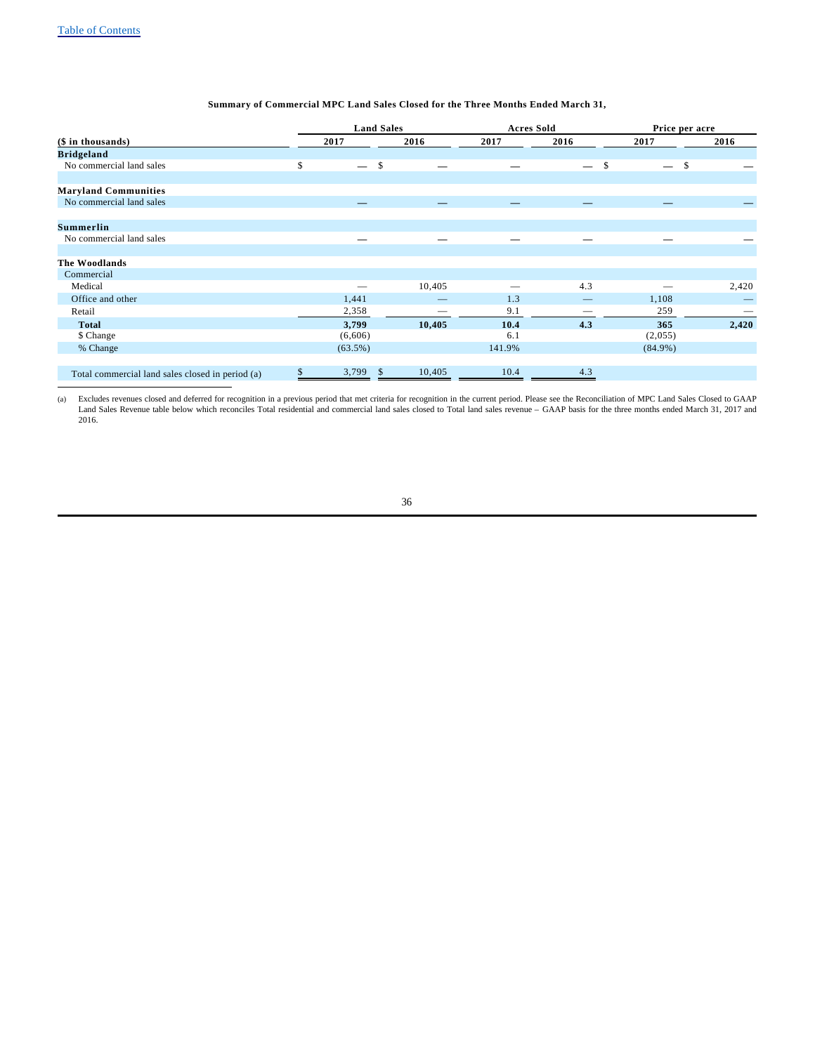**Summary of Commercial MPC Land Sales Closed for the Three Months Ended March 31,**

| ($ in thousands) | Land Sales | | Acres Sold | | Price per acre | |
|---|---|---|---|---|---|---|
| | 2017 | 2016 | 2017 | 2016 | 2017 | 2016 |
| **Bridgeland** | | | | | | |
| No commercial land sales | $ — | $ — | — | — | $ — | $ — |
| **Maryland Communities** | | | | | | |
| No commercial land sales | — | — | — | — | — | — |
| **Summerlin** | | | | | | |
| No commercial land sales | — | — | — | — | — | — |
| **The Woodlands** | | | | | | |
| Commercial | | | | | | |
| Medical | — | 10,405 | — | 4.3 | — | 2,420 |
| Office and other | 1,441 | — | 1.3 | — | 1,108 | — |
| Retail | 2,358 | — | 9.1 | — | 259 | — |
| **Total** | **3,799** | **10,405** | **10.4** | **4.3** | **365** | **2,420** |
| $ Change | (6,606) | | 6.1 | | (2,055) | |
| % Change | (63.5%) | | 141.9% | | (84.9%) | |
| Total commercial land sales closed in period (a) | $ 3,799 | $ 10,405 | 10.4 | 4.3 | | |

(a) Excludes revenues closed and deferred for recognition in a previous period that met criteria for recognition in the current period. Please see the Reconciliation of MPC Land Sales Closed to GAAP Land Sales Revenue table below which reconciles Total residential and commercial land sales closed to Total land sales revenue – GAAP basis for the three months ended March 31, 2017 and 2016.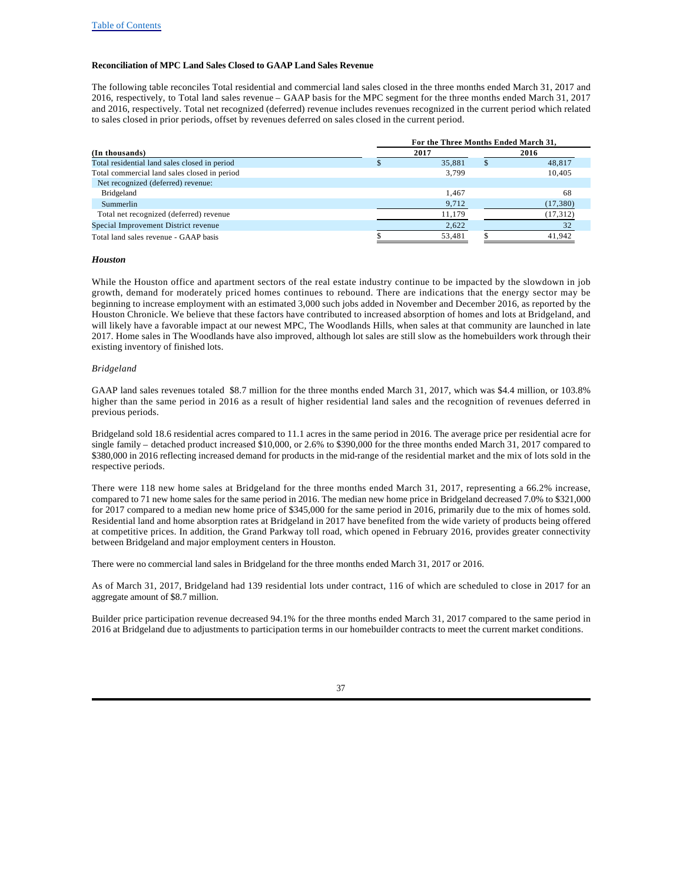**Reconciliation of MPC Land Sales Closed to GAAP Land Sales Revenue**

The following table reconciles Total residential and commercial land sales closed in the three months ended March 31, 2017 and 2016, respectively, to Total land sales revenue – GAAP basis for the MPC segment for the three months ended March 31, 2017 and 2016, respectively. Total net recognized (deferred) revenue includes revenues recognized in the current period which related to sales closed in prior periods, offset by revenues deferred on sales closed in the current period.

| (In thousands) | For the Three Months Ended March 31, 2017 | 2016 |
|---|---|---|
| Total residential land sales closed in period | $ 35,881 | $ 48,817 |
| Total commercial land sales closed in period | 3,799 | 10,405 |
| Net recognized (deferred) revenue: | | |
| Bridgeland | 1,467 | 68 |
| Summerlin | 9,712 | (17,380) |
| Total net recognized (deferred) revenue | 11,179 | (17,312) |
| Special Improvement District revenue | 2,622 | 32 |
| Total land sales revenue - GAAP basis | $ 53,481 | $ 41,942 |

***Houston***

While the Houston office and apartment sectors of the real estate industry continue to be impacted by the slowdown in job growth, demand for moderately priced homes continues to rebound. There are indications that the energy sector may be beginning to increase employment with an estimated 3,000 such jobs added in November and December 2016, as reported by the Houston Chronicle. We believe that these factors have contributed to increased absorption of homes and lots at Bridgeland, and will likely have a favorable impact at our newest MPC, The Woodlands Hills, when sales at that community are launched in late 2017. Home sales in The Woodlands have also improved, although lot sales are still slow as the homebuilders work through their existing inventory of finished lots.

*Bridgeland*

GAAP land sales revenues totaled $8.7 million for the three months ended March 31, 2017, which was $4.4 million, or 103.8% higher than the same period in 2016 as a result of higher residential land sales and the recognition of revenues deferred in previous periods.

Bridgeland sold 18.6 residential acres compared to 11.1 acres in the same period in 2016. The average price per residential acre for single family – detached product increased $10,000, or 2.6% to $390,000 for the three months ended March 31, 2017 compared to $380,000 in 2016 reflecting increased demand for products in the mid-range of the residential market and the mix of lots sold in the respective periods.

There were 118 new home sales at Bridgeland for the three months ended March 31, 2017, representing a 66.2% increase, compared to 71 new home sales for the same period in 2016. The median new home price in Bridgeland decreased 7.0% to $321,000 for 2017 compared to a median new home price of $345,000 for the same period in 2016, primarily due to the mix of homes sold. Residential land and home absorption rates at Bridgeland in 2017 have benefited from the wide variety of products being offered at competitive prices. In addition, the Grand Parkway toll road, which opened in February 2016, provides greater connectivity between Bridgeland and major employment centers in Houston.

There were no commercial land sales in Bridgeland for the three months ended March 31, 2017 or 2016.

As of March 31, 2017, Bridgeland had 139 residential lots under contract, 116 of which are scheduled to close in 2017 for an aggregate amount of $8.7 million.

Builder price participation revenue decreased 94.1% for the three months ended March 31, 2017 compared to the same period in 2016 at Bridgeland due to adjustments to participation terms in our homebuilder contracts to meet the current market conditions.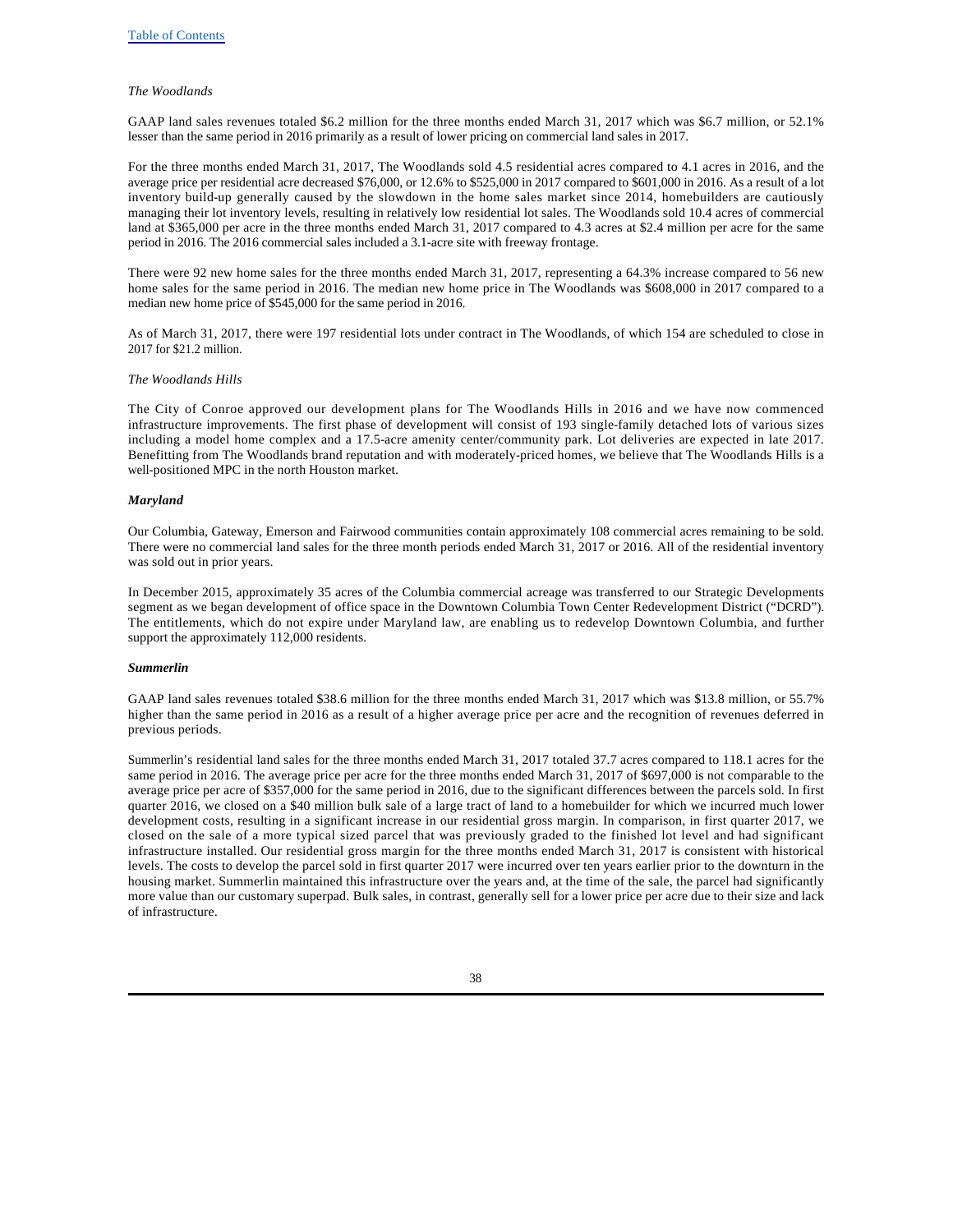*The Woodlands*

GAAP land sales revenues totaled $6.2 million for the three months ended March 31, 2017 which was $6.7 million, or 52.1% lesser than the same period in 2016 primarily as a result of lower pricing on commercial land sales in 2017.

For the three months ended March 31, 2017, The Woodlands sold 4.5 residential acres compared to 4.1 acres in 2016, and the average price per residential acre decreased $76,000, or 12.6% to $525,000 in 2017 compared to $601,000 in 2016. As a result of a lot inventory build-up generally caused by the slowdown in the home sales market since 2014, homebuilders are cautiously managing their lot inventory levels, resulting in relatively low residential lot sales. The Woodlands sold 10.4 acres of commercial land at $365,000 per acre in the three months ended March 31, 2017 compared to 4.3 acres at $2.4 million per acre for the same period in 2016. The 2016 commercial sales included a 3.1-acre site with freeway frontage.

There were 92 new home sales for the three months ended March 31, 2017, representing a 64.3% increase compared to 56 new home sales for the same period in 2016. The median new home price in The Woodlands was $608,000 in 2017 compared to a median new home price of $545,000 for the same period in 2016.

As of March 31, 2017, there were 197 residential lots under contract in The Woodlands, of which 154 are scheduled to close in 2017 for $21.2 million.

*The Woodlands Hills*

The City of Conroe approved our development plans for The Woodlands Hills in 2016 and we have now commenced infrastructure improvements. The first phase of development will consist of 193 single-family detached lots of various sizes including a model home complex and a 17.5-acre amenity center/community park. Lot deliveries are expected in late 2017. Benefitting from The Woodlands brand reputation and with moderately-priced homes, we believe that The Woodlands Hills is a well-positioned MPC in the north Houston market.

***Maryland***

Our Columbia, Gateway, Emerson and Fairwood communities contain approximately 108 commercial acres remaining to be sold. There were no commercial land sales for the three month periods ended March 31, 2017 or 2016. All of the residential inventory was sold out in prior years.

In December 2015, approximately 35 acres of the Columbia commercial acreage was transferred to our Strategic Developments segment as we began development of office space in the Downtown Columbia Town Center Redevelopment District ("DCRD"). The entitlements, which do not expire under Maryland law, are enabling us to redevelop Downtown Columbia, and further support the approximately 112,000 residents.

***Summerlin***

GAAP land sales revenues totaled $38.6 million for the three months ended March 31, 2017 which was $13.8 million, or 55.7% higher than the same period in 2016 as a result of a higher average price per acre and the recognition of revenues deferred in previous periods.

Summerlin's residential land sales for the three months ended March 31, 2017 totaled 37.7 acres compared to 118.1 acres for the same period in 2016. The average price per acre for the three months ended March 31, 2017 of $697,000 is not comparable to the average price per acre of $357,000 for the same period in 2016, due to the significant differences between the parcels sold. In first quarter 2016, we closed on a $40 million bulk sale of a large tract of land to a homebuilder for which we incurred much lower development costs, resulting in a significant increase in our residential gross margin. In comparison, in first quarter 2017, we closed on the sale of a more typical sized parcel that was previously graded to the finished lot level and had significant infrastructure installed. Our residential gross margin for the three months ended March 31, 2017 is consistent with historical levels. The costs to develop the parcel sold in first quarter 2017 were incurred over ten years earlier prior to the downturn in the housing market. Summerlin maintained this infrastructure over the years and, at the time of the sale, the parcel had significantly more value than our customary superpad. Bulk sales, in contrast, generally sell for a lower price per acre due to their size and lack of infrastructure.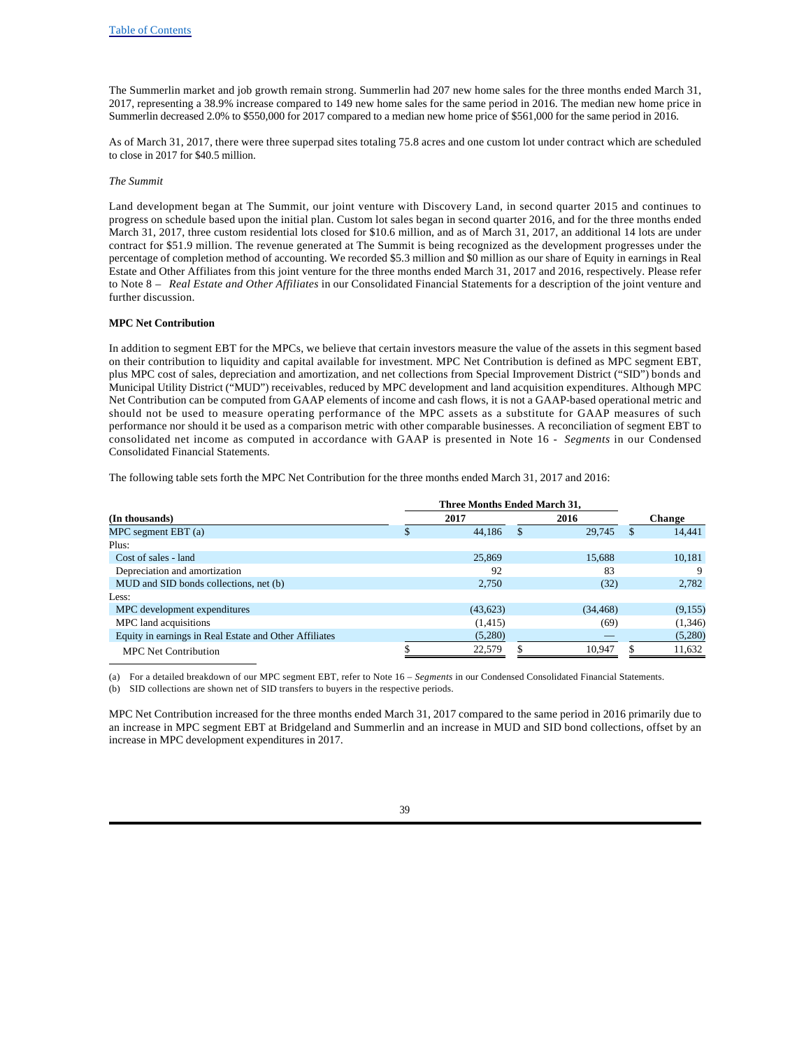The Summerlin market and job growth remain strong. Summerlin had 207 new home sales for the three months ended March 31, 2017, representing a 38.9% increase compared to 149 new home sales for the same period in 2016. The median new home price in Summerlin decreased 2.0% to $550,000 for 2017 compared to a median new home price of $561,000 for the same period in 2016.

As of March 31, 2017, there were three superpad sites totaling 75.8 acres and one custom lot under contract which are scheduled to close in 2017 for $40.5 million.

*The Summit*

Land development began at The Summit, our joint venture with Discovery Land, in second quarter 2015 and continues to progress on schedule based upon the initial plan. Custom lot sales began in second quarter 2016, and for the three months ended March 31, 2017, three custom residential lots closed for $10.6 million, and as of March 31, 2017, an additional 14 lots are under contract for $51.9 million. The revenue generated at The Summit is being recognized as the development progresses under the percentage of completion method of accounting. We recorded $5.3 million and $0 million as our share of Equity in earnings in Real Estate and Other Affiliates from this joint venture for the three months ended March 31, 2017 and 2016, respectively. Please refer to Note 8 – *Real Estate and Other Affiliates* in our Consolidated Financial Statements for a description of the joint venture and further discussion.

**MPC Net Contribution**

In addition to segment EBT for the MPCs, we believe that certain investors measure the value of the assets in this segment based on their contribution to liquidity and capital available for investment. MPC Net Contribution is defined as MPC segment EBT, plus MPC cost of sales, depreciation and amortization, and net collections from Special Improvement District ("SID") bonds and Municipal Utility District ("MUD") receivables, reduced by MPC development and land acquisition expenditures. Although MPC Net Contribution can be computed from GAAP elements of income and cash flows, it is not a GAAP-based operational metric and should not be used to measure operating performance of the MPC assets as a substitute for GAAP measures of such performance nor should it be used as a comparison metric with other comparable businesses. A reconciliation of segment EBT to consolidated net income as computed in accordance with GAAP is presented in Note 16 - *Segments* in our Condensed Consolidated Financial Statements.

The following table sets forth the MPC Net Contribution for the three months ended March 31, 2017 and 2016:

| | Three Months Ended March 31, | | |
|---|---|---|---|
| **(In thousands)** | **2017** | **2016** | **Change** |
| MPC segment EBT (a) | $ 44,186 | $ 29,745 | $ 14,441 |
| Plus: | | | |
| Cost of sales - land | 25,869 | 15,688 | 10,181 |
| Depreciation and amortization | 92 | 83 | 9 |
| MUD and SID bonds collections, net (b) | 2,750 | (32) | 2,782 |
| Less: | | | |
| MPC development expenditures | (43,623) | (34,468) | (9,155) |
| MPC land acquisitions | (1,415) | (69) | (1,346) |
| Equity in earnings in Real Estate and Other Affiliates | (5,280) | — | (5,280) |
| MPC Net Contribution | $ 22,579 | $ 10,947 | $ 11,632 |

(a) For a detailed breakdown of our MPC segment EBT, refer to Note 16 – *Segments* in our Condensed Consolidated Financial Statements.

(b) SID collections are shown net of SID transfers to buyers in the respective periods.

MPC Net Contribution increased for the three months ended March 31, 2017 compared to the same period in 2016 primarily due to an increase in MPC segment EBT at Bridgeland and Summerlin and an increase in MUD and SID bond collections, offset by an increase in MPC development expenditures in 2017.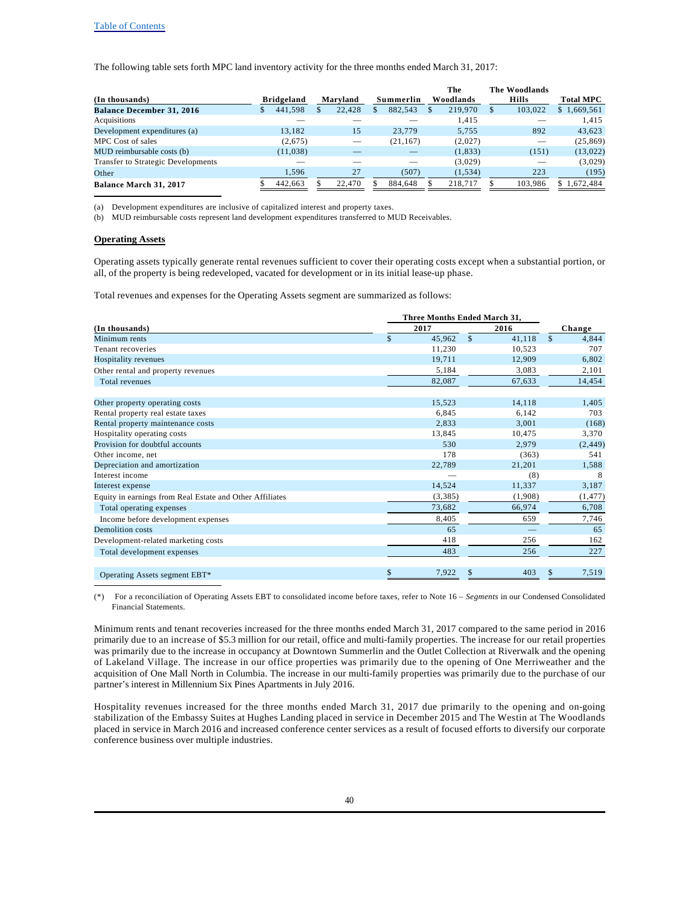Table of Contents

The following table sets forth MPC land inventory activity for the three months ended March 31, 2017:

| (In thousands) | Bridgeland | Maryland | Summerlin | The Woodlands | The Woodlands Hills | Total MPC |
|---|---|---|---|---|---|---|
| **Balance December 31, 2016** | $ 441,598 | $ 22,428 | $ 882,543 | $ 219,970 | $ 103,022 | $ 1,669,561 |
| Acquisitions | — | — | — | 1,415 | — | 1,415 |
| Development expenditures (a) | 13,182 | 15 | 23,779 | 5,755 | 892 | 43,623 |
| MPC Cost of sales | (2,675) | — | (21,167) | (2,027) | — | (25,869) |
| MUD reimbursable costs (b) | (11,038) | — | — | (1,833) | (151) | (13,022) |
| Transfer to Strategic Developments | — | — | — | (3,029) | — | (3,029) |
| Other | 1,596 | 27 | (507) | (1,534) | 223 | (195) |
| **Balance March 31, 2017** | $ 442,663 | $ 22,470 | $ 884,648 | $ 218,717 | $ 103,986 | $ 1,672,484 |

(a) Development expenditures are inclusive of capitalized interest and property taxes.
(b) MUD reimbursable costs represent land development expenditures transferred to MUD Receivables.

**Operating Assets**

Operating assets typically generate rental revenues sufficient to cover their operating costs except when a substantial portion, or all, of the property is being redeveloped, vacated for development or in its initial lease-up phase.

Total revenues and expenses for the Operating Assets segment are summarized as follows:

| (In thousands) | Three Months Ended March 31, 2017 | 2016 | Change |
|---|---|---|---|
| Minimum rents | $ 45,962 | $ 41,118 | $ 4,844 |
| Tenant recoveries | 11,230 | 10,523 | 707 |
| Hospitality revenues | 19,711 | 12,909 | 6,802 |
| Other rental and property revenues | 5,184 | 3,083 | 2,101 |
| Total revenues | 82,087 | 67,633 | 14,454 |
| | | | |
| Other property operating costs | 15,523 | 14,118 | 1,405 |
| Rental property real estate taxes | 6,845 | 6,142 | 703 |
| Rental property maintenance costs | 2,833 | 3,001 | (168) |
| Hospitality operating costs | 13,845 | 10,475 | 3,370 |
| Provision for doubtful accounts | 530 | 2,979 | (2,449) |
| Other income, net | 178 | (363) | 541 |
| Depreciation and amortization | 22,789 | 21,201 | 1,588 |
| Interest income | — | (8) | 8 |
| Interest expense | 14,524 | 11,337 | 3,187 |
| Equity in earnings from Real Estate and Other Affiliates | (3,385) | (1,908) | (1,477) |
| Total operating expenses | 73,682 | 66,974 | 6,708 |
| Income before development expenses | 8,405 | 659 | 7,746 |
| Demolition costs | 65 | — | 65 |
| Development-related marketing costs | 418 | 256 | 162 |
| Total development expenses | 483 | 256 | 227 |
| | | | |
| Operating Assets segment EBT* | $ 7,922 | $ 403 | $ 7,519 |

(*) For a reconciliation of Operating Assets EBT to consolidated income before taxes, refer to Note 16 – *Segments* in our Condensed Consolidated Financial Statements.

Minimum rents and tenant recoveries increased for the three months ended March 31, 2017 compared to the same period in 2016 primarily due to an increase of $5.3 million for our retail, office and multi-family properties. The increase for our retail properties was primarily due to the increase in occupancy at Downtown Summerlin and the Outlet Collection at Riverwalk and the opening of Lakeland Village. The increase in our office properties was primarily due to the opening of One Merriweather and the acquisition of One Mall North in Columbia. The increase in our multi-family properties was primarily due to the purchase of our partner's interest in Millennium Six Pines Apartments in July 2016.

Hospitality revenues increased for the three months ended March 31, 2017 due primarily to the opening and on-going stabilization of the Embassy Suites at Hughes Landing placed in service in December 2015 and The Westin at The Woodlands placed in service in March 2016 and increased conference center services as a result of focused efforts to diversify our corporate conference business over multiple industries.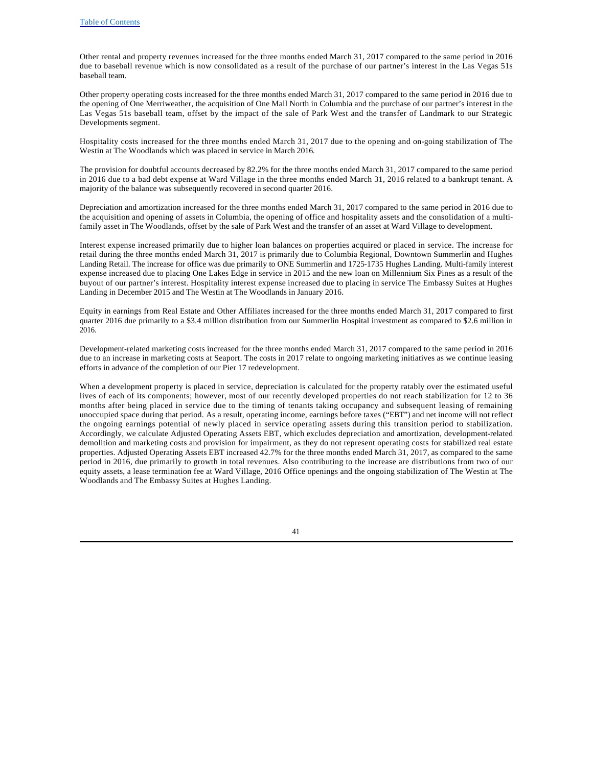Other rental and property revenues increased for the three months ended March 31, 2017 compared to the same period in 2016 due to baseball revenue which is now consolidated as a result of the purchase of our partner's interest in the Las Vegas 51s baseball team.

Other property operating costs increased for the three months ended March 31, 2017 compared to the same period in 2016 due to the opening of One Merriweather, the acquisition of One Mall North in Columbia and the purchase of our partner's interest in the Las Vegas 51s baseball team, offset by the impact of the sale of Park West and the transfer of Landmark to our Strategic Developments segment.

Hospitality costs increased for the three months ended March 31, 2017 due to the opening and on-going stabilization of The Westin at The Woodlands which was placed in service in March 2016.

The provision for doubtful accounts decreased by 82.2% for the three months ended March 31, 2017 compared to the same period in 2016 due to a bad debt expense at Ward Village in the three months ended March 31, 2016 related to a bankrupt tenant. A majority of the balance was subsequently recovered in second quarter 2016.

Depreciation and amortization increased for the three months ended March 31, 2017 compared to the same period in 2016 due to the acquisition and opening of assets in Columbia, the opening of office and hospitality assets and the consolidation of a multi-family asset in The Woodlands, offset by the sale of Park West and the transfer of an asset at Ward Village to development.

Interest expense increased primarily due to higher loan balances on properties acquired or placed in service. The increase for retail during the three months ended March 31, 2017 is primarily due to Columbia Regional, Downtown Summerlin and Hughes Landing Retail. The increase for office was due primarily to ONE Summerlin and 1725-1735 Hughes Landing. Multi-family interest expense increased due to placing One Lakes Edge in service in 2015 and the new loan on Millennium Six Pines as a result of the buyout of our partner's interest. Hospitality interest expense increased due to placing in service The Embassy Suites at Hughes Landing in December 2015 and The Westin at The Woodlands in January 2016.

Equity in earnings from Real Estate and Other Affiliates increased for the three months ended March 31, 2017 compared to first quarter 2016 due primarily to a $3.4 million distribution from our Summerlin Hospital investment as compared to $2.6 million in 2016.

Development-related marketing costs increased for the three months ended March 31, 2017 compared to the same period in 2016 due to an increase in marketing costs at Seaport. The costs in 2017 relate to ongoing marketing initiatives as we continue leasing efforts in advance of the completion of our Pier 17 redevelopment.

When a development property is placed in service, depreciation is calculated for the property ratably over the estimated useful lives of each of its components; however, most of our recently developed properties do not reach stabilization for 12 to 36 months after being placed in service due to the timing of tenants taking occupancy and subsequent leasing of remaining unoccupied space during that period. As a result, operating income, earnings before taxes ("EBT") and net income will not reflect the ongoing earnings potential of newly placed in service operating assets during this transition period to stabilization. Accordingly, we calculate Adjusted Operating Assets EBT, which excludes depreciation and amortization, development-related demolition and marketing costs and provision for impairment, as they do not represent operating costs for stabilized real estate properties. Adjusted Operating Assets EBT increased 42.7% for the three months ended March 31, 2017, as compared to the same period in 2016, due primarily to growth in total revenues. Also contributing to the increase are distributions from two of our equity assets, a lease termination fee at Ward Village, 2016 Office openings and the ongoing stabilization of The Westin at The Woodlands and The Embassy Suites at Hughes Landing.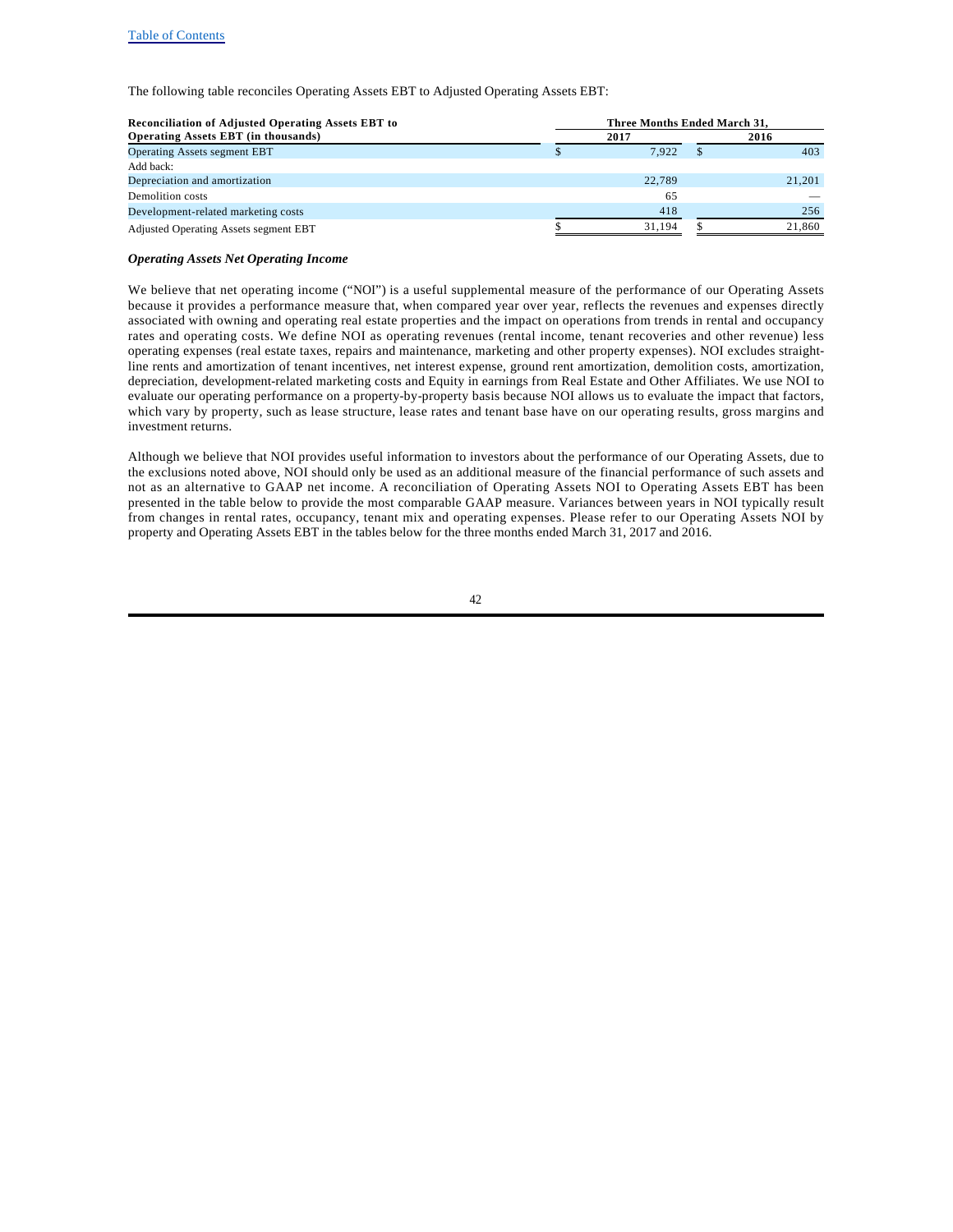The following table reconciles Operating Assets EBT to Adjusted Operating Assets EBT:

| Reconciliation of Adjusted Operating Assets EBT to Operating Assets EBT (in thousands) | Three Months Ended March 31, | |
|---|---|---|
| | 2017 | 2016 |
| Operating Assets segment EBT | $ 7,922 | $ 403 |
| Add back: | | |
| Depreciation and amortization | 22,789 | 21,201 |
| Demolition costs | 65 | — |
| Development-related marketing costs | 418 | 256 |
| Adjusted Operating Assets segment EBT | $ 31,194 | $ 21,860 |

***Operating Assets Net Operating Income***

We believe that net operating income ("NOI") is a useful supplemental measure of the performance of our Operating Assets because it provides a performance measure that, when compared year over year, reflects the revenues and expenses directly associated with owning and operating real estate properties and the impact on operations from trends in rental and occupancy rates and operating costs. We define NOI as operating revenues (rental income, tenant recoveries and other revenue) less operating expenses (real estate taxes, repairs and maintenance, marketing and other property expenses). NOI excludes straight-line rents and amortization of tenant incentives, net interest expense, ground rent amortization, demolition costs, amortization, depreciation, development-related marketing costs and Equity in earnings from Real Estate and Other Affiliates. We use NOI to evaluate our operating performance on a property-by-property basis because NOI allows us to evaluate the impact that factors, which vary by property, such as lease structure, lease rates and tenant base have on our operating results, gross margins and investment returns.

Although we believe that NOI provides useful information to investors about the performance of our Operating Assets, due to the exclusions noted above, NOI should only be used as an additional measure of the financial performance of such assets and not as an alternative to GAAP net income. A reconciliation of Operating Assets NOI to Operating Assets EBT has been presented in the table below to provide the most comparable GAAP measure. Variances between years in NOI typically result from changes in rental rates, occupancy, tenant mix and operating expenses. Please refer to our Operating Assets NOI by property and Operating Assets EBT in the tables below for the three months ended March 31, 2017 and 2016.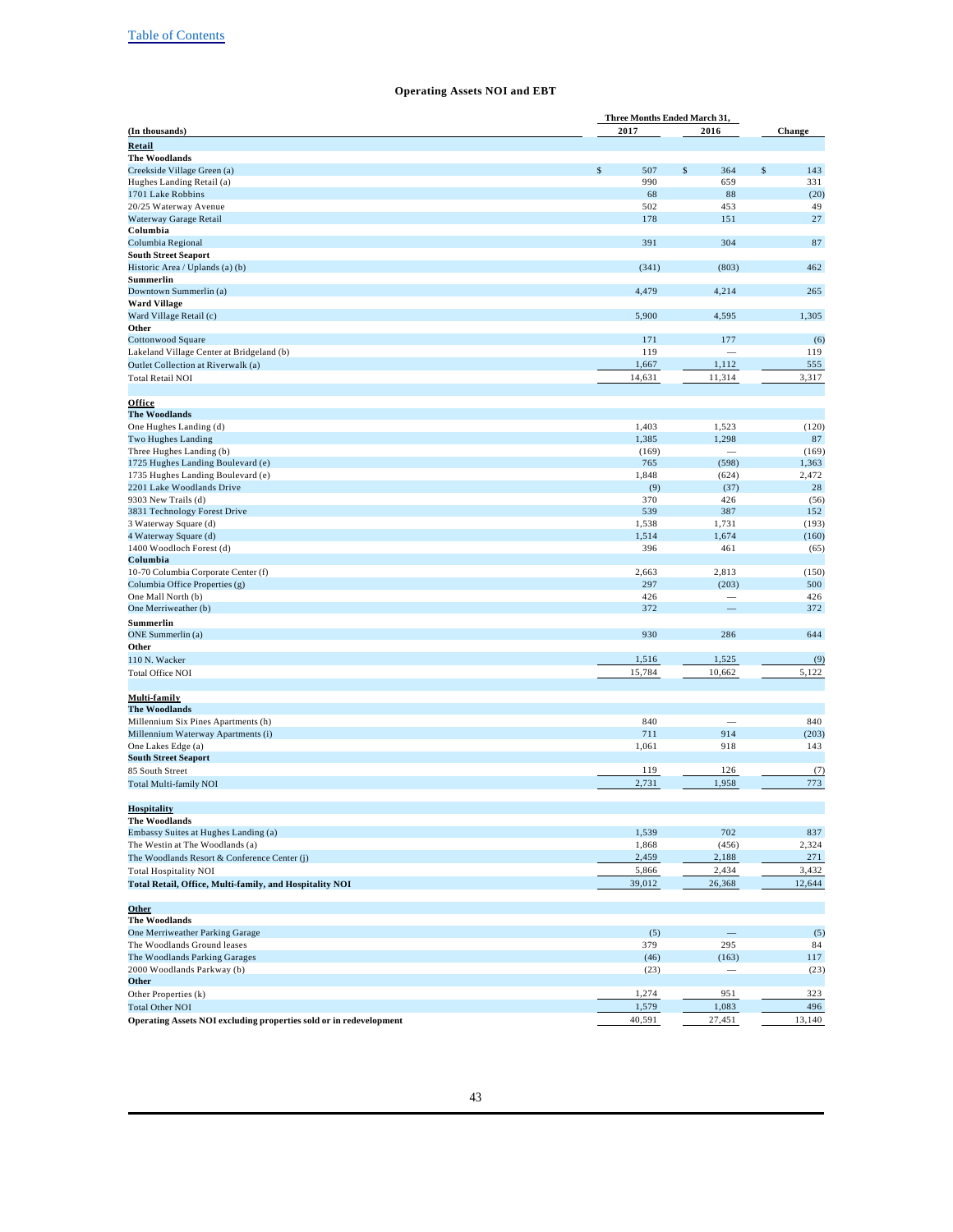Table of Contents

### Operating Assets NOI and EBT

| (In thousands) | Three Months Ended March 31, 2017 | 2016 | Change |
|---|---|---|---|
| **Retail** | | | |
| **The Woodlands** | | | |
| Creekside Village Green (a) | $ 507 | $ 364 | $ 143 |
| Hughes Landing Retail (a) | 990 | 659 | 331 |
| 1701 Lake Robbins | 68 | 88 | (20) |
| 20/25 Waterway Avenue | 502 | 453 | 49 |
| Waterway Garage Retail | 178 | 151 | 27 |
| **Columbia** | | | |
| Columbia Regional | 391 | 304 | 87 |
| **South Street Seaport** | | | |
| Historic Area / Uplands (a) (b) | (341) | (803) | 462 |
| **Summerlin** | | | |
| Downtown Summerlin (a) | 4,479 | 4,214 | 265 |
| **Ward Village** | | | |
| Ward Village Retail (c) | 5,900 | 4,595 | 1,305 |
| **Other** | | | |
| Cottonwood Square | 171 | 177 | (6) |
| Lakeland Village Center at Bridgeland (b) | 119 | — | 119 |
| Outlet Collection at Riverwalk (a) | 1,667 | 1,112 | 555 |
| Total Retail NOI | 14,631 | 11,314 | 3,317 |
| **Office** | | | |
| **The Woodlands** | | | |
| One Hughes Landing (d) | 1,403 | 1,523 | (120) |
| Two Hughes Landing | 1,385 | 1,298 | 87 |
| Three Hughes Landing (b) | (169) | — | (169) |
| 1725 Hughes Landing Boulevard (e) | 765 | (598) | 1,363 |
| 1735 Hughes Landing Boulevard (e) | 1,848 | (624) | 2,472 |
| 2201 Lake Woodlands Drive | (9) | (37) | 28 |
| 9303 New Trails (d) | 370 | 426 | (56) |
| 3831 Technology Forest Drive | 539 | 387 | 152 |
| 3 Waterway Square (d) | 1,538 | 1,731 | (193) |
| 4 Waterway Square (d) | 1,514 | 1,674 | (160) |
| 1400 Woodloch Forest (d) | 396 | 461 | (65) |
| **Columbia** | | | |
| 10-70 Columbia Corporate Center (f) | 2,663 | 2,813 | (150) |
| Columbia Office Properties (g) | 297 | (203) | 500 |
| One Mall North (b) | 426 | — | 426 |
| One Merriweather (b) | 372 | — | 372 |
| **Summerlin** | | | |
| ONE Summerlin (a) | 930 | 286 | 644 |
| **Other** | | | |
| 110 N. Wacker | 1,516 | 1,525 | (9) |
| Total Office NOI | 15,784 | 10,662 | 5,122 |
| **Multi-family** | | | |
| **The Woodlands** | | | |
| Millennium Six Pines Apartments (h) | 840 | — | 840 |
| Millennium Waterway Apartments (i) | 711 | 914 | (203) |
| One Lakes Edge (a) | 1,061 | 918 | 143 |
| **South Street Seaport** | | | |
| 85 South Street | 119 | 126 | (7) |
| Total Multi-family NOI | 2,731 | 1,958 | 773 |
| **Hospitality** | | | |
| **The Woodlands** | | | |
| Embassy Suites at Hughes Landing (a) | 1,539 | 702 | 837 |
| The Westin at The Woodlands (a) | 1,868 | (456) | 2,324 |
| The Woodlands Resort & Conference Center (j) | 2,459 | 2,188 | 271 |
| Total Hospitality NOI | 5,866 | 2,434 | 3,432 |
| **Total Retail, Office, Multi-family, and Hospitality NOI** | 39,012 | 26,368 | 12,644 |
| **Other** | | | |
| **The Woodlands** | | | |
| One Merriweather Parking Garage | (5) | — | (5) |
| The Woodlands Ground leases | 379 | 295 | 84 |
| The Woodlands Parking Garages | (46) | (163) | 117 |
| 2000 Woodlands Parkway (b) | (23) | — | (23) |
| **Other** | | | |
| Other Properties (k) | 1,274 | 951 | 323 |
| Total Other NOI | 1,579 | 1,083 | 496 |
| **Operating Assets NOI excluding properties sold or in redevelopment** | 40,591 | 27,451 | 13,140 |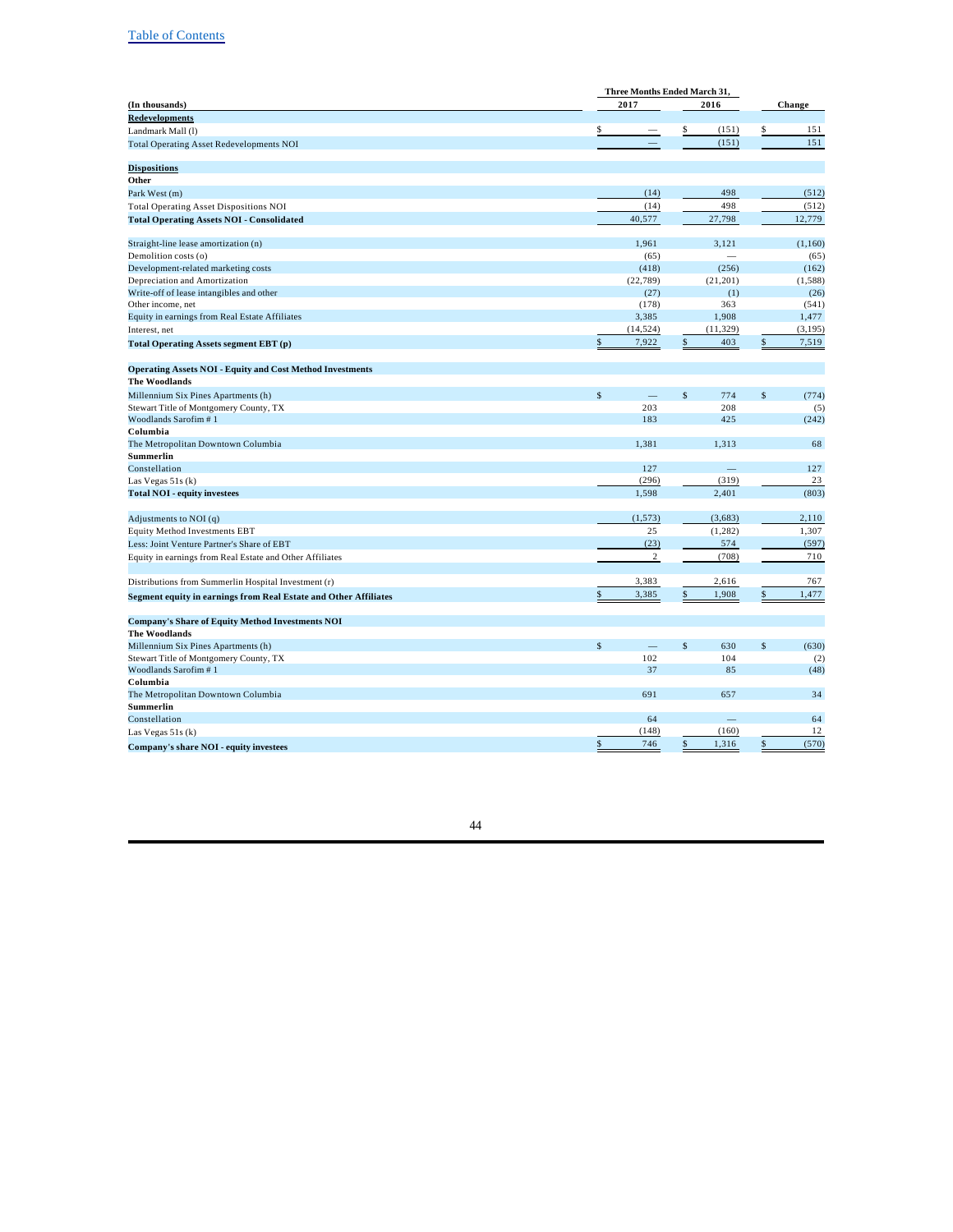| (In thousands) | Three Months Ended March 31, 2017 | 2016 | Change |
|---|---|---|---|
| **Redevelopments** | | | |
| Landmark Mall (l) | $ — | $ (151) | $ 151 |
| Total Operating Asset Redevelopments NOI | — | (151) | 151 |
| | | | |
| **Dispositions** | | | |
| **Other** | | | |
| Park West (m) | (14) | 498 | (512) |
| Total Operating Asset Dispositions NOI | (14) | 498 | (512) |
| **Total Operating Assets NOI - Consolidated** | 40,577 | 27,798 | 12,779 |
| | | | |
| Straight-line lease amortization (n) | 1,961 | 3,121 | (1,160) |
| Demolition costs (o) | (65) | — | (65) |
| Development-related marketing costs | (418) | (256) | (162) |
| Depreciation and Amortization | (22,789) | (21,201) | (1,588) |
| Write-off of lease intangibles and other | (27) | (1) | (26) |
| Other income, net | (178) | 363 | (541) |
| Equity in earnings from Real Estate Affiliates | 3,385 | 1,908 | 1,477 |
| Interest, net | (14,524) | (11,329) | (3,195) |
| **Total Operating Assets segment EBT (p)** | $ 7,922 | $ 403 | $ 7,519 |
| | | | |
| **Operating Assets NOI - Equity and Cost Method Investments** | | | |
| **The Woodlands** | | | |
| Millennium Six Pines Apartments (h) | $ — | $ 774 | $ (774) |
| Stewart Title of Montgomery County, TX | 203 | 208 | (5) |
| Woodlands Sarofim # 1 | 183 | 425 | (242) |
| **Columbia** | | | |
| The Metropolitan Downtown Columbia | 1,381 | 1,313 | 68 |
| **Summerlin** | | | |
| Constellation | 127 | — | 127 |
| Las Vegas 51s (k) | (296) | (319) | 23 |
| **Total NOI - equity investees** | 1,598 | 2,401 | (803) |
| | | | |
| Adjustments to NOI (q) | (1,573) | (3,683) | 2,110 |
| Equity Method Investments EBT | 25 | (1,282) | 1,307 |
| Less: Joint Venture Partner's Share of EBT | (23) | 574 | (597) |
| Equity in earnings from Real Estate and Other Affiliates | 2 | (708) | 710 |
| | | | |
| Distributions from Summerlin Hospital Investment (r) | 3,383 | 2,616 | 767 |
| **Segment equity in earnings from Real Estate and Other Affiliates** | $ 3,385 | $ 1,908 | $ 1,477 |
| | | | |
| **Company's Share of Equity Method Investments NOI** | | | |
| **The Woodlands** | | | |
| Millennium Six Pines Apartments (h) | $ — | $ 630 | $ (630) |
| Stewart Title of Montgomery County, TX | 102 | 104 | (2) |
| Woodlands Sarofim # 1 | 37 | 85 | (48) |
| **Columbia** | | | |
| The Metropolitan Downtown Columbia | 691 | 657 | 34 |
| **Summerlin** | | | |
| Constellation | 64 | — | 64 |
| Las Vegas 51s (k) | (148) | (160) | 12 |
| **Company's share NOI - equity investees** | $ 746 | $ 1,316 | $ (570) |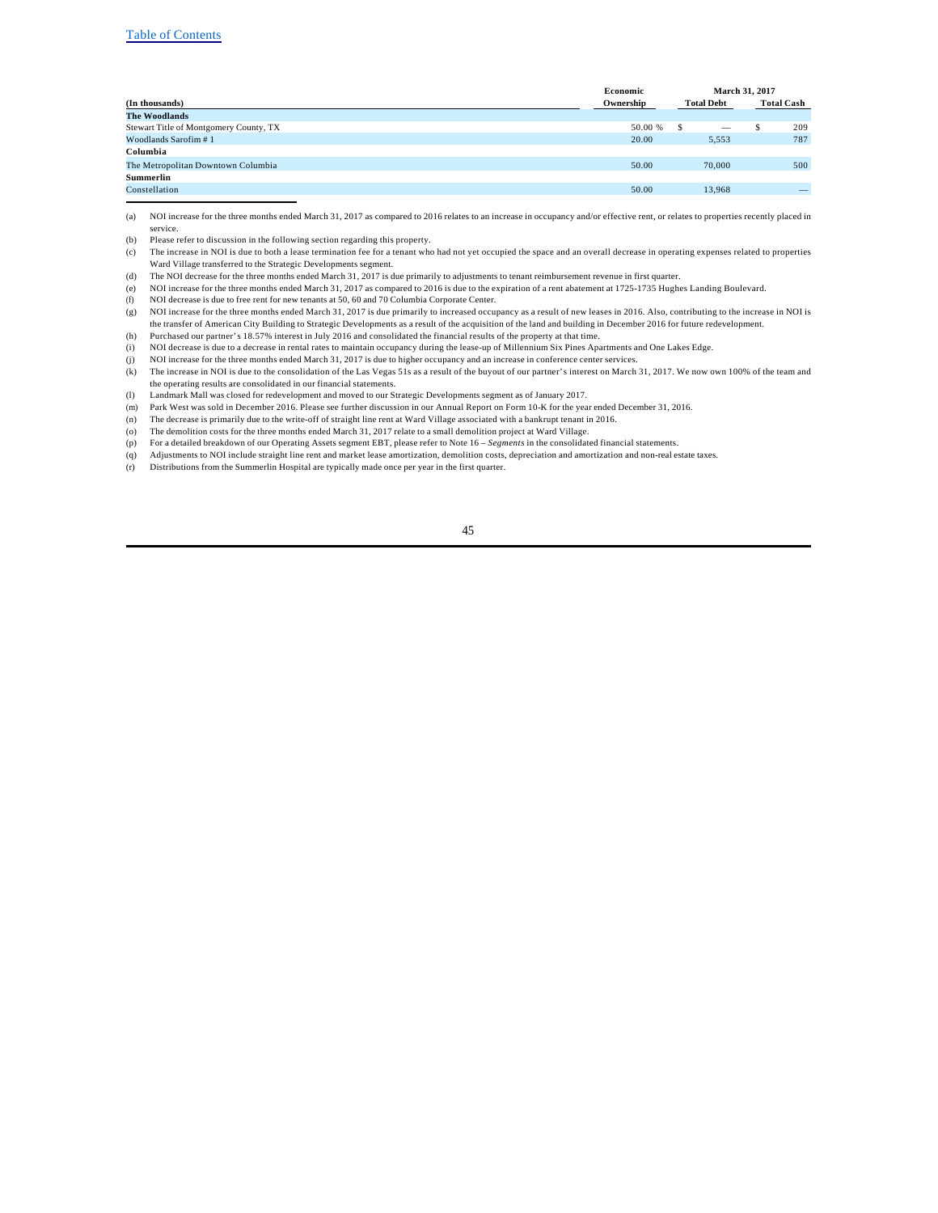| (In thousands) | Economic Ownership | March 31, 2017 Total Debt | Total Cash |
|---|---|---|---|
| **The Woodlands** | | | |
| Stewart Title of Montgomery County, TX | 50.00 % | $ — | $ 209 |
| Woodlands Sarofim # 1 | 20.00 | 5,553 | 787 |
| **Columbia** | | | |
| The Metropolitan Downtown Columbia | 50.00 | 70,000 | 500 |
| **Summerlin** | | | |
| Constellation | 50.00 | 13,968 | — |

(a) NOI increase for the three months ended March 31, 2017 as compared to 2016 relates to an increase in occupancy and/or effective rent, or relates to properties recently placed in service.

(b) Please refer to discussion in the following section regarding this property.

(c) The increase in NOI is due to both a lease termination fee for a tenant who had not yet occupied the space and an overall decrease in operating expenses related to properties Ward Village transferred to the Strategic Developments segment.

(d) The NOI decrease for the three months ended March 31, 2017 is due primarily to adjustments to tenant reimbursement revenue in first quarter.

(e) NOI increase for the three months ended March 31, 2017 as compared to 2016 is due to the expiration of a rent abatement at 1725-1735 Hughes Landing Boulevard.

(f) NOI decrease is due to free rent for new tenants at 50, 60 and 70 Columbia Corporate Center.

(g) NOI increase for the three months ended March 31, 2017 is due primarily to increased occupancy as a result of new leases in 2016. Also, contributing to the increase in NOI is the transfer of American City Building to Strategic Developments as a result of the acquisition of the land and building in December 2016 for future redevelopment.

(h) Purchased our partner's 18.57% interest in July 2016 and consolidated the financial results of the property at that time.

(i) NOI decrease is due to a decrease in rental rates to maintain occupancy during the lease-up of Millennium Six Pines Apartments and One Lakes Edge.

(j) NOI increase for the three months ended March 31, 2017 is due to higher occupancy and an increase in conference center services.

(k) The increase in NOI is due to the consolidation of the Las Vegas 51s as a result of the buyout of our partner's interest on March 31, 2017. We now own 100% of the team and the operating results are consolidated in our financial statements.

(l) Landmark Mall was closed for redevelopment and moved to our Strategic Developments segment as of January 2017.

(m) Park West was sold in December 2016. Please see further discussion in our Annual Report on Form 10-K for the year ended December 31, 2016.

(n) The decrease is primarily due to the write-off of straight line rent at Ward Village associated with a bankrupt tenant in 2016.

(o) The demolition costs for the three months ended March 31, 2017 relate to a small demolition project at Ward Village.

(p) For a detailed breakdown of our Operating Assets segment EBT, please refer to Note 16 – *Segments* in the consolidated financial statements.

(q) Adjustments to NOI include straight line rent and market lease amortization, demolition costs, depreciation and amortization and non-real estate taxes.

(r) Distributions from the Summerlin Hospital are typically made once per year in the first quarter.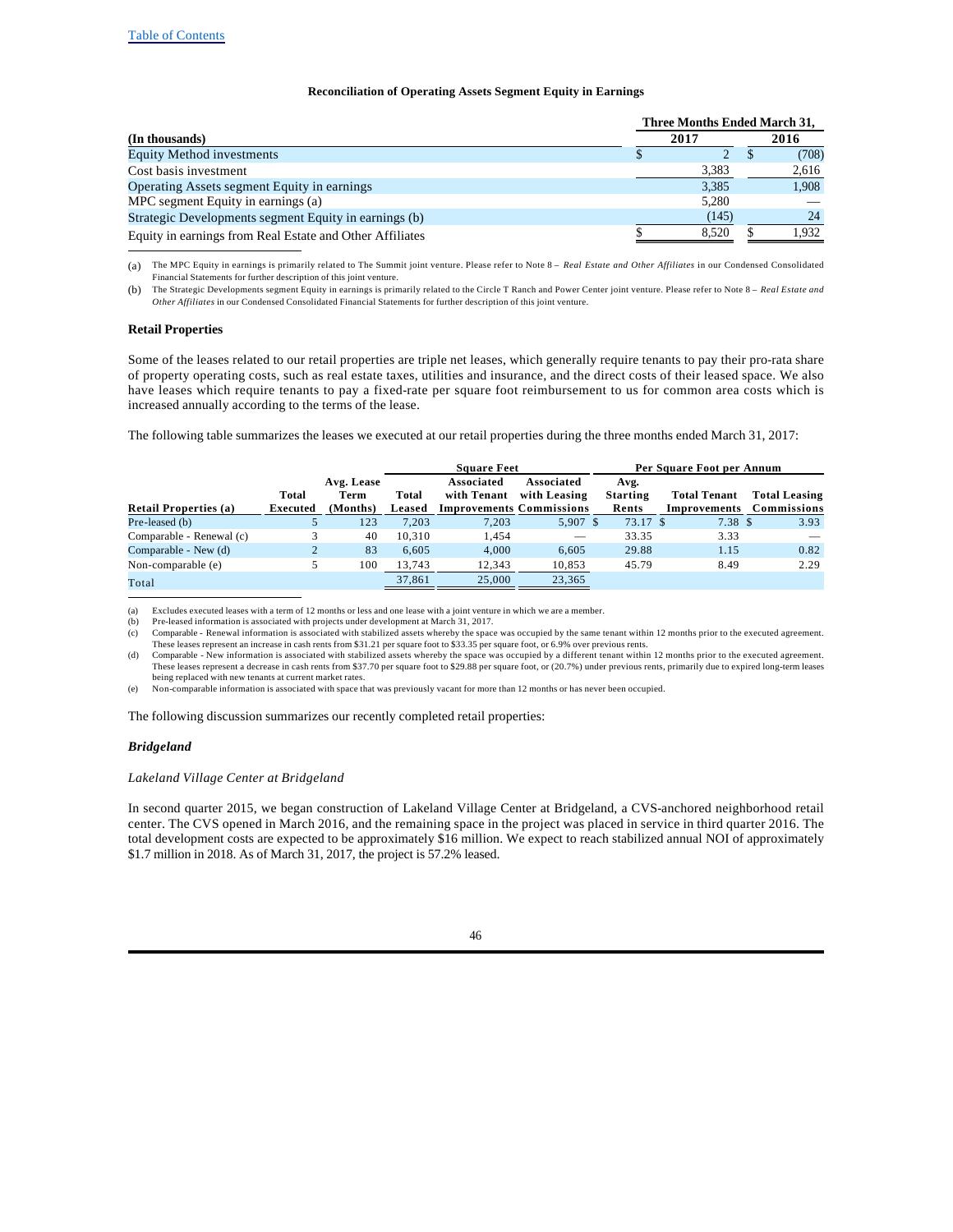**Reconciliation of Operating Assets Segment Equity in Earnings**

| (In thousands) | Three Months Ended March 31, 2017 | 2016 |
|---|---|---|
| Equity Method investments | $ 2 | $ (708) |
| Cost basis investment | 3,383 | 2,616 |
| Operating Assets segment Equity in earnings | 3,385 | 1,908 |
| MPC segment Equity in earnings (a) | 5,280 | — |
| Strategic Developments segment Equity in earnings (b) | (145) | 24 |
| Equity in earnings from Real Estate and Other Affiliates | $ 8,520 | $ 1,932 |

(a) The MPC Equity in earnings is primarily related to The Summit joint venture. Please refer to Note 8 – *Real Estate and Other Affiliates* in our Condensed Consolidated Financial Statements for further description of this joint venture.

(b) The Strategic Developments segment Equity in earnings is primarily related to the Circle T Ranch and Power Center joint venture. Please refer to Note 8 – *Real Estate and Other Affiliates* in our Condensed Consolidated Financial Statements for further description of this joint venture.

**Retail Properties**

Some of the leases related to our retail properties are triple net leases, which generally require tenants to pay their pro-rata share of property operating costs, such as real estate taxes, utilities and insurance, and the direct costs of their leased space. We also have leases which require tenants to pay a fixed-rate per square foot reimbursement to us for common area costs which is increased annually according to the terms of the lease.

The following table summarizes the leases we executed at our retail properties during the three months ended March 31, 2017:

| | | | Square Feet | | | Per Square Foot per Annum | | |
|---|---|---|---|---|---|---|---|---|
| Retail Properties (a) | Total Executed | Avg. Lease Term (Months) | Total Leased | Associated with Tenant Improvements | Associated with Leasing Commissions | Avg. Starting Rents | Total Tenant Improvements | Total Leasing Commissions |
| Pre-leased (b) | 5 | 123 | 7,203 | 7,203 | 5,907 | $ 73.17 | $ 7.38 | $ 3.93 |
| Comparable - Renewal (c) | 3 | 40 | 10,310 | 1,454 | — | 33.35 | 3.33 | — |
| Comparable - New (d) | 2 | 83 | 6,605 | 4,000 | 6,605 | 29.88 | 1.15 | 0.82 |
| Non-comparable (e) | 5 | 100 | 13,743 | 12,343 | 10,853 | 45.79 | 8.49 | 2.29 |
| Total | | | 37,861 | 25,000 | 23,365 | | | |

(a) Excludes executed leases with a term of 12 months or less and one lease with a joint venture in which we are a member.

(b) Pre-leased information is associated with projects under development at March 31, 2017.

(c) Comparable - Renewal information is associated with stabilized assets whereby the space was occupied by the same tenant within 12 months prior to the executed agreement. These leases represent an increase in cash rents from $31.21 per square foot to $33.35 per square foot, or 6.9% over previous rents.

(d) Comparable - New information is associated with stabilized assets whereby the space was occupied by a different tenant within 12 months prior to the executed agreement. These leases represent a decrease in cash rents from $37.70 per square foot to $29.88 per square foot, or (20.7%) under previous rents, primarily due to expired long-term leases being replaced with new tenants at current market rates.

(e) Non-comparable information is associated with space that was previously vacant for more than 12 months or has never been occupied.

The following discussion summarizes our recently completed retail properties:

***Bridgeland***

*Lakeland Village Center at Bridgeland*

In second quarter 2015, we began construction of Lakeland Village Center at Bridgeland, a CVS-anchored neighborhood retail center. The CVS opened in March 2016, and the remaining space in the project was placed in service in third quarter 2016. The total development costs are expected to be approximately $16 million. We expect to reach stabilized annual NOI of approximately $1.7 million in 2018. As of March 31, 2017, the project is 57.2% leased.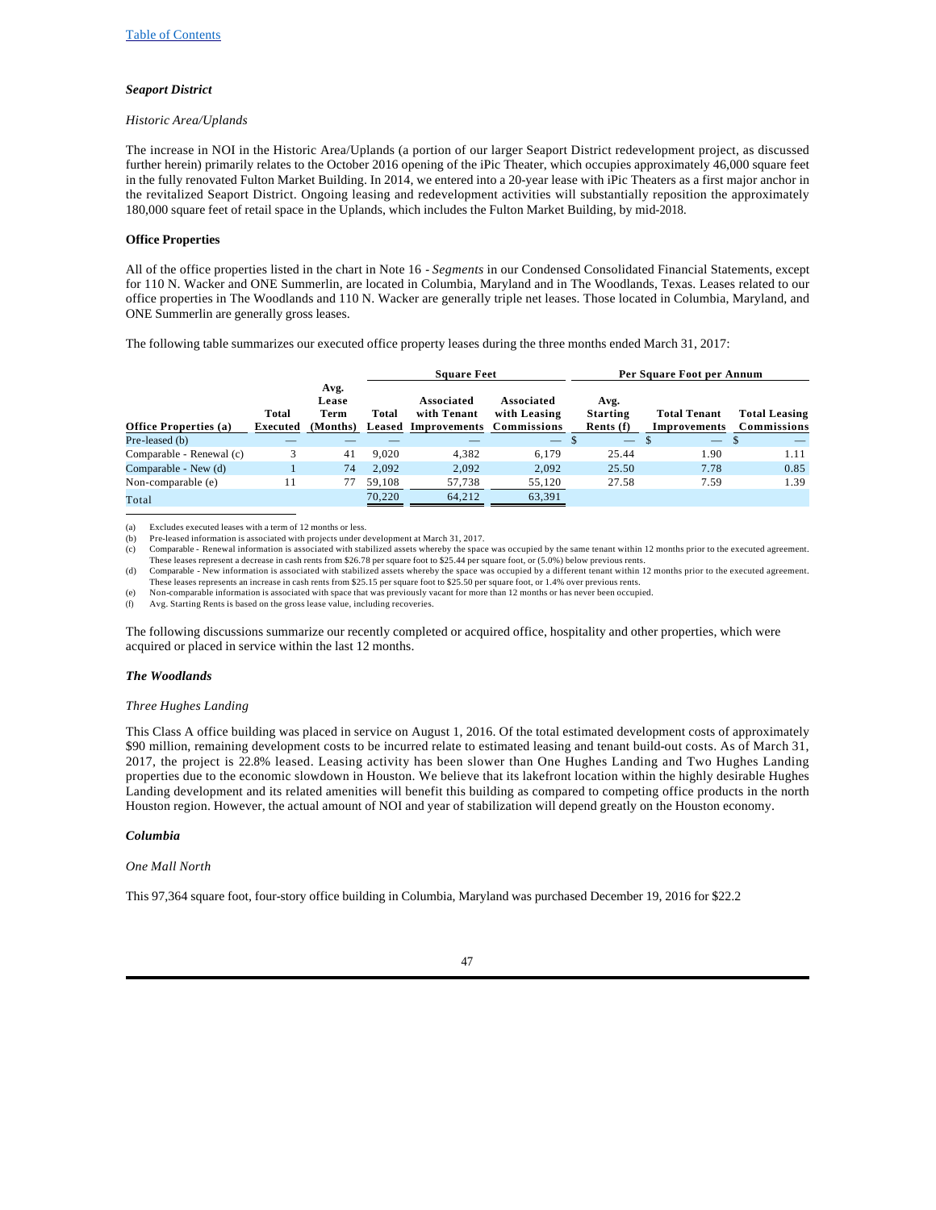### *Seaport District*

*Historic Area/Uplands*

The increase in NOI in the Historic Area/Uplands (a portion of our larger Seaport District redevelopment project, as discussed further herein) primarily relates to the October 2016 opening of the iPic Theater, which occupies approximately 46,000 square feet in the fully renovated Fulton Market Building. In 2014, we entered into a 20-year lease with iPic Theaters as a first major anchor in the revitalized Seaport District. Ongoing leasing and redevelopment activities will substantially reposition the approximately 180,000 square feet of retail space in the Uplands, which includes the Fulton Market Building, by mid-2018.

### **Office Properties**

All of the office properties listed in the chart in Note 16 - *Segments* in our Condensed Consolidated Financial Statements, except for 110 N. Wacker and ONE Summerlin, are located in Columbia, Maryland and in The Woodlands, Texas. Leases related to our office properties in The Woodlands and 110 N. Wacker are generally triple net leases. Those located in Columbia, Maryland, and ONE Summerlin are generally gross leases.

The following table summarizes our executed office property leases during the three months ended March 31, 2017:

| | | | Square Feet | | | Per Square Foot per Annum | | |
|---|---|---|---|---|---|---|---|---|
| **Office Properties (a)** | **Total Executed** | **Avg. Lease Term (Months)** | **Total Leased** | **Associated with Tenant Improvements** | **Associated with Leasing Commissions** | **Avg. Starting Rents (f)** | **Total Tenant Improvements** | **Total Leasing Commissions** |
| Pre-leased (b) | — | — | — | — | — | $ — | $ — | $ — |
| Comparable - Renewal (c) | 3 | 41 | 9,020 | 4,382 | 6,179 | 25.44 | 1.90 | 1.11 |
| Comparable - New (d) | 1 | 74 | 2,092 | 2,092 | 2,092 | 25.50 | 7.78 | 0.85 |
| Non-comparable (e) | 11 | 77 | 59,108 | 57,738 | 55,120 | 27.58 | 7.59 | 1.39 |
| Total | | | 70,220 | 64,212 | 63,391 | | | |

(a) Excludes executed leases with a term of 12 months or less.
(b) Pre-leased information is associated with projects under development at March 31, 2017.
(c) Comparable - Renewal information is associated with stabilized assets whereby the space was occupied by the same tenant within 12 months prior to the executed agreement. These leases represent a decrease in cash rents from $26.78 per square foot to $25.44 per square foot, or (5.0%) below previous rents.
(d) Comparable - New information is associated with stabilized assets whereby the space was occupied by a different tenant within 12 months prior to the executed agreement. These leases represents an increase in cash rents from $25.15 per square foot to $25.50 per square foot, or 1.4% over previous rents.
(e) Non-comparable information is associated with space that was previously vacant for more than 12 months or has never been occupied.
(f) Avg. Starting Rents is based on the gross lease value, including recoveries.

The following discussions summarize our recently completed or acquired office, hospitality and other properties, which were acquired or placed in service within the last 12 months.

### *The Woodlands*

*Three Hughes Landing*

This Class A office building was placed in service on August 1, 2016. Of the total estimated development costs of approximately $90 million, remaining development costs to be incurred relate to estimated leasing and tenant build-out costs. As of March 31, 2017, the project is 22.8% leased. Leasing activity has been slower than One Hughes Landing and Two Hughes Landing properties due to the economic slowdown in Houston. We believe that its lakefront location within the highly desirable Hughes Landing development and its related amenities will benefit this building as compared to competing office products in the north Houston region. However, the actual amount of NOI and year of stabilization will depend greatly on the Houston economy.

### *Columbia*

*One Mall North*

This 97,364 square foot, four-story office building in Columbia, Maryland was purchased December 19, 2016 for $22.2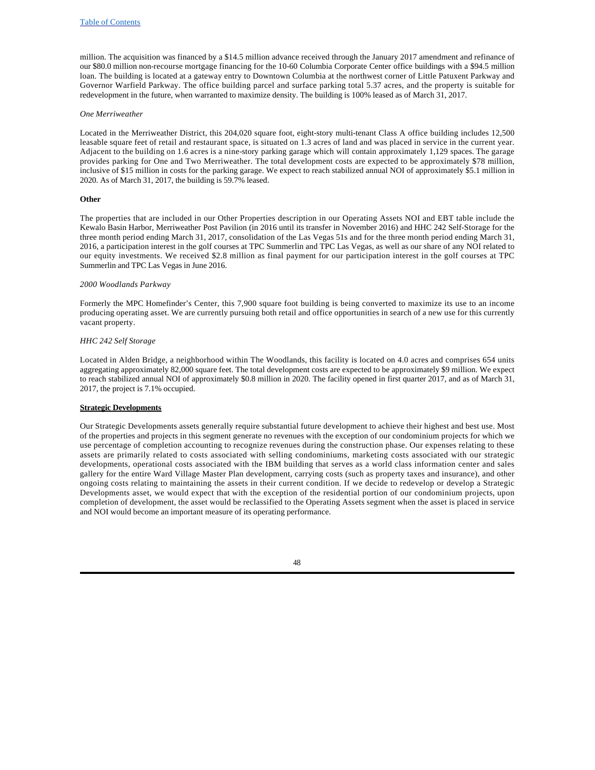million. The acquisition was financed by a $14.5 million advance received through the January 2017 amendment and refinance of our $80.0 million non-recourse mortgage financing for the 10-60 Columbia Corporate Center office buildings with a $94.5 million loan. The building is located at a gateway entry to Downtown Columbia at the northwest corner of Little Patuxent Parkway and Governor Warfield Parkway. The office building parcel and surface parking total 5.37 acres, and the property is suitable for redevelopment in the future, when warranted to maximize density. The building is 100% leased as of March 31, 2017.

*One Merriweather*

Located in the Merriweather District, this 204,020 square foot, eight-story multi-tenant Class A office building includes 12,500 leasable square feet of retail and restaurant space, is situated on 1.3 acres of land and was placed in service in the current year. Adjacent to the building on 1.6 acres is a nine-story parking garage which will contain approximately 1,129 spaces. The garage provides parking for One and Two Merriweather. The total development costs are expected to be approximately $78 million, inclusive of $15 million in costs for the parking garage. We expect to reach stabilized annual NOI of approximately $5.1 million in 2020. As of March 31, 2017, the building is 59.7% leased.

**Other**

The properties that are included in our Other Properties description in our Operating Assets NOI and EBT table include the Kewalo Basin Harbor, Merriweather Post Pavilion (in 2016 until its transfer in November 2016) and HHC 242 Self-Storage for the three month period ending March 31, 2017, consolidation of the Las Vegas 51s and for the three month period ending March 31, 2016, a participation interest in the golf courses at TPC Summerlin and TPC Las Vegas, as well as our share of any NOI related to our equity investments. We received $2.8 million as final payment for our participation interest in the golf courses at TPC Summerlin and TPC Las Vegas in June 2016.

*2000 Woodlands Parkway*

Formerly the MPC Homefinder's Center, this 7,900 square foot building is being converted to maximize its use to an income producing operating asset. We are currently pursuing both retail and office opportunities in search of a new use for this currently vacant property.

*HHC 242 Self Storage*

Located in Alden Bridge, a neighborhood within The Woodlands, this facility is located on 4.0 acres and comprises 654 units aggregating approximately 82,000 square feet. The total development costs are expected to be approximately $9 million. We expect to reach stabilized annual NOI of approximately $0.8 million in 2020. The facility opened in first quarter 2017, and as of March 31, 2017, the project is 7.1% occupied.

**Strategic Developments**

Our Strategic Developments assets generally require substantial future development to achieve their highest and best use. Most of the properties and projects in this segment generate no revenues with the exception of our condominium projects for which we use percentage of completion accounting to recognize revenues during the construction phase. Our expenses relating to these assets are primarily related to costs associated with selling condominiums, marketing costs associated with our strategic developments, operational costs associated with the IBM building that serves as a world class information center and sales gallery for the entire Ward Village Master Plan development, carrying costs (such as property taxes and insurance), and other ongoing costs relating to maintaining the assets in their current condition. If we decide to redevelop or develop a Strategic Developments asset, we would expect that with the exception of the residential portion of our condominium projects, upon completion of development, the asset would be reclassified to the Operating Assets segment when the asset is placed in service and NOI would become an important measure of its operating performance.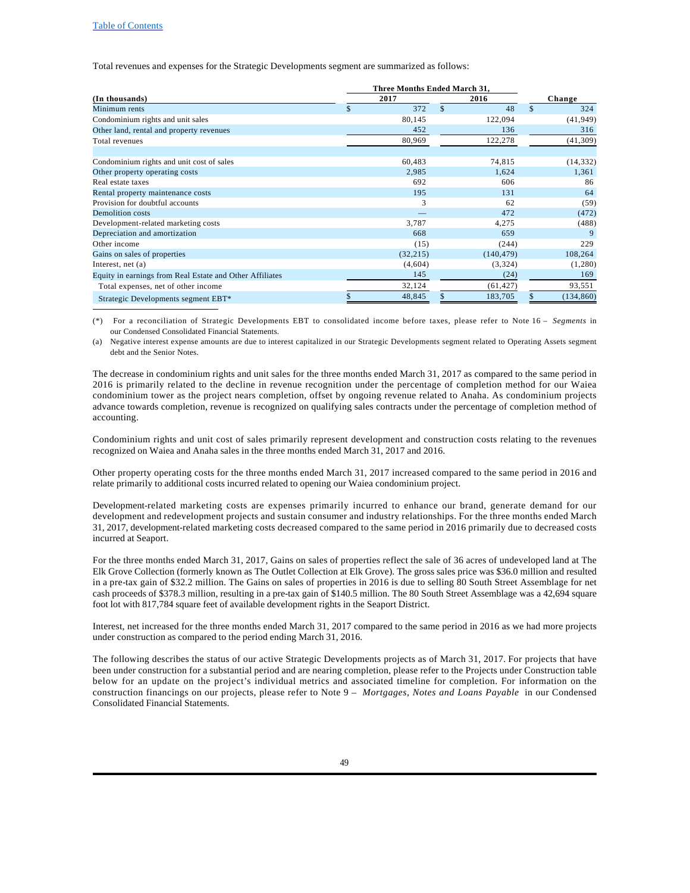Table of Contents

Total revenues and expenses for the Strategic Developments segment are summarized as follows:

| (In thousands) | Three Months Ended March 31, 2017 | 2016 | Change |
|---|---|---|---|
| Minimum rents | $ 372 | $ 48 | $ 324 |
| Condominium rights and unit sales | 80,145 | 122,094 | (41,949) |
| Other land, rental and property revenues | 452 | 136 | 316 |
| Total revenues | 80,969 | 122,278 | (41,309) |
| | | | |
| Condominium rights and unit cost of sales | 60,483 | 74,815 | (14,332) |
| Other property operating costs | 2,985 | 1,624 | 1,361 |
| Real estate taxes | 692 | 606 | 86 |
| Rental property maintenance costs | 195 | 131 | 64 |
| Provision for doubtful accounts | 3 | 62 | (59) |
| Demolition costs | — | 472 | (472) |
| Development-related marketing costs | 3,787 | 4,275 | (488) |
| Depreciation and amortization | 668 | 659 | 9 |
| Other income | (15) | (244) | 229 |
| Gains on sales of properties | (32,215) | (140,479) | 108,264 |
| Interest, net (a) | (4,604) | (3,324) | (1,280) |
| Equity in earnings from Real Estate and Other Affiliates | 145 | (24) | 169 |
| Total expenses, net of other income | 32,124 | (61,427) | 93,551 |
| Strategic Developments segment EBT* | $ 48,845 | $ 183,705 | $ (134,860) |

(*) For a reconciliation of Strategic Developments EBT to consolidated income before taxes, please refer to Note 16 – *Segments* in our Condensed Consolidated Financial Statements.

(a) Negative interest expense amounts are due to interest capitalized in our Strategic Developments segment related to Operating Assets segment debt and the Senior Notes.

The decrease in condominium rights and unit sales for the three months ended March 31, 2017 as compared to the same period in 2016 is primarily related to the decline in revenue recognition under the percentage of completion method for our Waiea condominium tower as the project nears completion, offset by ongoing revenue related to Anaha. As condominium projects advance towards completion, revenue is recognized on qualifying sales contracts under the percentage of completion method of accounting.

Condominium rights and unit cost of sales primarily represent development and construction costs relating to the revenues recognized on Waiea and Anaha sales in the three months ended March 31, 2017 and 2016.

Other property operating costs for the three months ended March 31, 2017 increased compared to the same period in 2016 and relate primarily to additional costs incurred related to opening our Waiea condominium project.

Development-related marketing costs are expenses primarily incurred to enhance our brand, generate demand for our development and redevelopment projects and sustain consumer and industry relationships. For the three months ended March 31, 2017, development-related marketing costs decreased compared to the same period in 2016 primarily due to decreased costs incurred at Seaport.

For the three months ended March 31, 2017, Gains on sales of properties reflect the sale of 36 acres of undeveloped land at The Elk Grove Collection (formerly known as The Outlet Collection at Elk Grove). The gross sales price was $36.0 million and resulted in a pre-tax gain of $32.2 million. The Gains on sales of properties in 2016 is due to selling 80 South Street Assemblage for net cash proceeds of $378.3 million, resulting in a pre-tax gain of $140.5 million. The 80 South Street Assemblage was a 42,694 square foot lot with 817,784 square feet of available development rights in the Seaport District.

Interest, net increased for the three months ended March 31, 2017 compared to the same period in 2016 as we had more projects under construction as compared to the period ending March 31, 2016.

The following describes the status of our active Strategic Developments projects as of March 31, 2017. For projects that have been under construction for a substantial period and are nearing completion, please refer to the Projects under Construction table below for an update on the project's individual metrics and associated timeline for completion. For information on the construction financings on our projects, please refer to Note 9 – *Mortgages, Notes and Loans Payable* in our Condensed Consolidated Financial Statements.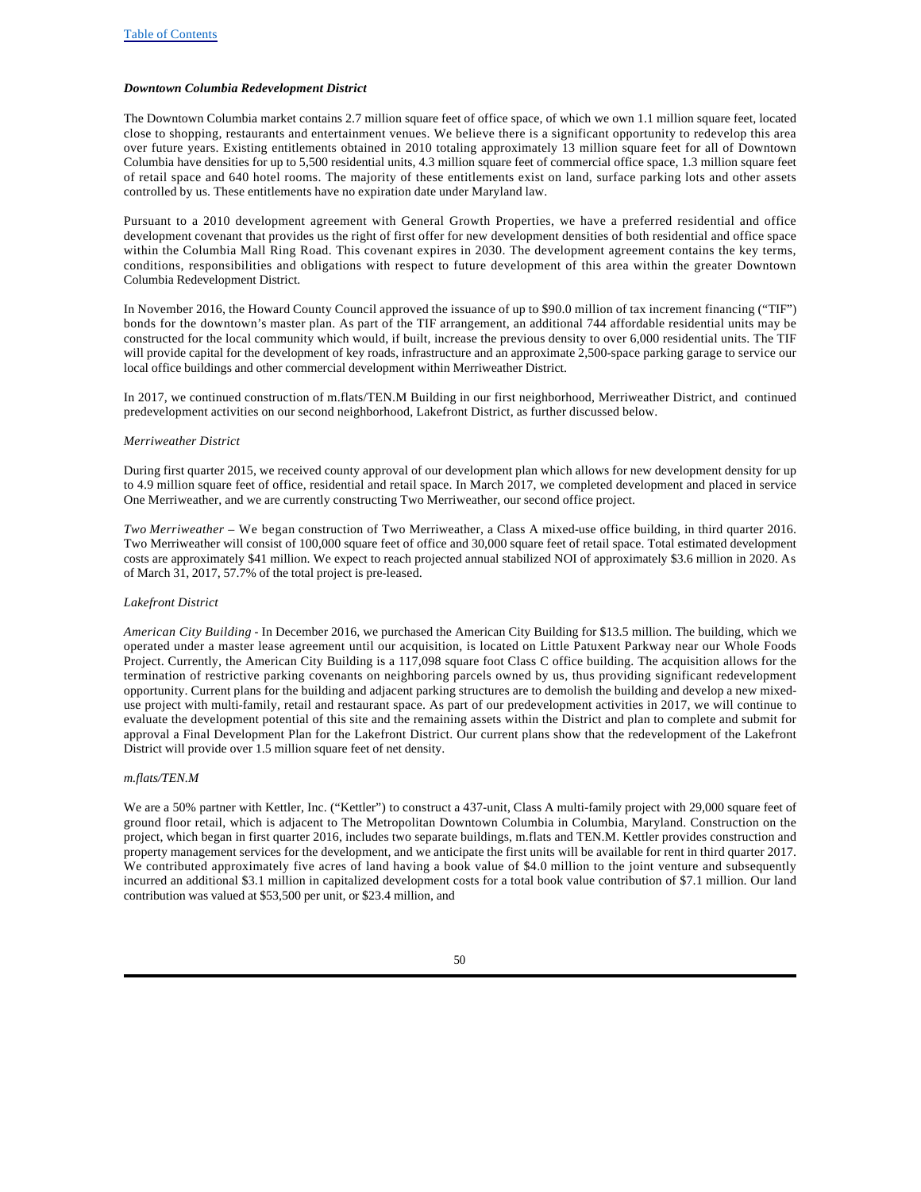### *Downtown Columbia Redevelopment District*

The Downtown Columbia market contains 2.7 million square feet of office space, of which we own 1.1 million square feet, located close to shopping, restaurants and entertainment venues. We believe there is a significant opportunity to redevelop this area over future years. Existing entitlements obtained in 2010 totaling approximately 13 million square feet for all of Downtown Columbia have densities for up to 5,500 residential units, 4.3 million square feet of commercial office space, 1.3 million square feet of retail space and 640 hotel rooms. The majority of these entitlements exist on land, surface parking lots and other assets controlled by us. These entitlements have no expiration date under Maryland law.

Pursuant to a 2010 development agreement with General Growth Properties, we have a preferred residential and office development covenant that provides us the right of first offer for new development densities of both residential and office space within the Columbia Mall Ring Road. This covenant expires in 2030. The development agreement contains the key terms, conditions, responsibilities and obligations with respect to future development of this area within the greater Downtown Columbia Redevelopment District.

In November 2016, the Howard County Council approved the issuance of up to $90.0 million of tax increment financing ("TIF") bonds for the downtown's master plan. As part of the TIF arrangement, an additional 744 affordable residential units may be constructed for the local community which would, if built, increase the previous density to over 6,000 residential units. The TIF will provide capital for the development of key roads, infrastructure and an approximate 2,500-space parking garage to service our local office buildings and other commercial development within Merriweather District.

In 2017, we continued construction of m.flats/TEN.M Building in our first neighborhood, Merriweather District, and continued predevelopment activities on our second neighborhood, Lakefront District, as further discussed below.

*Merriweather District*

During first quarter 2015, we received county approval of our development plan which allows for new development density for up to 4.9 million square feet of office, residential and retail space. In March 2017, we completed development and placed in service One Merriweather, and we are currently constructing Two Merriweather, our second office project.

*Two Merriweather* – We began construction of Two Merriweather, a Class A mixed-use office building, in third quarter 2016. Two Merriweather will consist of 100,000 square feet of office and 30,000 square feet of retail space. Total estimated development costs are approximately $41 million. We expect to reach projected annual stabilized NOI of approximately $3.6 million in 2020. As of March 31, 2017, 57.7% of the total project is pre-leased.

*Lakefront District*

*American City Building* - In December 2016, we purchased the American City Building for $13.5 million. The building, which we operated under a master lease agreement until our acquisition, is located on Little Patuxent Parkway near our Whole Foods Project. Currently, the American City Building is a 117,098 square foot Class C office building. The acquisition allows for the termination of restrictive parking covenants on neighboring parcels owned by us, thus providing significant redevelopment opportunity. Current plans for the building and adjacent parking structures are to demolish the building and develop a new mixed-use project with multi-family, retail and restaurant space. As part of our predevelopment activities in 2017, we will continue to evaluate the development potential of this site and the remaining assets within the District and plan to complete and submit for approval a Final Development Plan for the Lakefront District. Our current plans show that the redevelopment of the Lakefront District will provide over 1.5 million square feet of net density.

*m.flats/TEN.M*

We are a 50% partner with Kettler, Inc. ("Kettler") to construct a 437-unit, Class A multi-family project with 29,000 square feet of ground floor retail, which is adjacent to The Metropolitan Downtown Columbia in Columbia, Maryland. Construction on the project, which began in first quarter 2016, includes two separate buildings, m.flats and TEN.M. Kettler provides construction and property management services for the development, and we anticipate the first units will be available for rent in third quarter 2017. We contributed approximately five acres of land having a book value of $4.0 million to the joint venture and subsequently incurred an additional $3.1 million in capitalized development costs for a total book value contribution of $7.1 million. Our land contribution was valued at $53,500 per unit, or $23.4 million, and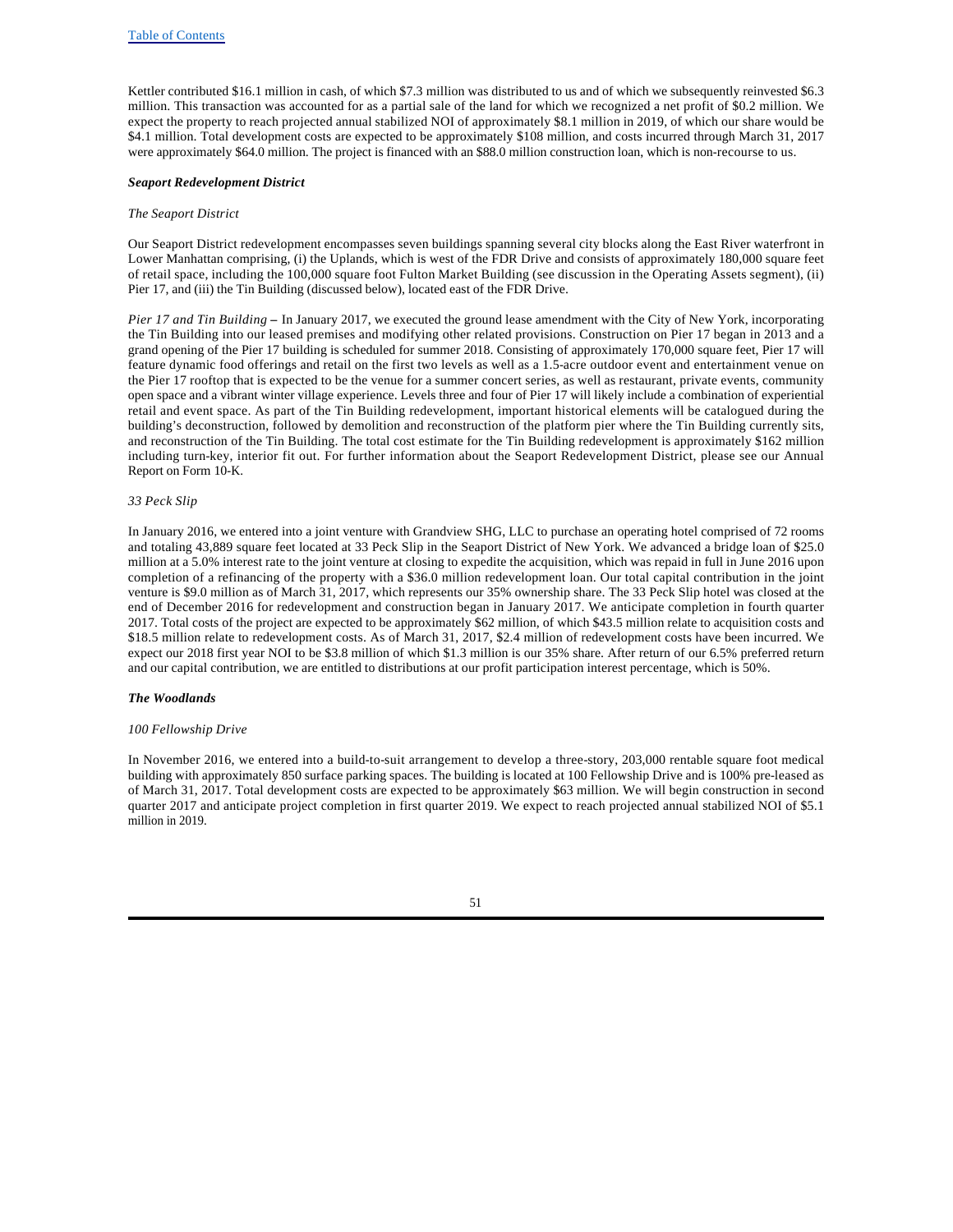Kettler contributed $16.1 million in cash, of which $7.3 million was distributed to us and of which we subsequently reinvested $6.3 million. This transaction was accounted for as a partial sale of the land for which we recognized a net profit of $0.2 million. We expect the property to reach projected annual stabilized NOI of approximately $8.1 million in 2019, of which our share would be $4.1 million. Total development costs are expected to be approximately $108 million, and costs incurred through March 31, 2017 were approximately $64.0 million. The project is financed with an $88.0 million construction loan, which is non-recourse to us.

***Seaport Redevelopment District***

*The Seaport District*

Our Seaport District redevelopment encompasses seven buildings spanning several city blocks along the East River waterfront in Lower Manhattan comprising, (i) the Uplands, which is west of the FDR Drive and consists of approximately 180,000 square feet of retail space, including the 100,000 square foot Fulton Market Building (see discussion in the Operating Assets segment), (ii) Pier 17, and (iii) the Tin Building (discussed below), located east of the FDR Drive.

*Pier 17 and Tin Building* **–** In January 2017, we executed the ground lease amendment with the City of New York, incorporating the Tin Building into our leased premises and modifying other related provisions. Construction on Pier 17 began in 2013 and a grand opening of the Pier 17 building is scheduled for summer 2018. Consisting of approximately 170,000 square feet, Pier 17 will feature dynamic food offerings and retail on the first two levels as well as a 1.5-acre outdoor event and entertainment venue on the Pier 17 rooftop that is expected to be the venue for a summer concert series, as well as restaurant, private events, community open space and a vibrant winter village experience. Levels three and four of Pier 17 will likely include a combination of experiential retail and event space. As part of the Tin Building redevelopment, important historical elements will be catalogued during the building's deconstruction, followed by demolition and reconstruction of the platform pier where the Tin Building currently sits, and reconstruction of the Tin Building. The total cost estimate for the Tin Building redevelopment is approximately $162 million including turn-key, interior fit out. For further information about the Seaport Redevelopment District, please see our Annual Report on Form 10-K.

*33 Peck Slip*

In January 2016, we entered into a joint venture with Grandview SHG, LLC to purchase an operating hotel comprised of 72 rooms and totaling 43,889 square feet located at 33 Peck Slip in the Seaport District of New York. We advanced a bridge loan of $25.0 million at a 5.0% interest rate to the joint venture at closing to expedite the acquisition, which was repaid in full in June 2016 upon completion of a refinancing of the property with a $36.0 million redevelopment loan. Our total capital contribution in the joint venture is $9.0 million as of March 31, 2017, which represents our 35% ownership share. The 33 Peck Slip hotel was closed at the end of December 2016 for redevelopment and construction began in January 2017. We anticipate completion in fourth quarter 2017. Total costs of the project are expected to be approximately $62 million, of which $43.5 million relate to acquisition costs and $18.5 million relate to redevelopment costs. As of March 31, 2017, $2.4 million of redevelopment costs have been incurred. We expect our 2018 first year NOI to be $3.8 million of which $1.3 million is our 35% share. After return of our 6.5% preferred return and our capital contribution, we are entitled to distributions at our profit participation interest percentage, which is 50%.

***The Woodlands***

*100 Fellowship Drive*

In November 2016, we entered into a build-to-suit arrangement to develop a three-story, 203,000 rentable square foot medical building with approximately 850 surface parking spaces. The building is located at 100 Fellowship Drive and is 100% pre-leased as of March 31, 2017. Total development costs are expected to be approximately $63 million. We will begin construction in second quarter 2017 and anticipate project completion in first quarter 2019. We expect to reach projected annual stabilized NOI of $5.1 million in 2019.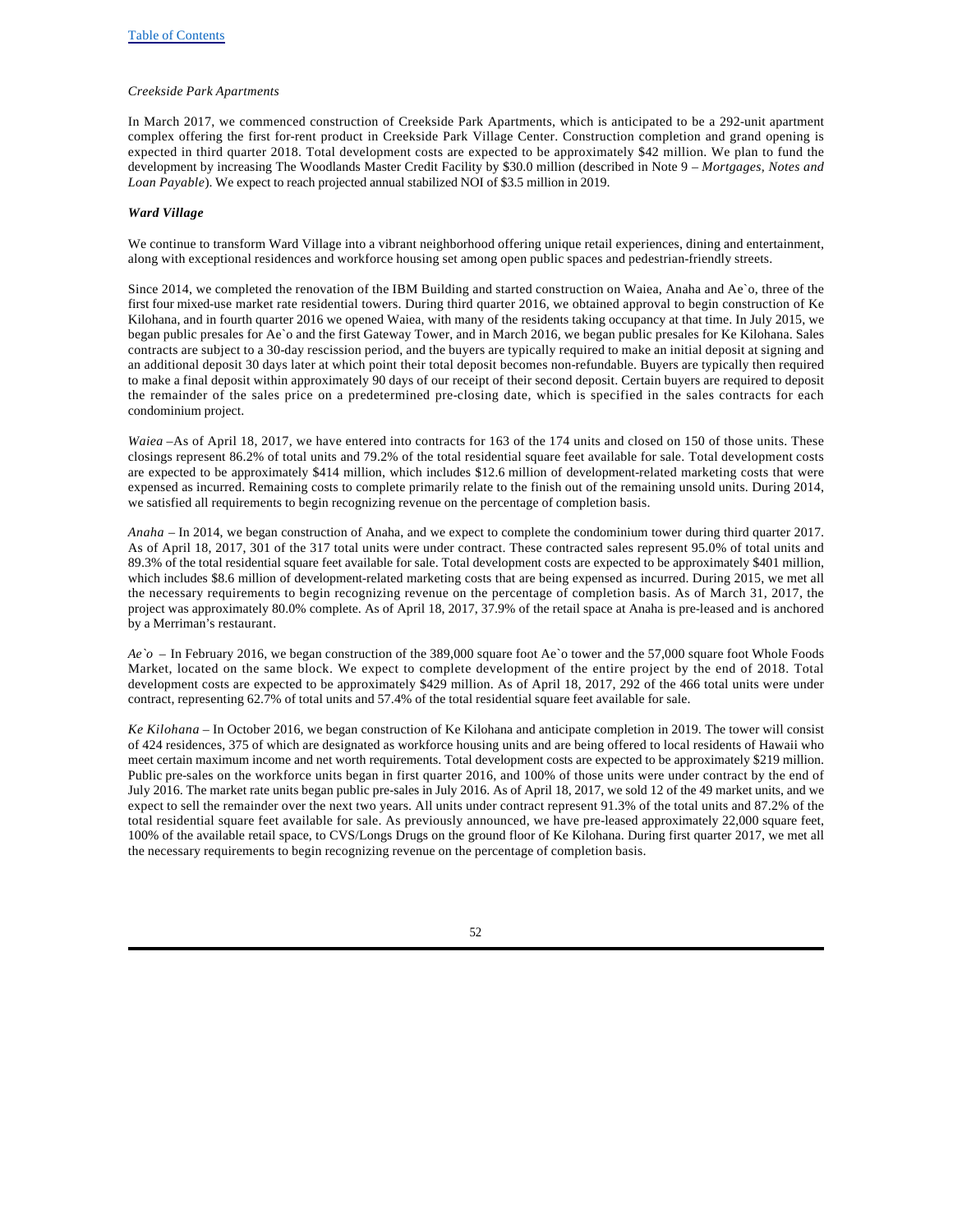*Creekside Park Apartments*

In March 2017, we commenced construction of Creekside Park Apartments, which is anticipated to be a 292-unit apartment complex offering the first for-rent product in Creekside Park Village Center. Construction completion and grand opening is expected in third quarter 2018. Total development costs are expected to be approximately $42 million. We plan to fund the development by increasing The Woodlands Master Credit Facility by $30.0 million (described in Note 9 – *Mortgages, Notes and Loan Payable*). We expect to reach projected annual stabilized NOI of $3.5 million in 2019.

***Ward Village***

We continue to transform Ward Village into a vibrant neighborhood offering unique retail experiences, dining and entertainment, along with exceptional residences and workforce housing set among open public spaces and pedestrian-friendly streets.

Since 2014, we completed the renovation of the IBM Building and started construction on Waiea, Anaha and Ae`o, three of the first four mixed-use market rate residential towers. During third quarter 2016, we obtained approval to begin construction of Ke Kilohana, and in fourth quarter 2016 we opened Waiea, with many of the residents taking occupancy at that time. In July 2015, we began public presales for Ae`o and the first Gateway Tower, and in March 2016, we began public presales for Ke Kilohana. Sales contracts are subject to a 30-day rescission period, and the buyers are typically required to make an initial deposit at signing and an additional deposit 30 days later at which point their total deposit becomes non-refundable. Buyers are typically then required to make a final deposit within approximately 90 days of our receipt of their second deposit. Certain buyers are required to deposit the remainder of the sales price on a predetermined pre-closing date, which is specified in the sales contracts for each condominium project.

*Waiea* –As of April 18, 2017, we have entered into contracts for 163 of the 174 units and closed on 150 of those units. These closings represent 86.2% of total units and 79.2% of the total residential square feet available for sale. Total development costs are expected to be approximately $414 million, which includes $12.6 million of development-related marketing costs that were expensed as incurred. Remaining costs to complete primarily relate to the finish out of the remaining unsold units. During 2014, we satisfied all requirements to begin recognizing revenue on the percentage of completion basis.

*Anaha* – In 2014, we began construction of Anaha, and we expect to complete the condominium tower during third quarter 2017. As of April 18, 2017, 301 of the 317 total units were under contract. These contracted sales represent 95.0% of total units and 89.3% of the total residential square feet available for sale. Total development costs are expected to be approximately $401 million, which includes $8.6 million of development-related marketing costs that are being expensed as incurred. During 2015, we met all the necessary requirements to begin recognizing revenue on the percentage of completion basis. As of March 31, 2017, the project was approximately 80.0% complete. As of April 18, 2017, 37.9% of the retail space at Anaha is pre-leased and is anchored by a Merriman's restaurant.

*Ae`o* – In February 2016, we began construction of the 389,000 square foot Ae`o tower and the 57,000 square foot Whole Foods Market, located on the same block. We expect to complete development of the entire project by the end of 2018. Total development costs are expected to be approximately $429 million. As of April 18, 2017, 292 of the 466 total units were under contract, representing 62.7% of total units and 57.4% of the total residential square feet available for sale.

*Ke Kilohana* – In October 2016, we began construction of Ke Kilohana and anticipate completion in 2019. The tower will consist of 424 residences, 375 of which are designated as workforce housing units and are being offered to local residents of Hawaii who meet certain maximum income and net worth requirements. Total development costs are expected to be approximately $219 million. Public pre-sales on the workforce units began in first quarter 2016, and 100% of those units were under contract by the end of July 2016. The market rate units began public pre-sales in July 2016. As of April 18, 2017, we sold 12 of the 49 market units, and we expect to sell the remainder over the next two years. All units under contract represent 91.3% of the total units and 87.2% of the total residential square feet available for sale. As previously announced, we have pre-leased approximately 22,000 square feet, 100% of the available retail space, to CVS/Longs Drugs on the ground floor of Ke Kilohana. During first quarter 2017, we met all the necessary requirements to begin recognizing revenue on the percentage of completion basis.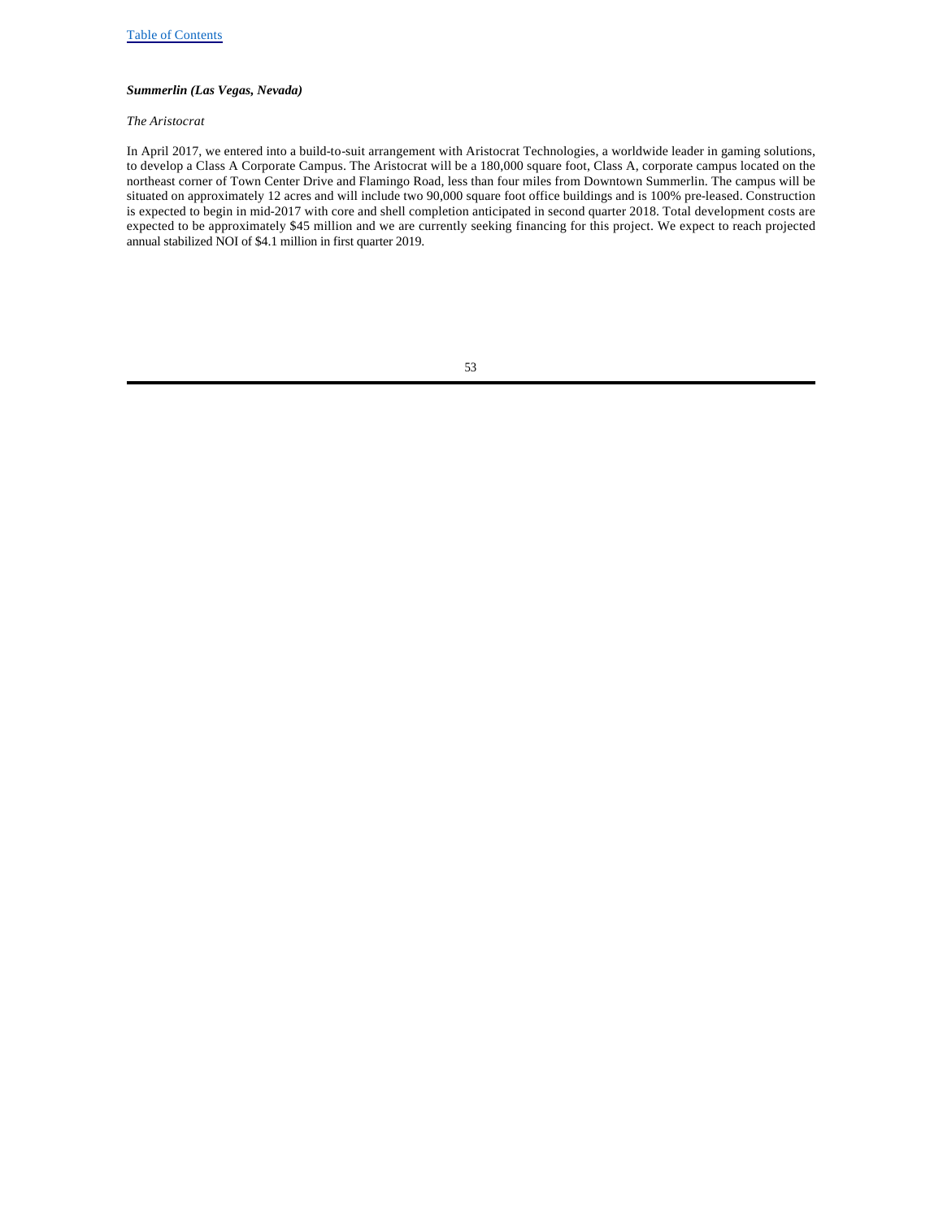***Summerlin (Las Vegas, Nevada)***

*The Aristocrat*

In April 2017, we entered into a build-to-suit arrangement with Aristocrat Technologies, a worldwide leader in gaming solutions, to develop a Class A Corporate Campus. The Aristocrat will be a 180,000 square foot, Class A, corporate campus located on the northeast corner of Town Center Drive and Flamingo Road, less than four miles from Downtown Summerlin. The campus will be situated on approximately 12 acres and will include two 90,000 square foot office buildings and is 100% pre-leased. Construction is expected to begin in mid-2017 with core and shell completion anticipated in second quarter 2018. Total development costs are expected to be approximately $45 million and we are currently seeking financing for this project. We expect to reach projected annual stabilized NOI of $4.1 million in first quarter 2019.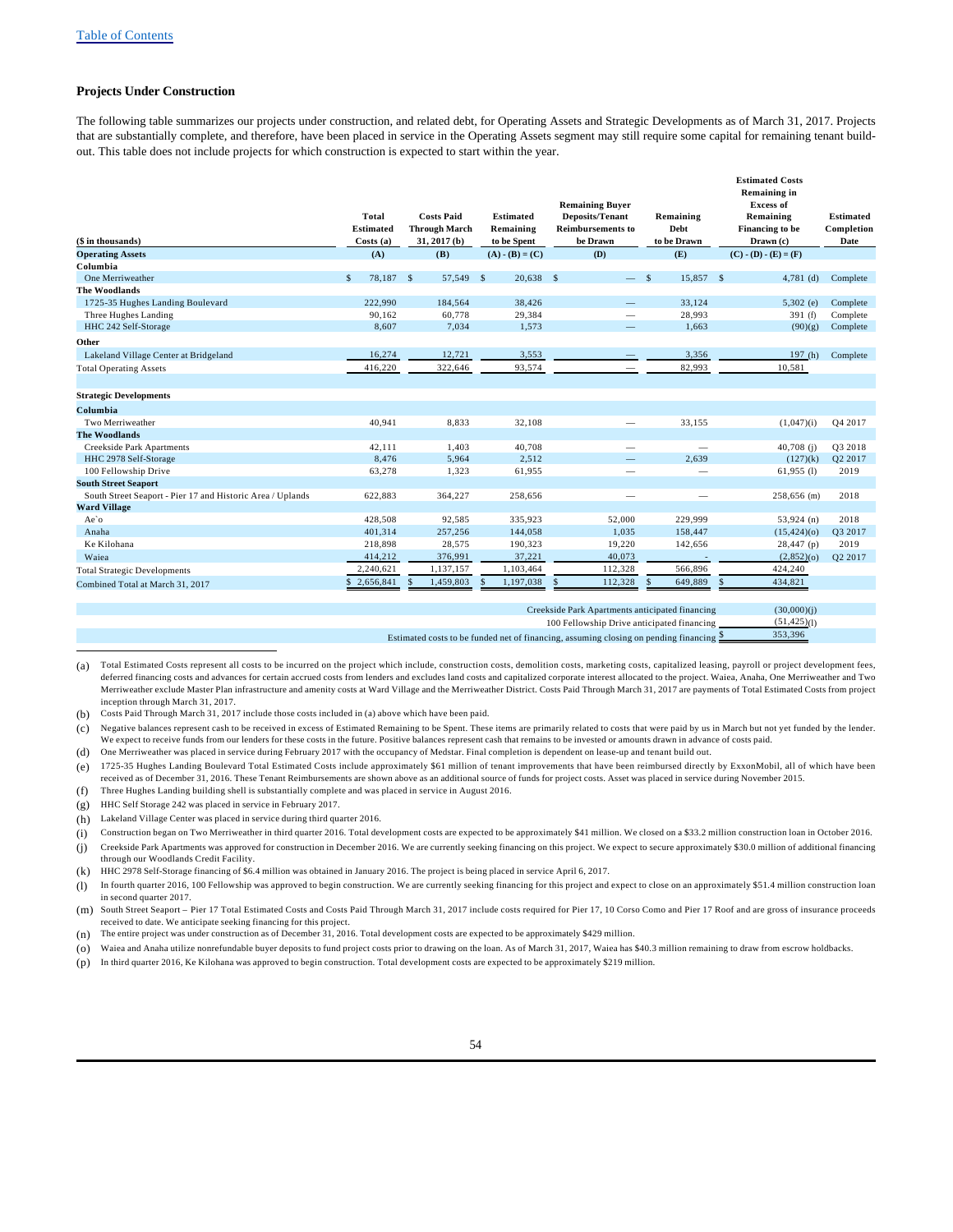Table of Contents

## Projects Under Construction

The following table summarizes our projects under construction, and related debt, for Operating Assets and Strategic Developments as of March 31, 2017. Projects that are substantially complete, and therefore, have been placed in service in the Operating Assets segment may still require some capital for remaining tenant build-out. This table does not include projects for which construction is expected to start within the year.

| ($ in thousands) | Total Estimated Costs (a) | Costs Paid Through March 31, 2017 (b) | Estimated Remaining to be Spent | Remaining Buyer Deposits/Tenant Reimbursements to be Drawn | Remaining Debt to be Drawn | Estimated Costs Remaining in Excess of Remaining Financing to be Drawn (c) | Estimated Completion Date |
|---|---|---|---|---|---|---|---|
| **Operating Assets** | **(A)** | **(B)** | **(A) - (B) = (C)** | **(D)** | **(E)** | **(C) - (D) - (E) = (F)** | |
| **Columbia** | | | | | | | |
| One Merriweather | $ 78,187 | $ 57,549 | $ 20,638 | $ — | $ 15,857 | $ 4,781 (d) | Complete |
| **The Woodlands** | | | | | | | |
| 1725-35 Hughes Landing Boulevard | 222,990 | 184,564 | 38,426 | — | 33,124 | 5,302 (e) | Complete |
| Three Hughes Landing | 90,162 | 60,778 | 29,384 | — | 28,993 | 391 (f) | Complete |
| HHC 242 Self-Storage | 8,607 | 7,034 | 1,573 | — | 1,663 | (90)(g) | Complete |
| **Other** | | | | | | | |
| Lakeland Village Center at Bridgeland | 16,274 | 12,721 | 3,553 | — | 3,356 | 197 (h) | Complete |
| Total Operating Assets | 416,220 | 322,646 | 93,574 | — | 82,993 | 10,581 | |
| | | | | | | | |
| **Strategic Developments** | | | | | | | |
| **Columbia** | | | | | | | |
| Two Merriweather | 40,941 | 8,833 | 32,108 | — | 33,155 | (1,047)(i) | Q4 2017 |
| **The Woodlands** | | | | | | | |
| Creekside Park Apartments | 42,111 | 1,403 | 40,708 | — | — | 40,708 (j) | Q3 2018 |
| HHC 2978 Self-Storage | 8,476 | 5,964 | 2,512 | — | 2,639 | (127)(k) | Q2 2017 |
| 100 Fellowship Drive | 63,278 | 1,323 | 61,955 | — | — | 61,955 (l) | 2019 |
| **South Street Seaport** | | | | | | | |
| South Street Seaport - Pier 17 and Historic Area / Uplands | 622,883 | 364,227 | 258,656 | — | — | 258,656 (m) | 2018 |
| **Ward Village** | | | | | | | |
| Ae`o | 428,508 | 92,585 | 335,923 | 52,000 | 229,999 | 53,924 (n) | 2018 |
| Anaha | 401,314 | 257,256 | 144,058 | 1,035 | 158,447 | (15,424)(o) | Q3 2017 |
| Ke Kilohana | 218,898 | 28,575 | 190,323 | 19,220 | 142,656 | 28,447 (p) | 2019 |
| Waiea | 414,212 | 376,991 | 37,221 | 40,073 | - | (2,852)(o) | Q2 2017 |
| Total Strategic Developments | 2,240,621 | 1,137,157 | 1,103,464 | 112,328 | 566,896 | 424,240 | |
| Combined Total at March 31, 2017 | $ 2,656,841 | $ 1,459,803 | $ 1,197,038 | $ 112,328 | $ 649,889 | $ 434,821 | |
| | | | | | | | |
| Creekside Park Apartments anticipated financing | | | | | | (30,000)(j) | |
| 100 Fellowship Drive anticipated financing | | | | | | (51,425)(l) | |
| Estimated costs to be funded net of financing, assuming closing on pending financing | | | | | | $ 353,396 | |

(a) Total Estimated Costs represent all costs to be incurred on the project which include, construction costs, demolition costs, marketing costs, capitalized leasing, payroll or project development fees, deferred financing costs and advances for certain accrued costs from lenders and excludes land costs and capitalized corporate interest allocated to the project. Waiea, Anaha, One Merriweather and Two Merriweather exclude Master Plan infrastructure and amenity costs at Ward Village and the Merriweather District. Costs Paid Through March 31, 2017 are payments of Total Estimated Costs from project inception through March 31, 2017.

(b) Costs Paid Through March 31, 2017 include those costs included in (a) above which have been paid.

(c) Negative balances represent cash to be received in excess of Estimated Remaining to be Spent. These items are primarily related to costs that were paid by us in March but not yet funded by the lender. We expect to receive funds from our lenders for these costs in the future. Positive balances represent cash that remains to be invested or amounts drawn in advance of costs paid.

(d) One Merriweather was placed in service during February 2017 with the occupancy of Medstar. Final completion is dependent on lease-up and tenant build out.

(e) 1725-35 Hughes Landing Boulevard Total Estimated Costs include approximately $61 million of tenant improvements that have been reimbursed directly by ExxonMobil, all of which have been received as of December 31, 2016. These Tenant Reimbursements are shown above as an additional source of funds for project costs. Asset was placed in service during November 2015.

(f) Three Hughes Landing building shell is substantially complete and was placed in service in August 2016.

(g) HHC Self Storage 242 was placed in service in February 2017.

(h) Lakeland Village Center was placed in service during third quarter 2016.

(i) Construction began on Two Merriweather in third quarter 2016. Total development costs are expected to be approximately $41 million. We closed on a $33.2 million construction loan in October 2016.

(j) Creekside Park Apartments was approved for construction in December 2016. We are currently seeking financing on this project. We expect to secure approximately $30.0 million of additional financing through our Woodlands Credit Facility.

(k) HHC 2978 Self-Storage financing of $6.4 million was obtained in January 2016. The project is being placed in service April 6, 2017.

(l) In fourth quarter 2016, 100 Fellowship was approved to begin construction. We are currently seeking financing for this project and expect to close on an approximately $51.4 million construction loan in second quarter 2017.

(m) South Street Seaport – Pier 17 Total Estimated Costs and Costs Paid Through March 31, 2017 include costs required for Pier 17, 10 Corso Como and Pier 17 Roof and are gross of insurance proceeds received to date. We anticipate seeking financing for this project.

(n) The entire project was under construction as of December 31, 2016. Total development costs are expected to be approximately $429 million.

(o) Waiea and Anaha utilize nonrefundable buyer deposits to fund project costs prior to drawing on the loan. As of March 31, 2017, Waiea has $40.3 million remaining to draw from escrow holdbacks.

(p) In third quarter 2016, Ke Kilohana was approved to begin construction. Total development costs are expected to be approximately $219 million.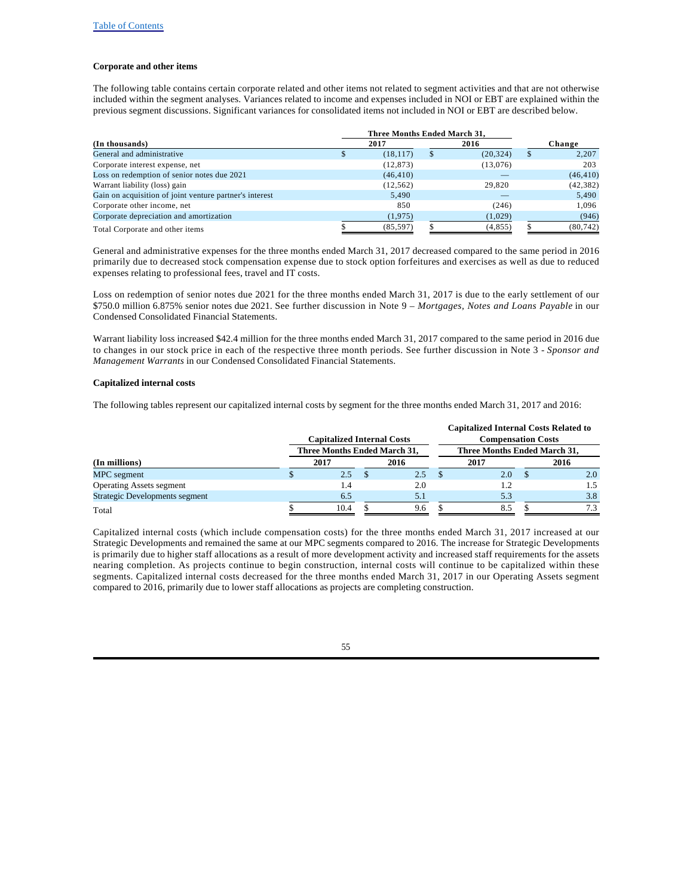### Corporate and other items

The following table contains certain corporate related and other items not related to segment activities and that are not otherwise included within the segment analyses. Variances related to income and expenses included in NOI or EBT are explained within the previous segment discussions. Significant variances for consolidated items not included in NOI or EBT are described below.

| (In thousands) | Three Months Ended March 31, 2017 | 2016 | Change |
|---|---|---|---|
| General and administrative | $ (18,117) | $ (20,324) | $ 2,207 |
| Corporate interest expense, net | (12,873) | (13,076) | 203 |
| Loss on redemption of senior notes due 2021 | (46,410) | — | (46,410) |
| Warrant liability (loss) gain | (12,562) | 29,820 | (42,382) |
| Gain on acquisition of joint venture partner's interest | 5,490 | — | 5,490 |
| Corporate other income, net | 850 | (246) | 1,096 |
| Corporate depreciation and amortization | (1,975) | (1,029) | (946) |
| Total Corporate and other items | $ (85,597) | $ (4,855) | $ (80,742) |

General and administrative expenses for the three months ended March 31, 2017 decreased compared to the same period in 2016 primarily due to decreased stock compensation expense due to stock option forfeitures and exercises as well as due to reduced expenses relating to professional fees, travel and IT costs.

Loss on redemption of senior notes due 2021 for the three months ended March 31, 2017 is due to the early settlement of our $750.0 million 6.875% senior notes due 2021. See further discussion in Note 9 – *Mortgages, Notes and Loans Payable* in our Condensed Consolidated Financial Statements.

Warrant liability loss increased $42.4 million for the three months ended March 31, 2017 compared to the same period in 2016 due to changes in our stock price in each of the respective three month periods. See further discussion in Note 3 - *Sponsor and Management Warrants* in our Condensed Consolidated Financial Statements.

### Capitalized internal costs

The following tables represent our capitalized internal costs by segment for the three months ended March 31, 2017 and 2016:

| | Capitalized Internal Costs | | Capitalized Internal Costs Related to Compensation Costs | |
|---|---|---|---|---|
| | Three Months Ended March 31, | | Three Months Ended March 31, | |
| (In millions) | 2017 | 2016 | 2017 | 2016 |
| MPC segment | $ 2.5 | $ 2.5 | $ 2.0 | $ 2.0 |
| Operating Assets segment | 1.4 | 2.0 | 1.2 | 1.5 |
| Strategic Developments segment | 6.5 | 5.1 | 5.3 | 3.8 |
| Total | $ 10.4 | $ 9.6 | $ 8.5 | $ 7.3 |

Capitalized internal costs (which include compensation costs) for the three months ended March 31, 2017 increased at our Strategic Developments and remained the same at our MPC segments compared to 2016. The increase for Strategic Developments is primarily due to higher staff allocations as a result of more development activity and increased staff requirements for the assets nearing completion. As projects continue to begin construction, internal costs will continue to be capitalized within these segments. Capitalized internal costs decreased for the three months ended March 31, 2017 in our Operating Assets segment compared to 2016, primarily due to lower staff allocations as projects are completing construction.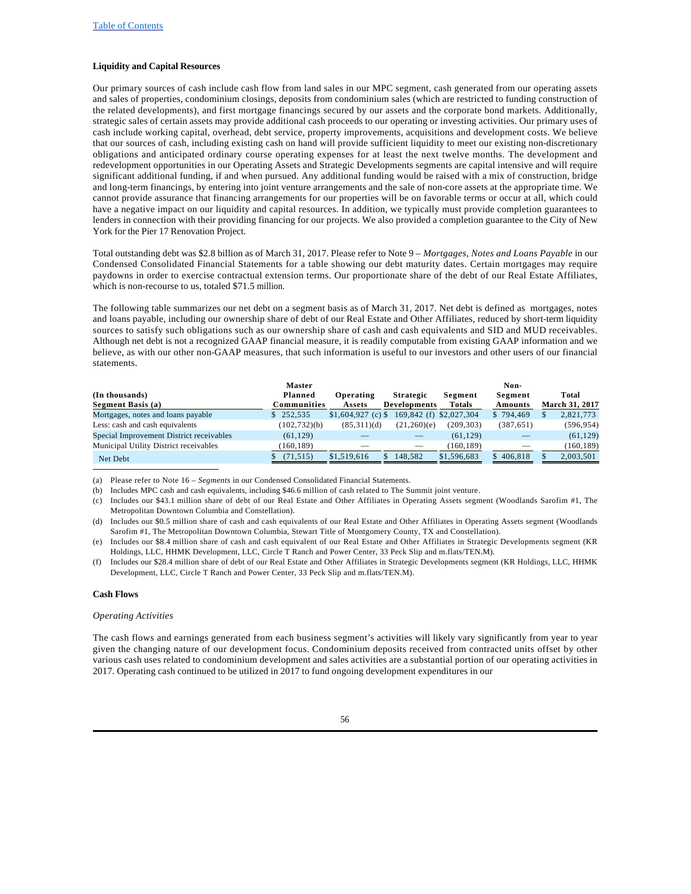**Liquidity and Capital Resources**

Our primary sources of cash include cash flow from land sales in our MPC segment, cash generated from our operating assets and sales of properties, condominium closings, deposits from condominium sales (which are restricted to funding construction of the related developments), and first mortgage financings secured by our assets and the corporate bond markets. Additionally, strategic sales of certain assets may provide additional cash proceeds to our operating or investing activities. Our primary uses of cash include working capital, overhead, debt service, property improvements, acquisitions and development costs. We believe that our sources of cash, including existing cash on hand will provide sufficient liquidity to meet our existing non-discretionary obligations and anticipated ordinary course operating expenses for at least the next twelve months. The development and redevelopment opportunities in our Operating Assets and Strategic Developments segments are capital intensive and will require significant additional funding, if and when pursued. Any additional funding would be raised with a mix of construction, bridge and long-term financings, by entering into joint venture arrangements and the sale of non-core assets at the appropriate time. We cannot provide assurance that financing arrangements for our properties will be on favorable terms or occur at all, which could have a negative impact on our liquidity and capital resources. In addition, we typically must provide completion guarantees to lenders in connection with their providing financing for our projects. We also provided a completion guarantee to the City of New York for the Pier 17 Renovation Project.

Total outstanding debt was $2.8 billion as of March 31, 2017. Please refer to Note 9 – *Mortgages, Notes and Loans Payable* in our Condensed Consolidated Financial Statements for a table showing our debt maturity dates. Certain mortgages may require paydowns in order to exercise contractual extension terms. Our proportionate share of the debt of our Real Estate Affiliates, which is non-recourse to us, totaled $71.5 million.

The following table summarizes our net debt on a segment basis as of March 31, 2017. Net debt is defined as mortgages, notes and loans payable, including our ownership share of debt of our Real Estate and Other Affiliates, reduced by short-term liquidity sources to satisfy such obligations such as our ownership share of cash and cash equivalents and SID and MUD receivables. Although net debt is not a recognized GAAP financial measure, it is readily computable from existing GAAP information and we believe, as with our other non-GAAP measures, that such information is useful to our investors and other users of our financial statements.

| (In thousands) Segment Basis (a) | Master Planned Communities | Operating Assets | Strategic Developments | Segment Totals | Non-Segment Amounts | Total March 31, 2017 |
|---|---|---|---|---|---|---|
| Mortgages, notes and loans payable | $ 252,535 | $1,604,927 (c) | $ 169,842 (f) | $2,027,304 | $ 794,469 | $ 2,821,773 |
| Less: cash and cash equivalents | (102,732)(b) | (85,311)(d) | (21,260)(e) | (209,303) | (387,651) | (596,954) |
| Special Improvement District receivables | (61,129) | — | — | (61,129) | — | (61,129) |
| Municipal Utility District receivables | (160,189) | — | — | (160,189) | — | (160,189) |
| Net Debt | $ (71,515) | $1,519,616 | $ 148,582 | $1,596,683 | $ 406,818 | $ 2,003,501 |

(a) Please refer to Note 16 – *Segments* in our Condensed Consolidated Financial Statements.

(b) Includes MPC cash and cash equivalents, including $46.6 million of cash related to The Summit joint venture.

(c) Includes our $43.1 million share of debt of our Real Estate and Other Affiliates in Operating Assets segment (Woodlands Sarofim #1, The Metropolitan Downtown Columbia and Constellation).

(d) Includes our $0.5 million share of cash and cash equivalents of our Real Estate and Other Affiliates in Operating Assets segment (Woodlands Sarofim #1, The Metropolitan Downtown Columbia, Stewart Title of Montgomery County, TX and Constellation).

(e) Includes our $8.4 million share of cash and cash equivalent of our Real Estate and Other Affiliates in Strategic Developments segment (KR Holdings, LLC, HHMK Development, LLC, Circle T Ranch and Power Center, 33 Peck Slip and m.flats/TEN.M).

(f) Includes our $28.4 million share of debt of our Real Estate and Other Affiliates in Strategic Developments segment (KR Holdings, LLC, HHMK Development, LLC, Circle T Ranch and Power Center, 33 Peck Slip and m.flats/TEN.M).

**Cash Flows**

*Operating Activities*

The cash flows and earnings generated from each business segment's activities will likely vary significantly from year to year given the changing nature of our development focus. Condominium deposits received from contracted units offset by other various cash uses related to condominium development and sales activities are a substantial portion of our operating activities in 2017. Operating cash continued to be utilized in 2017 to fund ongoing development expenditures in our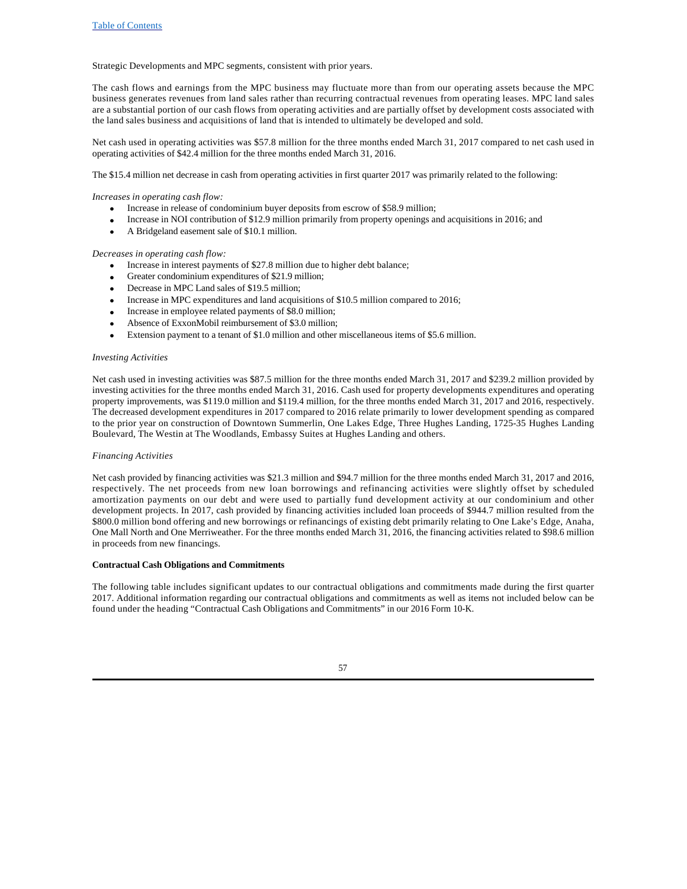Strategic Developments and MPC segments, consistent with prior years.

The cash flows and earnings from the MPC business may fluctuate more than from our operating assets because the MPC business generates revenues from land sales rather than recurring contractual revenues from operating leases. MPC land sales are a substantial portion of our cash flows from operating activities and are partially offset by development costs associated with the land sales business and acquisitions of land that is intended to ultimately be developed and sold.

Net cash used in operating activities was $57.8 million for the three months ended March 31, 2017 compared to net cash used in operating activities of $42.4 million for the three months ended March 31, 2016.

The $15.4 million net decrease in cash from operating activities in first quarter 2017 was primarily related to the following:

*Increases in operating cash flow:*

- Increase in release of condominium buyer deposits from escrow of $58.9 million;
- Increase in NOI contribution of $12.9 million primarily from property openings and acquisitions in 2016; and
- A Bridgeland easement sale of $10.1 million.

*Decreases in operating cash flow:*

- Increase in interest payments of $27.8 million due to higher debt balance;
- Greater condominium expenditures of $21.9 million;
- Decrease in MPC Land sales of $19.5 million;
- Increase in MPC expenditures and land acquisitions of $10.5 million compared to 2016;
- Increase in employee related payments of $8.0 million;
- Absence of ExxonMobil reimbursement of $3.0 million;
- Extension payment to a tenant of $1.0 million and other miscellaneous items of $5.6 million.

*Investing Activities*

Net cash used in investing activities was $87.5 million for the three months ended March 31, 2017 and $239.2 million provided by investing activities for the three months ended March 31, 2016. Cash used for property developments expenditures and operating property improvements, was $119.0 million and $119.4 million, for the three months ended March 31, 2017 and 2016, respectively. The decreased development expenditures in 2017 compared to 2016 relate primarily to lower development spending as compared to the prior year on construction of Downtown Summerlin, One Lakes Edge, Three Hughes Landing, 1725-35 Hughes Landing Boulevard, The Westin at The Woodlands, Embassy Suites at Hughes Landing and others.

*Financing Activities*

Net cash provided by financing activities was $21.3 million and $94.7 million for the three months ended March 31, 2017 and 2016, respectively. The net proceeds from new loan borrowings and refinancing activities were slightly offset by scheduled amortization payments on our debt and were used to partially fund development activity at our condominium and other development projects. In 2017, cash provided by financing activities included loan proceeds of $944.7 million resulted from the $800.0 million bond offering and new borrowings or refinancings of existing debt primarily relating to One Lake's Edge, Anaha, One Mall North and One Merriweather. For the three months ended March 31, 2016, the financing activities related to $98.6 million in proceeds from new financings.

**Contractual Cash Obligations and Commitments**

The following table includes significant updates to our contractual obligations and commitments made during the first quarter 2017. Additional information regarding our contractual obligations and commitments as well as items not included below can be found under the heading "Contractual Cash Obligations and Commitments" in our 2016 Form 10-K.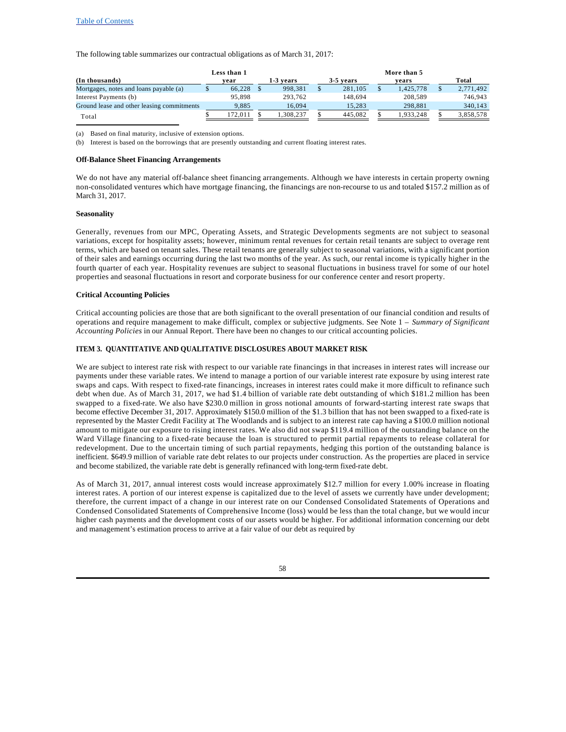[Table of Contents](#)

The following table summarizes our contractual obligations as of March 31, 2017:

| (In thousands) | Less than 1 year | 1-3 years | 3-5 years | More than 5 years | Total |
|---|---|---|---|---|---|
| Mortgages, notes and loans payable (a) | $ 66,228 | $ 998,381 | $ 281,105 | $ 1,425,778 | $ 2,771,492 |
| Interest Payments (b) | 95,898 | 293,762 | 148,694 | 208,589 | 746,943 |
| Ground lease and other leasing commitments | 9,885 | 16,094 | 15,283 | 298,881 | 340,143 |
| Total | $ 172,011 | $ 1,308,237 | $ 445,082 | $ 1,933,248 | $ 3,858,578 |

(a) Based on final maturity, inclusive of extension options.

(b) Interest is based on the borrowings that are presently outstanding and current floating interest rates.

**Off-Balance Sheet Financing Arrangements**

We do not have any material off-balance sheet financing arrangements. Although we have interests in certain property owning non-consolidated ventures which have mortgage financing, the financings are non-recourse to us and totaled $157.2 million as of March 31, 2017.

**Seasonality**

Generally, revenues from our MPC, Operating Assets, and Strategic Developments segments are not subject to seasonal variations, except for hospitality assets; however, minimum rental revenues for certain retail tenants are subject to overage rent terms, which are based on tenant sales. These retail tenants are generally subject to seasonal variations, with a significant portion of their sales and earnings occurring during the last two months of the year. As such, our rental income is typically higher in the fourth quarter of each year. Hospitality revenues are subject to seasonal fluctuations in business travel for some of our hotel properties and seasonal fluctuations in resort and corporate business for our conference center and resort property.

**Critical Accounting Policies**

Critical accounting policies are those that are both significant to the overall presentation of our financial condition and results of operations and require management to make difficult, complex or subjective judgments. See Note 1 – *Summary of Significant Accounting Policies* in our Annual Report. There have been no changes to our critical accounting policies.

**ITEM 3. QUANTITATIVE AND QUALITATIVE DISCLOSURES ABOUT MARKET RISK**

We are subject to interest rate risk with respect to our variable rate financings in that increases in interest rates will increase our payments under these variable rates. We intend to manage a portion of our variable interest rate exposure by using interest rate swaps and caps. With respect to fixed-rate financings, increases in interest rates could make it more difficult to refinance such debt when due. As of March 31, 2017, we had $1.4 billion of variable rate debt outstanding of which $181.2 million has been swapped to a fixed-rate. We also have $230.0 million in gross notional amounts of forward-starting interest rate swaps that become effective December 31, 2017. Approximately $150.0 million of the $1.3 billion that has not been swapped to a fixed-rate is represented by the Master Credit Facility at The Woodlands and is subject to an interest rate cap having a $100.0 million notional amount to mitigate our exposure to rising interest rates. We also did not swap $119.4 million of the outstanding balance on the Ward Village financing to a fixed-rate because the loan is structured to permit partial repayments to release collateral for redevelopment. Due to the uncertain timing of such partial repayments, hedging this portion of the outstanding balance is inefficient. $649.9 million of variable rate debt relates to our projects under construction. As the properties are placed in service and become stabilized, the variable rate debt is generally refinanced with long-term fixed-rate debt.

As of March 31, 2017, annual interest costs would increase approximately $12.7 million for every 1.00% increase in floating interest rates. A portion of our interest expense is capitalized due to the level of assets we currently have under development; therefore, the current impact of a change in our interest rate on our Condensed Consolidated Statements of Operations and Condensed Consolidated Statements of Comprehensive Income (loss) would be less than the total change, but we would incur higher cash payments and the development costs of our assets would be higher. For additional information concerning our debt and management's estimation process to arrive at a fair value of our debt as required by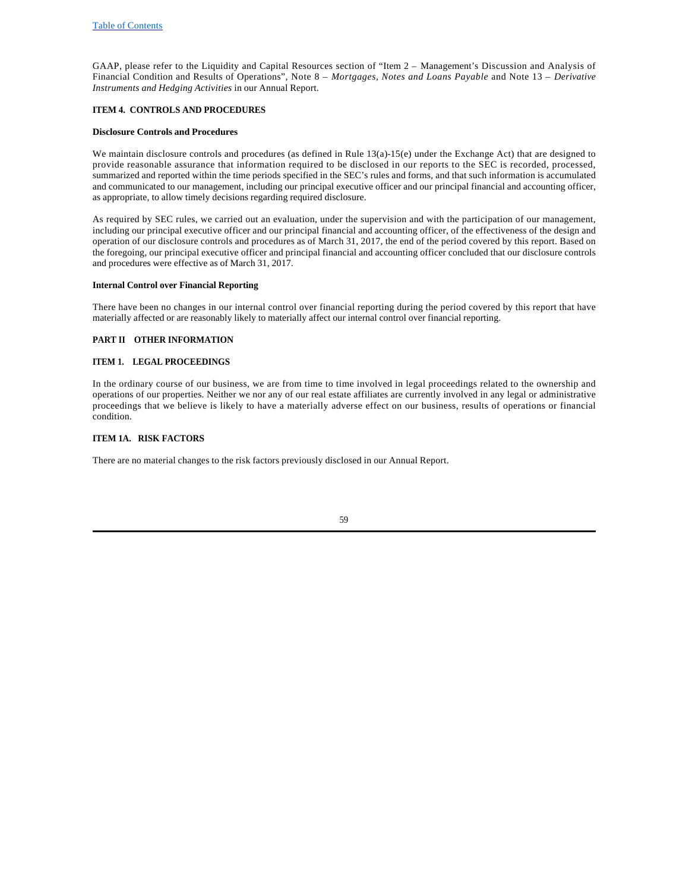GAAP, please refer to the Liquidity and Capital Resources section of "Item 2 – Management's Discussion and Analysis of Financial Condition and Results of Operations", Note 8 – *Mortgages, Notes and Loans Payable* and Note 13 – *Derivative Instruments and Hedging Activities* in our Annual Report.

**ITEM 4. CONTROLS AND PROCEDURES**

**Disclosure Controls and Procedures**

We maintain disclosure controls and procedures (as defined in Rule 13(a)-15(e) under the Exchange Act) that are designed to provide reasonable assurance that information required to be disclosed in our reports to the SEC is recorded, processed, summarized and reported within the time periods specified in the SEC's rules and forms, and that such information is accumulated and communicated to our management, including our principal executive officer and our principal financial and accounting officer, as appropriate, to allow timely decisions regarding required disclosure.

As required by SEC rules, we carried out an evaluation, under the supervision and with the participation of our management, including our principal executive officer and our principal financial and accounting officer, of the effectiveness of the design and operation of our disclosure controls and procedures as of March 31, 2017, the end of the period covered by this report. Based on the foregoing, our principal executive officer and principal financial and accounting officer concluded that our disclosure controls and procedures were effective as of March 31, 2017.

**Internal Control over Financial Reporting**

There have been no changes in our internal control over financial reporting during the period covered by this report that have materially affected or are reasonably likely to materially affect our internal control over financial reporting.

**PART II OTHER INFORMATION**

**ITEM 1. LEGAL PROCEEDINGS**

In the ordinary course of our business, we are from time to time involved in legal proceedings related to the ownership and operations of our properties. Neither we nor any of our real estate affiliates are currently involved in any legal or administrative proceedings that we believe is likely to have a materially adverse effect on our business, results of operations or financial condition.

**ITEM 1A. RISK FACTORS**

There are no material changes to the risk factors previously disclosed in our Annual Report.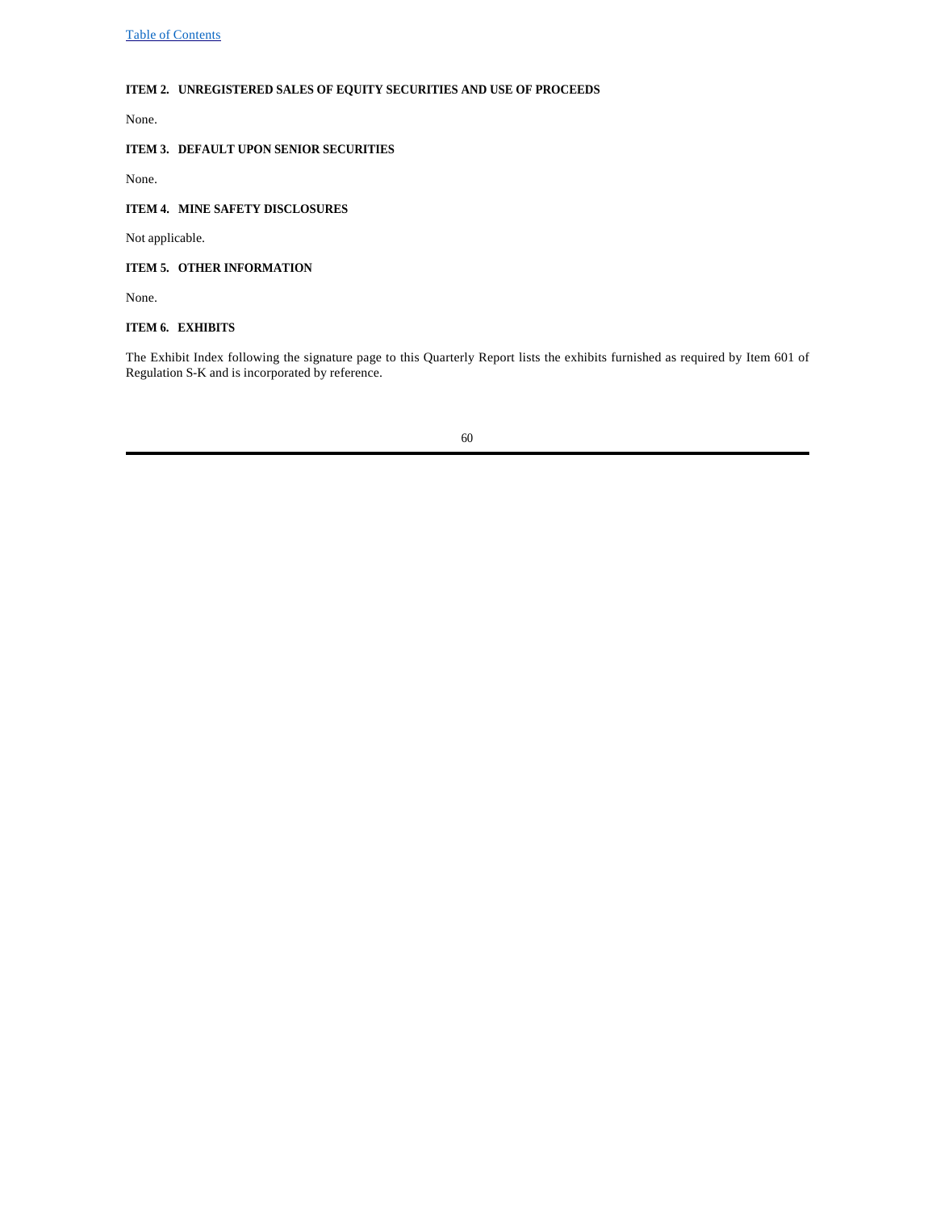### ITEM 2. UNREGISTERED SALES OF EQUITY SECURITIES AND USE OF PROCEEDS

None.

### ITEM 3. DEFAULT UPON SENIOR SECURITIES

None.

### ITEM 4. MINE SAFETY DISCLOSURES

Not applicable.

### ITEM 5. OTHER INFORMATION

None.

### ITEM 6. EXHIBITS

The Exhibit Index following the signature page to this Quarterly Report lists the exhibits furnished as required by Item 601 of Regulation S-K and is incorporated by reference.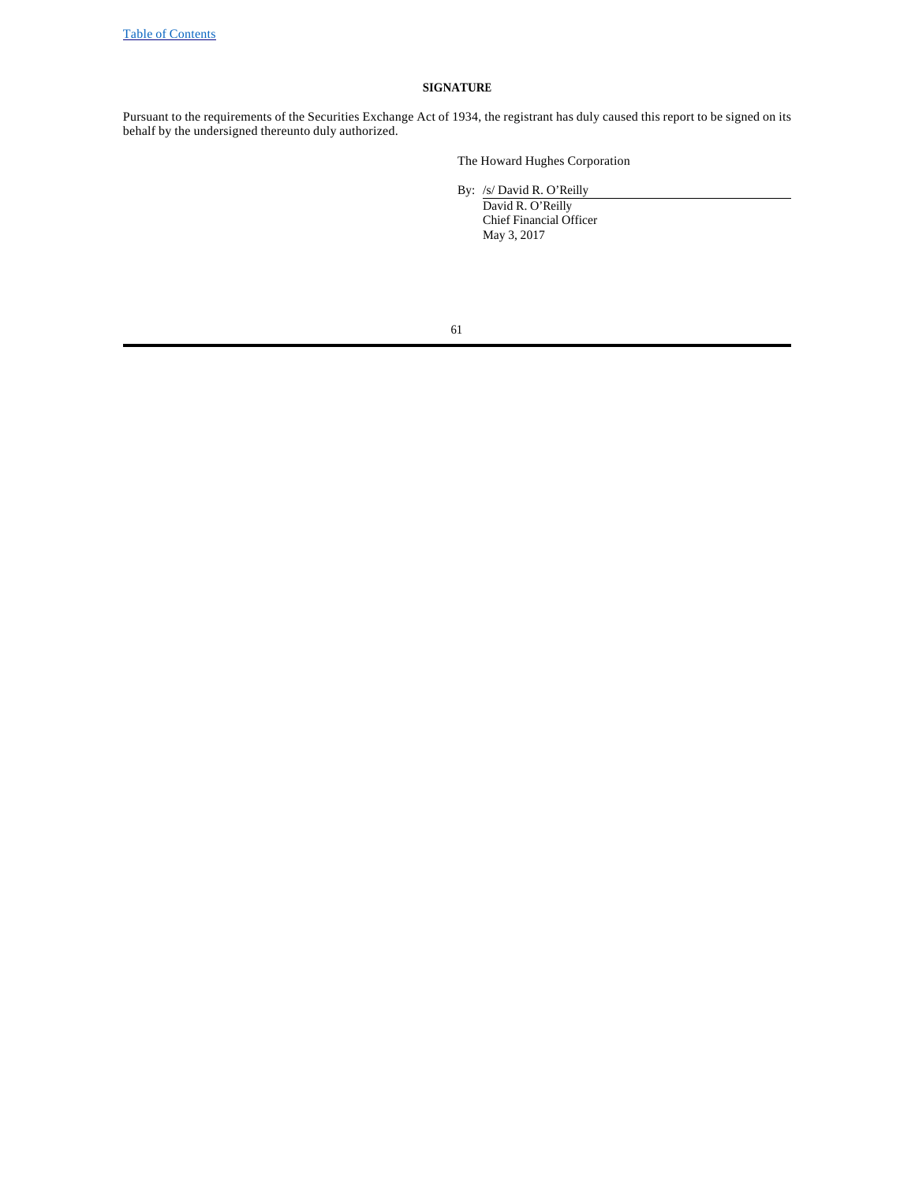## SIGNATURE

Pursuant to the requirements of the Securities Exchange Act of 1934, the registrant has duly caused this report to be signed on its behalf by the undersigned thereunto duly authorized.

The Howard Hughes Corporation

By: /s/ David R. O'Reilly
David R. O'Reilly
Chief Financial Officer
May 3, 2017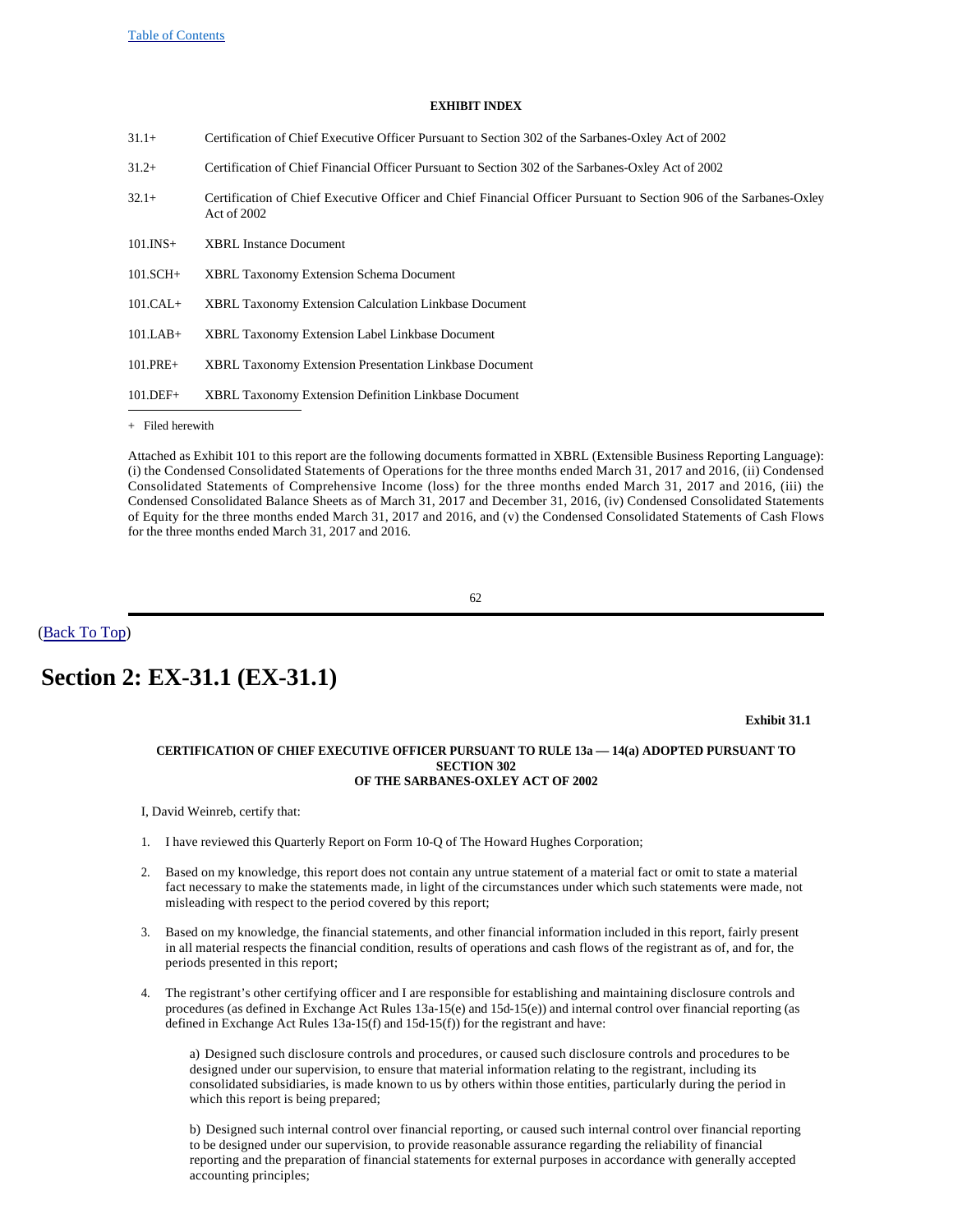[Table of Contents](#)

**EXHIBIT INDEX**

| | |
|---|---|
| 31.1+ | Certification of Chief Executive Officer Pursuant to Section 302 of the Sarbanes-Oxley Act of 2002 |
| 31.2+ | Certification of Chief Financial Officer Pursuant to Section 302 of the Sarbanes-Oxley Act of 2002 |
| 32.1+ | Certification of Chief Executive Officer and Chief Financial Officer Pursuant to Section 906 of the Sarbanes-Oxley Act of 2002 |
| 101.INS+ | XBRL Instance Document |
| 101.SCH+ | XBRL Taxonomy Extension Schema Document |
| 101.CAL+ | XBRL Taxonomy Extension Calculation Linkbase Document |
| 101.LAB+ | XBRL Taxonomy Extension Label Linkbase Document |
| 101.PRE+ | XBRL Taxonomy Extension Presentation Linkbase Document |
| 101.DEF+ | XBRL Taxonomy Extension Definition Linkbase Document |

+ Filed herewith

Attached as Exhibit 101 to this report are the following documents formatted in XBRL (Extensible Business Reporting Language): (i) the Condensed Consolidated Statements of Operations for the three months ended March 31, 2017 and 2016, (ii) Condensed Consolidated Statements of Comprehensive Income (loss) for the three months ended March 31, 2017 and 2016, (iii) the Condensed Consolidated Balance Sheets as of March 31, 2017 and December 31, 2016, (iv) Condensed Consolidated Statements of Equity for the three months ended March 31, 2017 and 2016, and (v) the Condensed Consolidated Statements of Cash Flows for the three months ended March 31, 2017 and 2016.

([Back To Top](#))

# Section 2: EX-31.1 (EX-31.1)

**Exhibit 31.1**

**CERTIFICATION OF CHIEF EXECUTIVE OFFICER PURSUANT TO RULE 13a — 14(a) ADOPTED PURSUANT TO SECTION 302 OF THE SARBANES-OXLEY ACT OF 2002**

I, David Weinreb, certify that:

1. I have reviewed this Quarterly Report on Form 10-Q of The Howard Hughes Corporation;

2. Based on my knowledge, this report does not contain any untrue statement of a material fact or omit to state a material fact necessary to make the statements made, in light of the circumstances under which such statements were made, not misleading with respect to the period covered by this report;

3. Based on my knowledge, the financial statements, and other financial information included in this report, fairly present in all material respects the financial condition, results of operations and cash flows of the registrant as of, and for, the periods presented in this report;

4. The registrant's other certifying officer and I are responsible for establishing and maintaining disclosure controls and procedures (as defined in Exchange Act Rules 13a-15(e) and 15d-15(e)) and internal control over financial reporting (as defined in Exchange Act Rules 13a-15(f) and 15d-15(f)) for the registrant and have:

   a) Designed such disclosure controls and procedures, or caused such disclosure controls and procedures to be designed under our supervision, to ensure that material information relating to the registrant, including its consolidated subsidiaries, is made known to us by others within those entities, particularly during the period in which this report is being prepared;

   b) Designed such internal control over financial reporting, or caused such internal control over financial reporting to be designed under our supervision, to provide reasonable assurance regarding the reliability of financial reporting and the preparation of financial statements for external purposes in accordance with generally accepted accounting principles;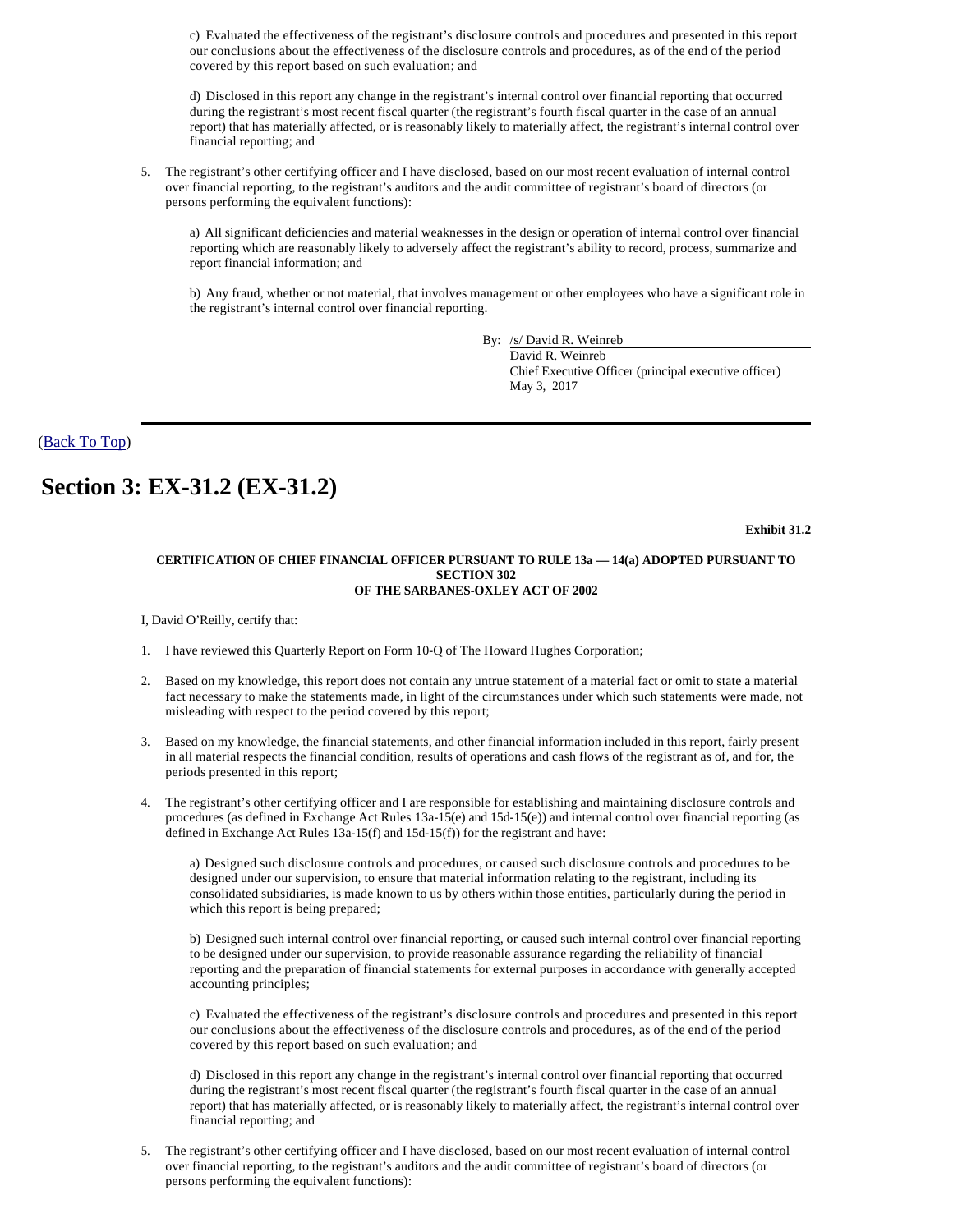c) Evaluated the effectiveness of the registrant's disclosure controls and procedures and presented in this report our conclusions about the effectiveness of the disclosure controls and procedures, as of the end of the period covered by this report based on such evaluation; and

d) Disclosed in this report any change in the registrant's internal control over financial reporting that occurred during the registrant's most recent fiscal quarter (the registrant's fourth fiscal quarter in the case of an annual report) that has materially affected, or is reasonably likely to materially affect, the registrant's internal control over financial reporting; and

5. The registrant's other certifying officer and I have disclosed, based on our most recent evaluation of internal control over financial reporting, to the registrant's auditors and the audit committee of registrant's board of directors (or persons performing the equivalent functions):

a) All significant deficiencies and material weaknesses in the design or operation of internal control over financial reporting which are reasonably likely to adversely affect the registrant's ability to record, process, summarize and report financial information; and

b) Any fraud, whether or not material, that involves management or other employees who have a significant role in the registrant's internal control over financial reporting.

By: /s/ David R. Weinreb
David R. Weinreb
Chief Executive Officer (principal executive officer)
May 3, 2017

(Back To Top)

# Section 3: EX-31.2 (EX-31.2)

**Exhibit 31.2**

**CERTIFICATION OF CHIEF FINANCIAL OFFICER PURSUANT TO RULE 13a — 14(a) ADOPTED PURSUANT TO SECTION 302 OF THE SARBANES-OXLEY ACT OF 2002**

I, David O'Reilly, certify that:

1. I have reviewed this Quarterly Report on Form 10-Q of The Howard Hughes Corporation;

2. Based on my knowledge, this report does not contain any untrue statement of a material fact or omit to state a material fact necessary to make the statements made, in light of the circumstances under which such statements were made, not misleading with respect to the period covered by this report;

3. Based on my knowledge, the financial statements, and other financial information included in this report, fairly present in all material respects the financial condition, results of operations and cash flows of the registrant as of, and for, the periods presented in this report;

4. The registrant's other certifying officer and I are responsible for establishing and maintaining disclosure controls and procedures (as defined in Exchange Act Rules 13a-15(e) and 15d-15(e)) and internal control over financial reporting (as defined in Exchange Act Rules 13a-15(f) and 15d-15(f)) for the registrant and have:

a) Designed such disclosure controls and procedures, or caused such disclosure controls and procedures to be designed under our supervision, to ensure that material information relating to the registrant, including its consolidated subsidiaries, is made known to us by others within those entities, particularly during the period in which this report is being prepared;

b) Designed such internal control over financial reporting, or caused such internal control over financial reporting to be designed under our supervision, to provide reasonable assurance regarding the reliability of financial reporting and the preparation of financial statements for external purposes in accordance with generally accepted accounting principles;

c) Evaluated the effectiveness of the registrant's disclosure controls and procedures and presented in this report our conclusions about the effectiveness of the disclosure controls and procedures, as of the end of the period covered by this report based on such evaluation; and

d) Disclosed in this report any change in the registrant's internal control over financial reporting that occurred during the registrant's most recent fiscal quarter (the registrant's fourth fiscal quarter in the case of an annual report) that has materially affected, or is reasonably likely to materially affect, the registrant's internal control over financial reporting; and

5. The registrant's other certifying officer and I have disclosed, based on our most recent evaluation of internal control over financial reporting, to the registrant's auditors and the audit committee of registrant's board of directors (or persons performing the equivalent functions):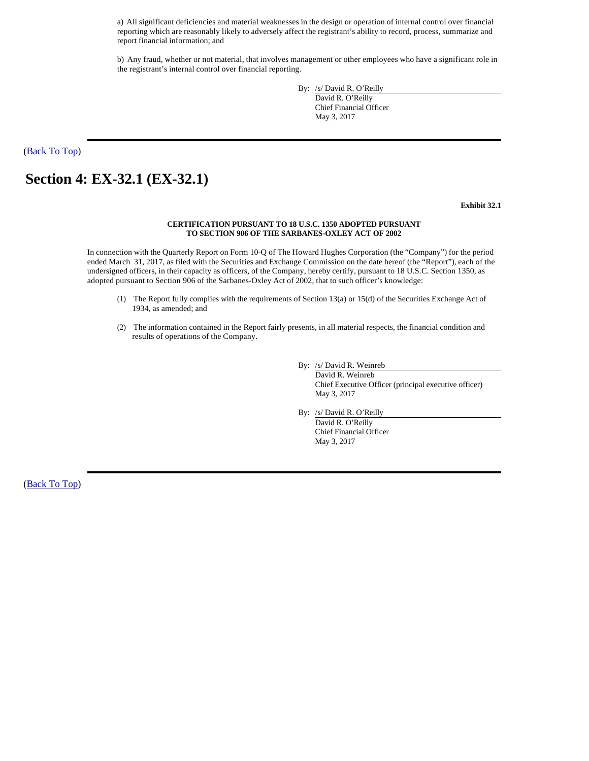a) All significant deficiencies and material weaknesses in the design or operation of internal control over financial reporting which are reasonably likely to adversely affect the registrant's ability to record, process, summarize and report financial information; and

b) Any fraud, whether or not material, that involves management or other employees who have a significant role in the registrant's internal control over financial reporting.

By: /s/ David R. O'Reilly
David R. O'Reilly
Chief Financial Officer
May 3, 2017

(Back To Top)

# Section 4: EX-32.1 (EX-32.1)

**Exhibit 32.1**

**CERTIFICATION PURSUANT TO 18 U.S.C. 1350 ADOPTED PURSUANT TO SECTION 906 OF THE SARBANES-OXLEY ACT OF 2002**

In connection with the Quarterly Report on Form 10-Q of The Howard Hughes Corporation (the "Company") for the period ended March 31, 2017, as filed with the Securities and Exchange Commission on the date hereof (the "Report"), each of the undersigned officers, in their capacity as officers, of the Company, hereby certify, pursuant to 18 U.S.C. Section 1350, as adopted pursuant to Section 906 of the Sarbanes-Oxley Act of 2002, that to such officer's knowledge:

(1) The Report fully complies with the requirements of Section 13(a) or 15(d) of the Securities Exchange Act of 1934, as amended; and

(2) The information contained in the Report fairly presents, in all material respects, the financial condition and results of operations of the Company.

By: /s/ David R. Weinreb
David R. Weinreb
Chief Executive Officer (principal executive officer)
May 3, 2017

By: /s/ David R. O'Reilly
David R. O'Reilly
Chief Financial Officer
May 3, 2017

(Back To Top)